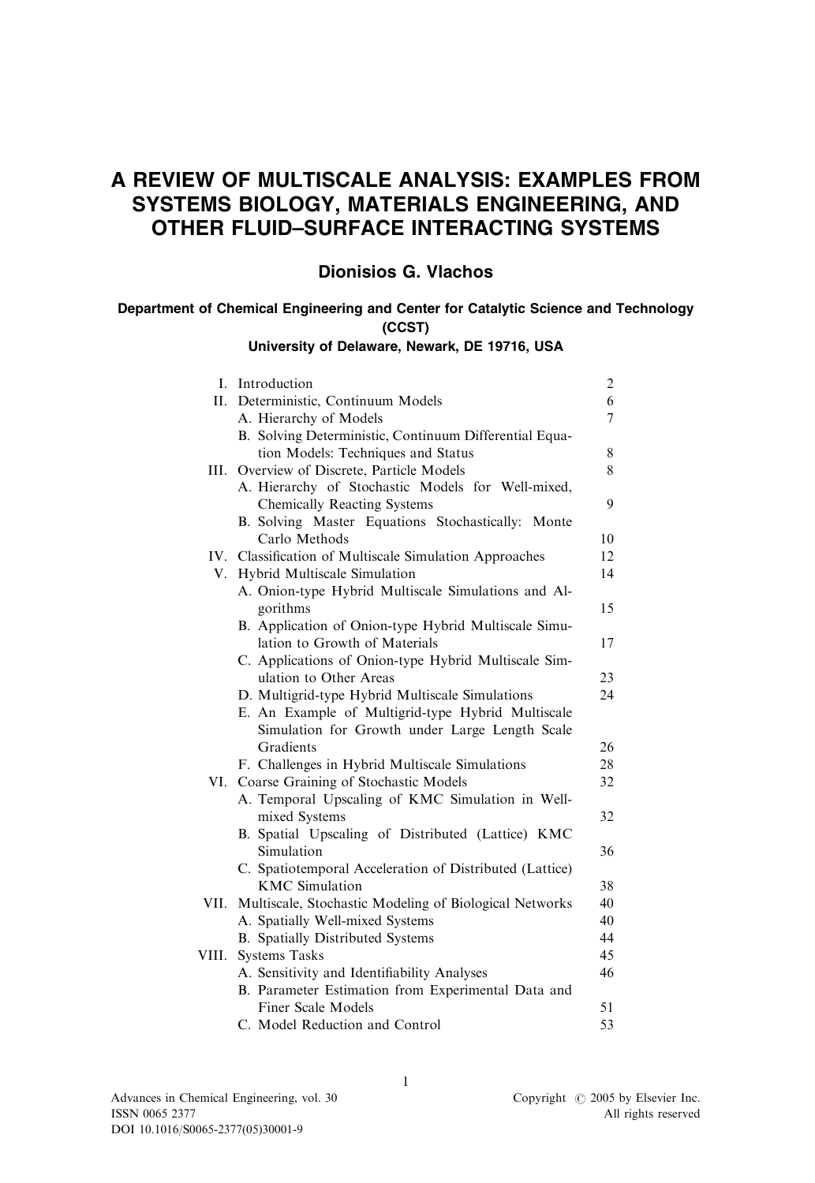# A REVIEW OF MULTISCALE ANALYSIS: EXAMPLES FROM SYSTEMS BIOLOGY, MATERIALS ENGINEERING, AND OTHER FLUID–SURFACE INTERACTING SYSTEMS

**Dionisios G. Vlachos**

**Department of Chemical Engineering and Center for Catalytic Science and Technology (CCST)**
**University of Delaware, Newark, DE 19716, USA**

| | | |
|---|---|---|
| I. | Introduction | 2 |
| II. | Deterministic, Continuum Models | 6 |
| | A. Hierarchy of Models | 7 |
| | B. Solving Deterministic, Continuum Differential Equation Models: Techniques and Status | 8 |
| III. | Overview of Discrete, Particle Models | 8 |
| | A. Hierarchy of Stochastic Models for Well-mixed, Chemically Reacting Systems | 9 |
| | B. Solving Master Equations Stochastically: Monte Carlo Methods | 10 |
| IV. | Classification of Multiscale Simulation Approaches | 12 |
| V. | Hybrid Multiscale Simulation | 14 |
| | A. Onion-type Hybrid Multiscale Simulations and Algorithms | 15 |
| | B. Application of Onion-type Hybrid Multiscale Simulation to Growth of Materials | 17 |
| | C. Applications of Onion-type Hybrid Multiscale Simulation to Other Areas | 23 |
| | D. Multigrid-type Hybrid Multiscale Simulations | 24 |
| | E. An Example of Multigrid-type Hybrid Multiscale Simulation for Growth under Large Length Scale Gradients | 26 |
| | F. Challenges in Hybrid Multiscale Simulations | 28 |
| VI. | Coarse Graining of Stochastic Models | 32 |
| | A. Temporal Upscaling of KMC Simulation in Well-mixed Systems | 32 |
| | B. Spatial Upscaling of Distributed (Lattice) KMC Simulation | 36 |
| | C. Spatiotemporal Acceleration of Distributed (Lattice) KMC Simulation | 38 |
| VII. | Multiscale, Stochastic Modeling of Biological Networks | 40 |
| | A. Spatially Well-mixed Systems | 40 |
| | B. Spatially Distributed Systems | 44 |
| VIII. | Systems Tasks | 45 |
| | A. Sensitivity and Identifiability Analyses | 46 |
| | B. Parameter Estimation from Experimental Data and Finer Scale Models | 51 |
| | C. Model Reduction and Control | 53 |

Advances in Chemical Engineering, vol. 30
ISSN 0065 2377
DOI 10.1016/S0065-2377(05)30001-9

Copyright © 2005 by Elsevier Inc.
All rights reserved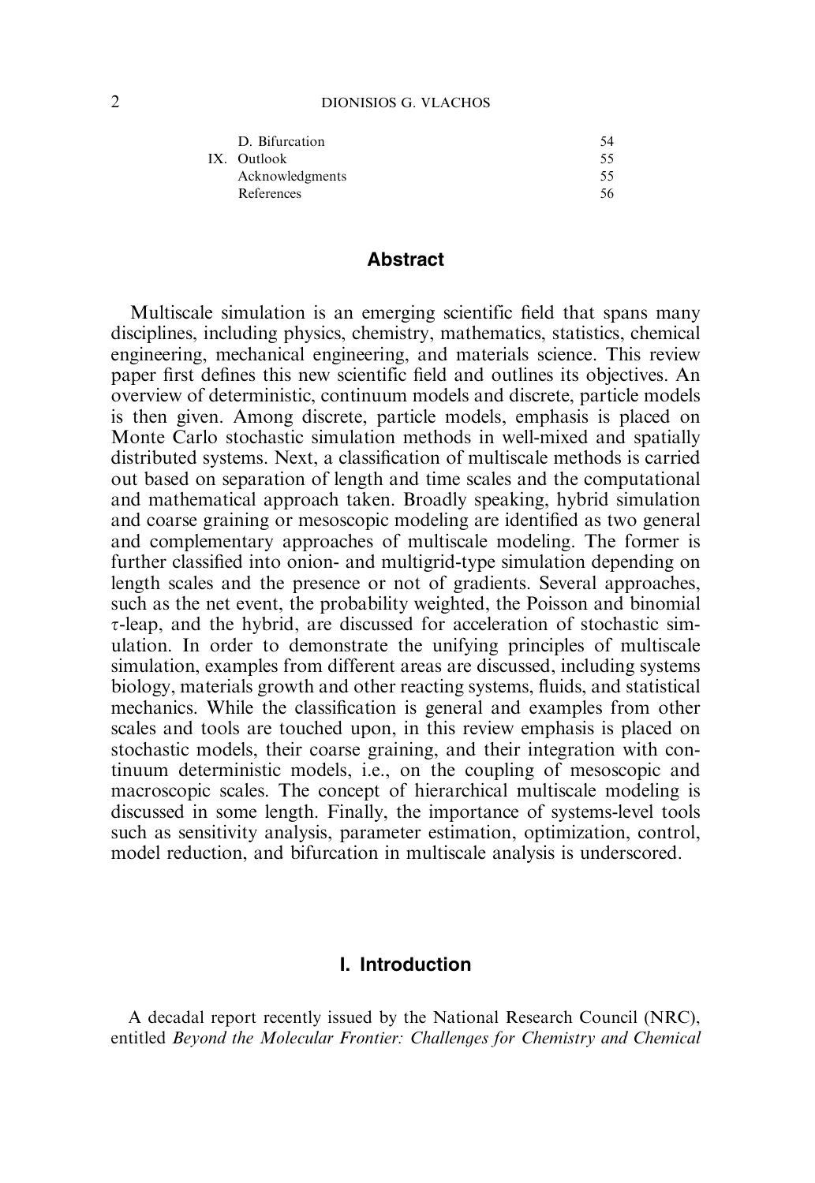| | | |
|---|---|---|
| | D. Bifurcation | 54 |
| IX. | Outlook | 55 |
| | Acknowledgments | 55 |
| | References | 56 |

## Abstract

Multiscale simulation is an emerging scientific field that spans many disciplines, including physics, chemistry, mathematics, statistics, chemical engineering, mechanical engineering, and materials science. This review paper first defines this new scientific field and outlines its objectives. An overview of deterministic, continuum models and discrete, particle models is then given. Among discrete, particle models, emphasis is placed on Monte Carlo stochastic simulation methods in well-mixed and spatially distributed systems. Next, a classification of multiscale methods is carried out based on separation of length and time scales and the computational and mathematical approach taken. Broadly speaking, hybrid simulation and coarse graining or mesoscopic modeling are identified as two general and complementary approaches of multiscale modeling. The former is further classified into onion- and multigrid-type simulation depending on length scales and the presence or not of gradients. Several approaches, such as the net event, the probability weighted, the Poisson and binomial $\tau$-leap, and the hybrid, are discussed for acceleration of stochastic simulation. In order to demonstrate the unifying principles of multiscale simulation, examples from different areas are discussed, including systems biology, materials growth and other reacting systems, fluids, and statistical mechanics. While the classification is general and examples from other scales and tools are touched upon, in this review emphasis is placed on stochastic models, their coarse graining, and their integration with continuum deterministic models, i.e., on the coupling of mesoscopic and macroscopic scales. The concept of hierarchical multiscale modeling is discussed in some length. Finally, the importance of systems-level tools such as sensitivity analysis, parameter estimation, optimization, control, model reduction, and bifurcation in multiscale analysis is underscored.

## I. Introduction

A decadal report recently issued by the National Research Council (NRC), entitled *Beyond the Molecular Frontier: Challenges for Chemistry and Chemical*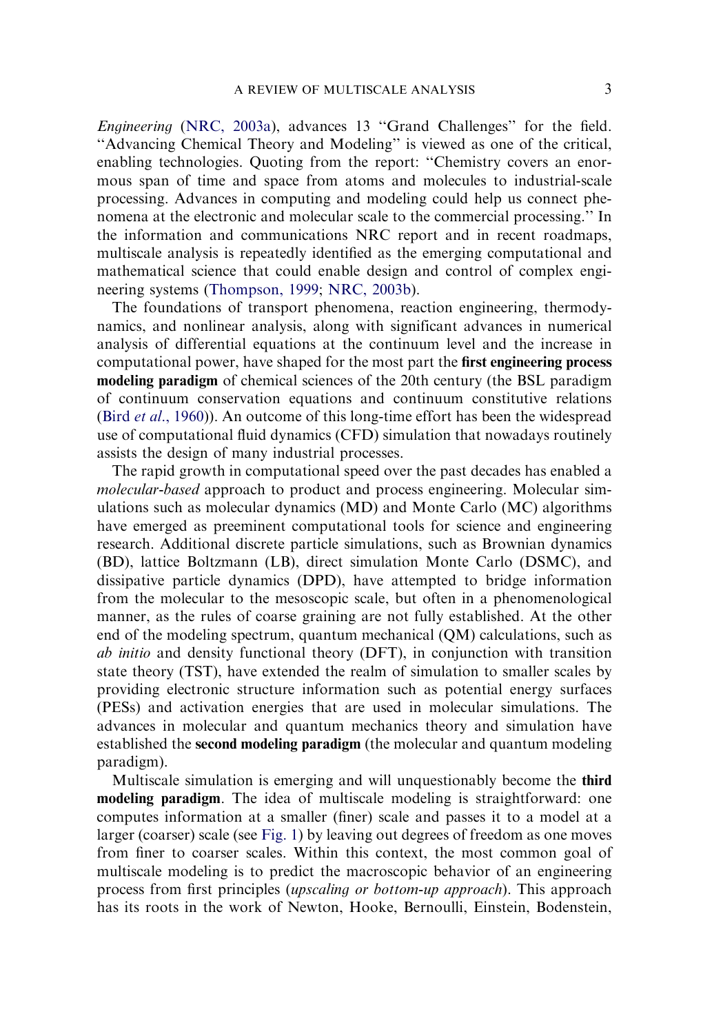*Engineering* (NRC, 2003a), advances 13 ''Grand Challenges'' for the field. ''Advancing Chemical Theory and Modeling'' is viewed as one of the critical, enabling technologies. Quoting from the report: ''Chemistry covers an enormous span of time and space from atoms and molecules to industrial-scale processing. Advances in computing and modeling could help us connect phenomena at the electronic and molecular scale to the commercial processing.'' In the information and communications NRC report and in recent roadmaps, multiscale analysis is repeatedly identified as the emerging computational and mathematical science that could enable design and control of complex engineering systems (Thompson, 1999; NRC, 2003b).

The foundations of transport phenomena, reaction engineering, thermodynamics, and nonlinear analysis, along with significant advances in numerical analysis of differential equations at the continuum level and the increase in computational power, have shaped for the most part the **first engineering process modeling paradigm** of chemical sciences of the 20th century (the BSL paradigm of continuum conservation equations and continuum constitutive relations (Bird *et al*., 1960)). An outcome of this long-time effort has been the widespread use of computational fluid dynamics (CFD) simulation that nowadays routinely assists the design of many industrial processes.

The rapid growth in computational speed over the past decades has enabled a *molecular-based* approach to product and process engineering. Molecular simulations such as molecular dynamics (MD) and Monte Carlo (MC) algorithms have emerged as preeminent computational tools for science and engineering research. Additional discrete particle simulations, such as Brownian dynamics (BD), lattice Boltzmann (LB), direct simulation Monte Carlo (DSMC), and dissipative particle dynamics (DPD), have attempted to bridge information from the molecular to the mesoscopic scale, but often in a phenomenological manner, as the rules of coarse graining are not fully established. At the other end of the modeling spectrum, quantum mechanical (QM) calculations, such as *ab initio* and density functional theory (DFT), in conjunction with transition state theory (TST), have extended the realm of simulation to smaller scales by providing electronic structure information such as potential energy surfaces (PESs) and activation energies that are used in molecular simulations. The advances in molecular and quantum mechanics theory and simulation have established the **second modeling paradigm** (the molecular and quantum modeling paradigm).

Multiscale simulation is emerging and will unquestionably become the **third modeling paradigm**. The idea of multiscale modeling is straightforward: one computes information at a smaller (finer) scale and passes it to a model at a larger (coarser) scale (see Fig. 1) by leaving out degrees of freedom as one moves from finer to coarser scales. Within this context, the most common goal of multiscale modeling is to predict the macroscopic behavior of an engineering process from first principles (*upscaling or bottom-up approach*). This approach has its roots in the work of Newton, Hooke, Bernoulli, Einstein, Bodenstein,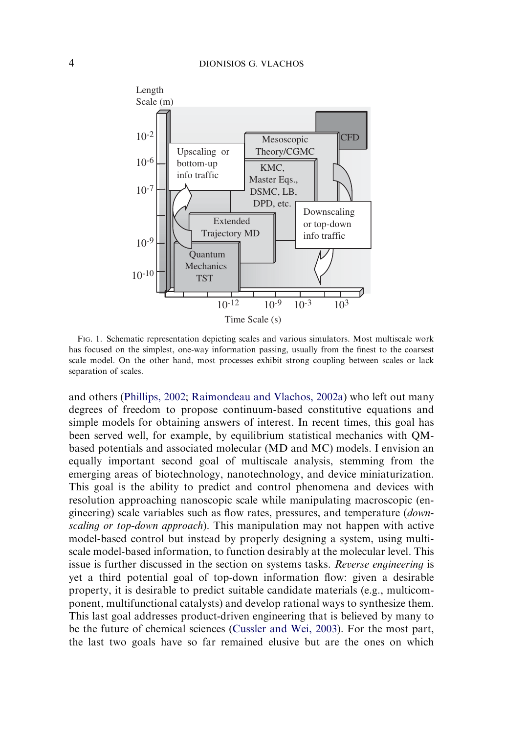FIG. 1. Schematic representation depicting scales and various simulators. Most multiscale work has focused on the simplest, one-way information passing, usually from the finest to the coarsest scale model. On the other hand, most processes exhibit strong coupling between scales or lack separation of scales.

and others (Phillips, 2002; Raimondeau and Vlachos, 2002a) who left out many degrees of freedom to propose continuum-based constitutive equations and simple models for obtaining answers of interest. In recent times, this goal has been served well, for example, by equilibrium statistical mechanics with QM-based potentials and associated molecular (MD and MC) models. I envision an equally important second goal of multiscale analysis, stemming from the emerging areas of biotechnology, nanotechnology, and device miniaturization. This goal is the ability to predict and control phenomena and devices with resolution approaching nanoscopic scale while manipulating macroscopic (engineering) scale variables such as flow rates, pressures, and temperature (*downscaling or top-down approach*). This manipulation may not happen with active model-based control but instead by properly designing a system, using multiscale model-based information, to function desirably at the molecular level. This issue is further discussed in the section on systems tasks. *Reverse engineering* is yet a third potential goal of top-down information flow: given a desirable property, it is desirable to predict suitable candidate materials (e.g., multicomponent, multifunctional catalysts) and develop rational ways to synthesize them. This last goal addresses product-driven engineering that is believed by many to be the future of chemical sciences (Cussler and Wei, 2003). For the most part, the last two goals have so far remained elusive but are the ones on which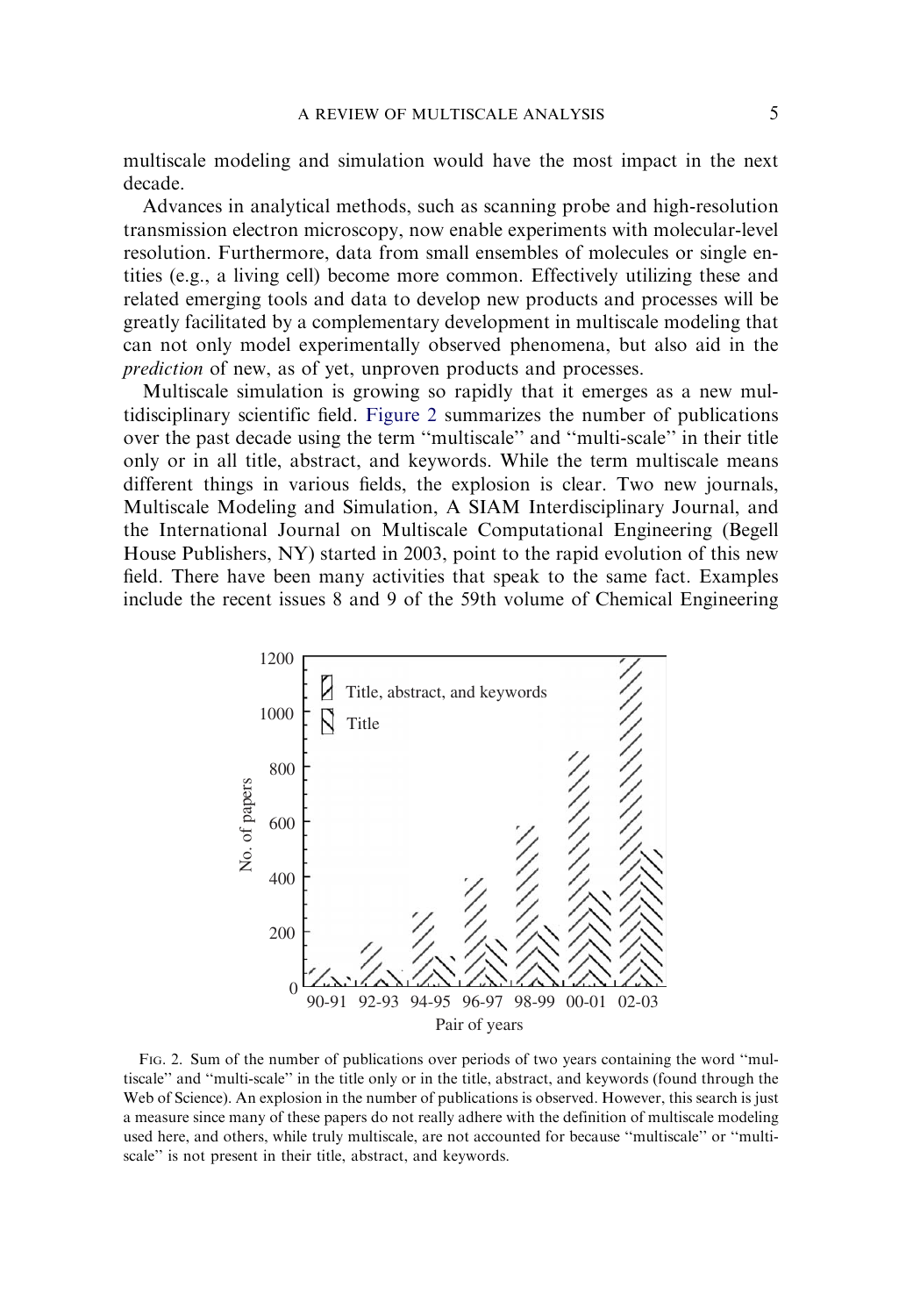multiscale modeling and simulation would have the most impact in the next decade.

Advances in analytical methods, such as scanning probe and high-resolution transmission electron microscopy, now enable experiments with molecular-level resolution. Furthermore, data from small ensembles of molecules or single entities (e.g., a living cell) become more common. Effectively utilizing these and related emerging tools and data to develop new products and processes will be greatly facilitated by a complementary development in multiscale modeling that can not only model experimentally observed phenomena, but also aid in the *prediction* of new, as of yet, unproven products and processes.

Multiscale simulation is growing so rapidly that it emerges as a new multidisciplinary scientific field. Figure 2 summarizes the number of publications over the past decade using the term ''multiscale'' and ''multi-scale'' in their title only or in all title, abstract, and keywords. While the term multiscale means different things in various fields, the explosion is clear. Two new journals, Multiscale Modeling and Simulation, A SIAM Interdisciplinary Journal, and the International Journal on Multiscale Computational Engineering (Begell House Publishers, NY) started in 2003, point to the rapid evolution of this new field. There have been many activities that speak to the same fact. Examples include the recent issues 8 and 9 of the 59th volume of Chemical Engineering

FIG. 2. Sum of the number of publications over periods of two years containing the word ''multiscale'' and ''multi-scale'' in the title only or in the title, abstract, and keywords (found through the Web of Science). An explosion in the number of publications is observed. However, this search is just a measure since many of these papers do not really adhere with the definition of multiscale modeling used here, and others, while truly multiscale, are not accounted for because ''multiscale'' or ''multi-scale'' is not present in their title, abstract, and keywords.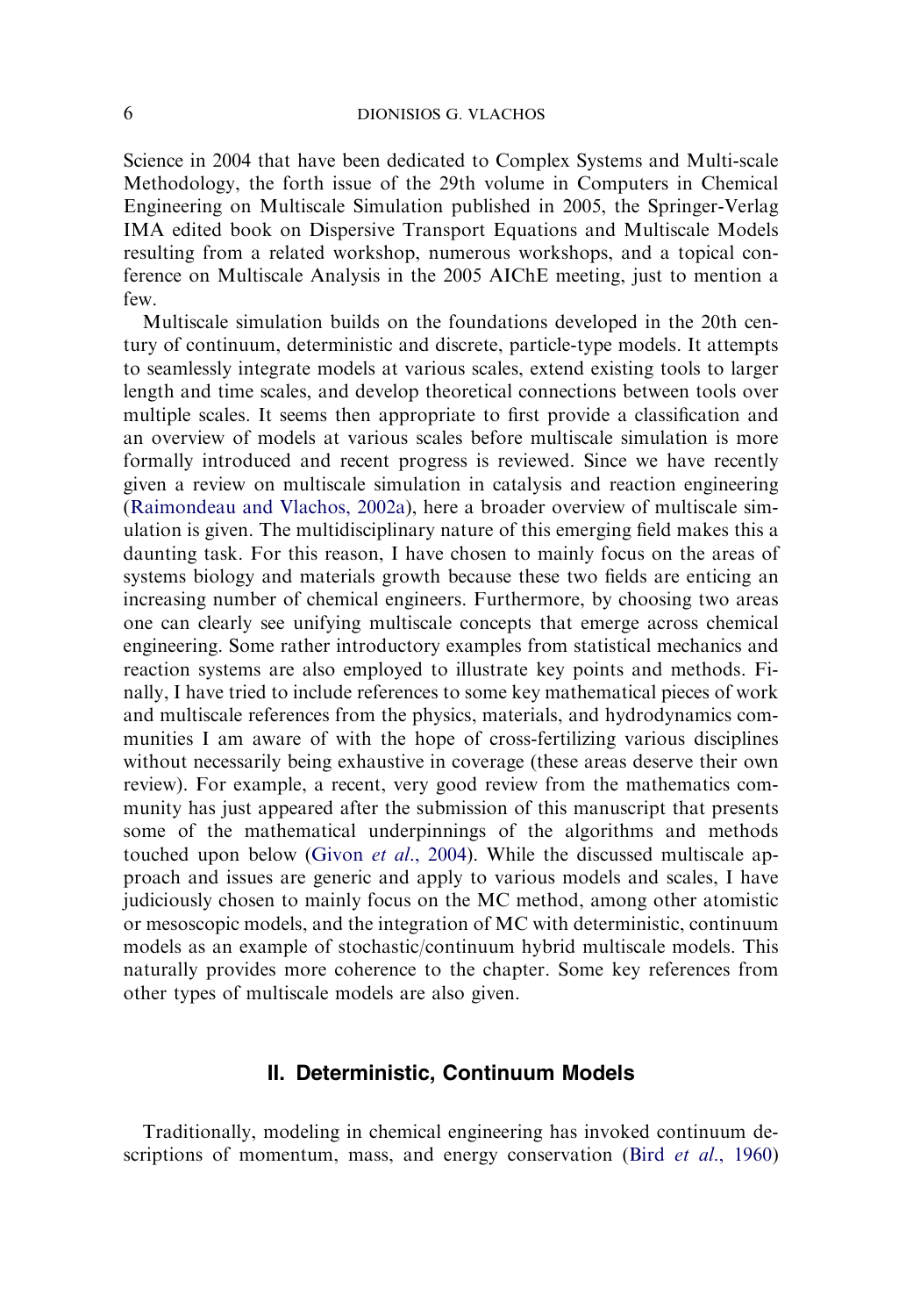Science in 2004 that have been dedicated to Complex Systems and Multi-scale Methodology, the forth issue of the 29th volume in Computers in Chemical Engineering on Multiscale Simulation published in 2005, the Springer-Verlag IMA edited book on Dispersive Transport Equations and Multiscale Models resulting from a related workshop, numerous workshops, and a topical conference on Multiscale Analysis in the 2005 AIChE meeting, just to mention a few.

Multiscale simulation builds on the foundations developed in the 20th century of continuum, deterministic and discrete, particle-type models. It attempts to seamlessly integrate models at various scales, extend existing tools to larger length and time scales, and develop theoretical connections between tools over multiple scales. It seems then appropriate to first provide a classification and an overview of models at various scales before multiscale simulation is more formally introduced and recent progress is reviewed. Since we have recently given a review on multiscale simulation in catalysis and reaction engineering (Raimondeau and Vlachos, 2002a), here a broader overview of multiscale simulation is given. The multidisciplinary nature of this emerging field makes this a daunting task. For this reason, I have chosen to mainly focus on the areas of systems biology and materials growth because these two fields are enticing an increasing number of chemical engineers. Furthermore, by choosing two areas one can clearly see unifying multiscale concepts that emerge across chemical engineering. Some rather introductory examples from statistical mechanics and reaction systems are also employed to illustrate key points and methods. Finally, I have tried to include references to some key mathematical pieces of work and multiscale references from the physics, materials, and hydrodynamics communities I am aware of with the hope of cross-fertilizing various disciplines without necessarily being exhaustive in coverage (these areas deserve their own review). For example, a recent, very good review from the mathematics community has just appeared after the submission of this manuscript that presents some of the mathematical underpinnings of the algorithms and methods touched upon below (Givon *et al.*, 2004). While the discussed multiscale approach and issues are generic and apply to various models and scales, I have judiciously chosen to mainly focus on the MC method, among other atomistic or mesoscopic models, and the integration of MC with deterministic, continuum models as an example of stochastic/continuum hybrid multiscale models. This naturally provides more coherence to the chapter. Some key references from other types of multiscale models are also given.

## II. Deterministic, Continuum Models

Traditionally, modeling in chemical engineering has invoked continuum descriptions of momentum, mass, and energy conservation (Bird *et al.*, 1960)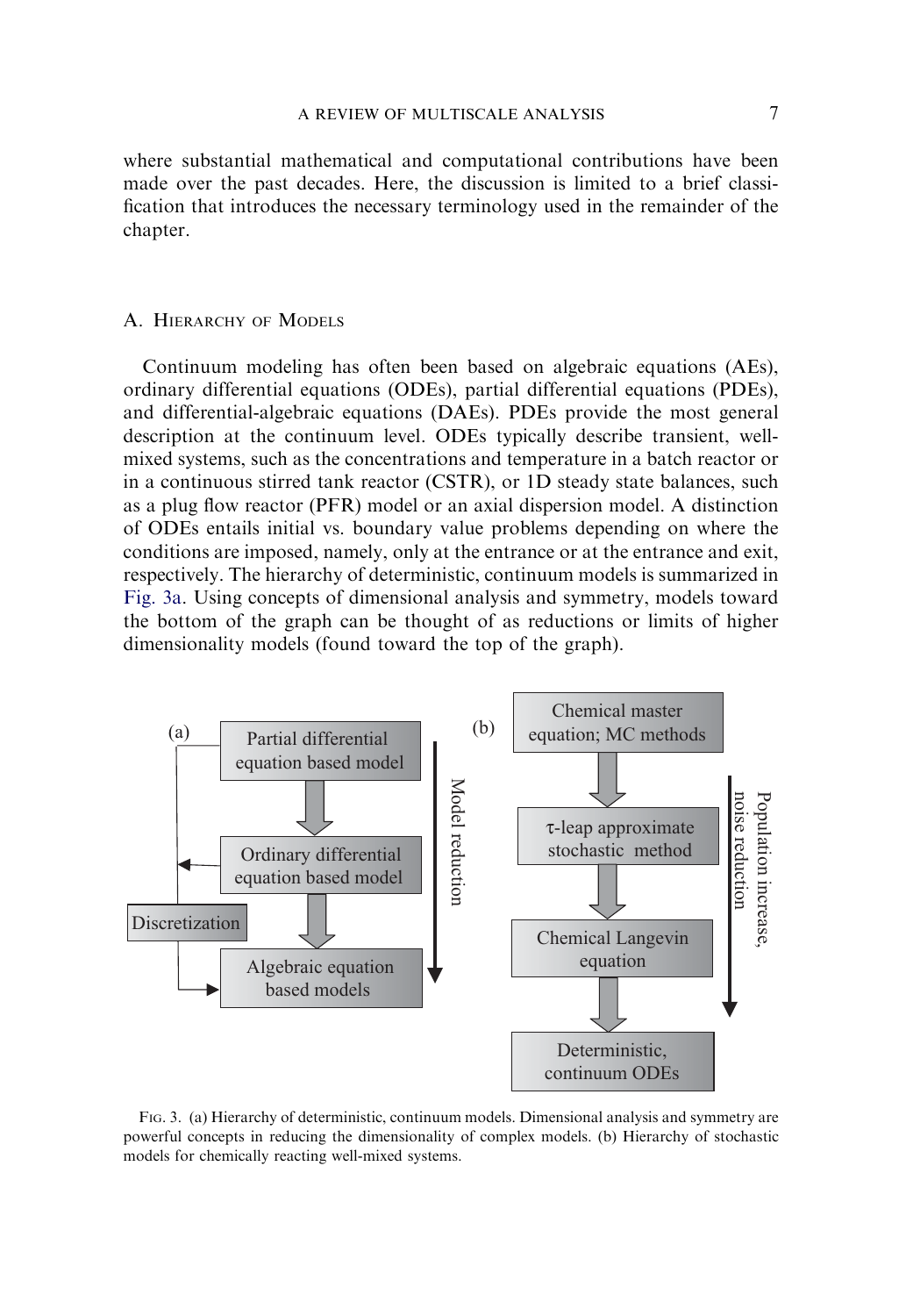where substantial mathematical and computational contributions have been made over the past decades. Here, the discussion is limited to a brief classification that introduces the necessary terminology used in the remainder of the chapter.

## A. Hierarchy of Models

Continuum modeling has often been based on algebraic equations (AEs), ordinary differential equations (ODEs), partial differential equations (PDEs), and differential-algebraic equations (DAEs). PDEs provide the most general description at the continuum level. ODEs typically describe transient, well-mixed systems, such as the concentrations and temperature in a batch reactor or in a continuous stirred tank reactor (CSTR), or 1D steady state balances, such as a plug flow reactor (PFR) model or an axial dispersion model. A distinction of ODEs entails initial vs. boundary value problems depending on where the conditions are imposed, namely, only at the entrance or at the entrance and exit, respectively. The hierarchy of deterministic, continuum models is summarized in Fig. 3a. Using concepts of dimensional analysis and symmetry, models toward the bottom of the graph can be thought of as reductions or limits of higher dimensionality models (found toward the top of the graph).

Fig. 3. (a) Hierarchy of deterministic, continuum models. Dimensional analysis and symmetry are powerful concepts in reducing the dimensionality of complex models. (b) Hierarchy of stochastic models for chemically reacting well-mixed systems.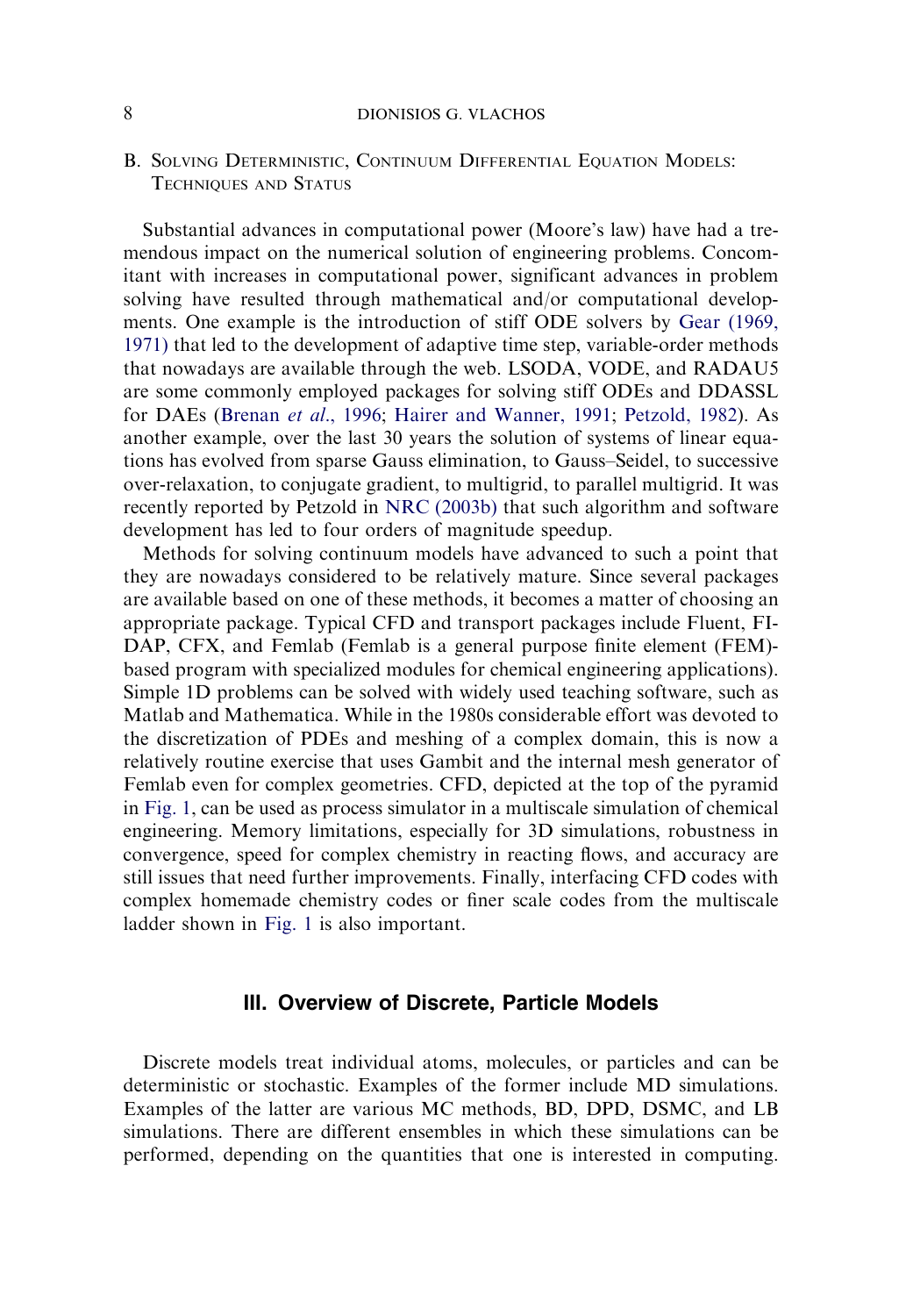### B. Solving Deterministic, Continuum Differential Equation Models: Techniques and Status

Substantial advances in computational power (Moore's law) have had a tremendous impact on the numerical solution of engineering problems. Concomitant with increases in computational power, significant advances in problem solving have resulted through mathematical and/or computational developments. One example is the introduction of stiff ODE solvers by Gear (1969, 1971) that led to the development of adaptive time step, variable-order methods that nowadays are available through the web. LSODA, VODE, and RADAU5 are some commonly employed packages for solving stiff ODEs and DDASSL for DAEs (Brenan *et al*., 1996; Hairer and Wanner, 1991; Petzold, 1982). As another example, over the last 30 years the solution of systems of linear equations has evolved from sparse Gauss elimination, to Gauss–Seidel, to successive over-relaxation, to conjugate gradient, to multigrid, to parallel multigrid. It was recently reported by Petzold in NRC (2003b) that such algorithm and software development has led to four orders of magnitude speedup.

Methods for solving continuum models have advanced to such a point that they are nowadays considered to be relatively mature. Since several packages are available based on one of these methods, it becomes a matter of choosing an appropriate package. Typical CFD and transport packages include Fluent, FIDAP, CFX, and Femlab (Femlab is a general purpose finite element (FEM)-based program with specialized modules for chemical engineering applications). Simple 1D problems can be solved with widely used teaching software, such as Matlab and Mathematica. While in the 1980s considerable effort was devoted to the discretization of PDEs and meshing of a complex domain, this is now a relatively routine exercise that uses Gambit and the internal mesh generator of Femlab even for complex geometries. CFD, depicted at the top of the pyramid in Fig. 1, can be used as process simulator in a multiscale simulation of chemical engineering. Memory limitations, especially for 3D simulations, robustness in convergence, speed for complex chemistry in reacting flows, and accuracy are still issues that need further improvements. Finally, interfacing CFD codes with complex homemade chemistry codes or finer scale codes from the multiscale ladder shown in Fig. 1 is also important.

## III. Overview of Discrete, Particle Models

Discrete models treat individual atoms, molecules, or particles and can be deterministic or stochastic. Examples of the former include MD simulations. Examples of the latter are various MC methods, BD, DPD, DSMC, and LB simulations. There are different ensembles in which these simulations can be performed, depending on the quantities that one is interested in computing.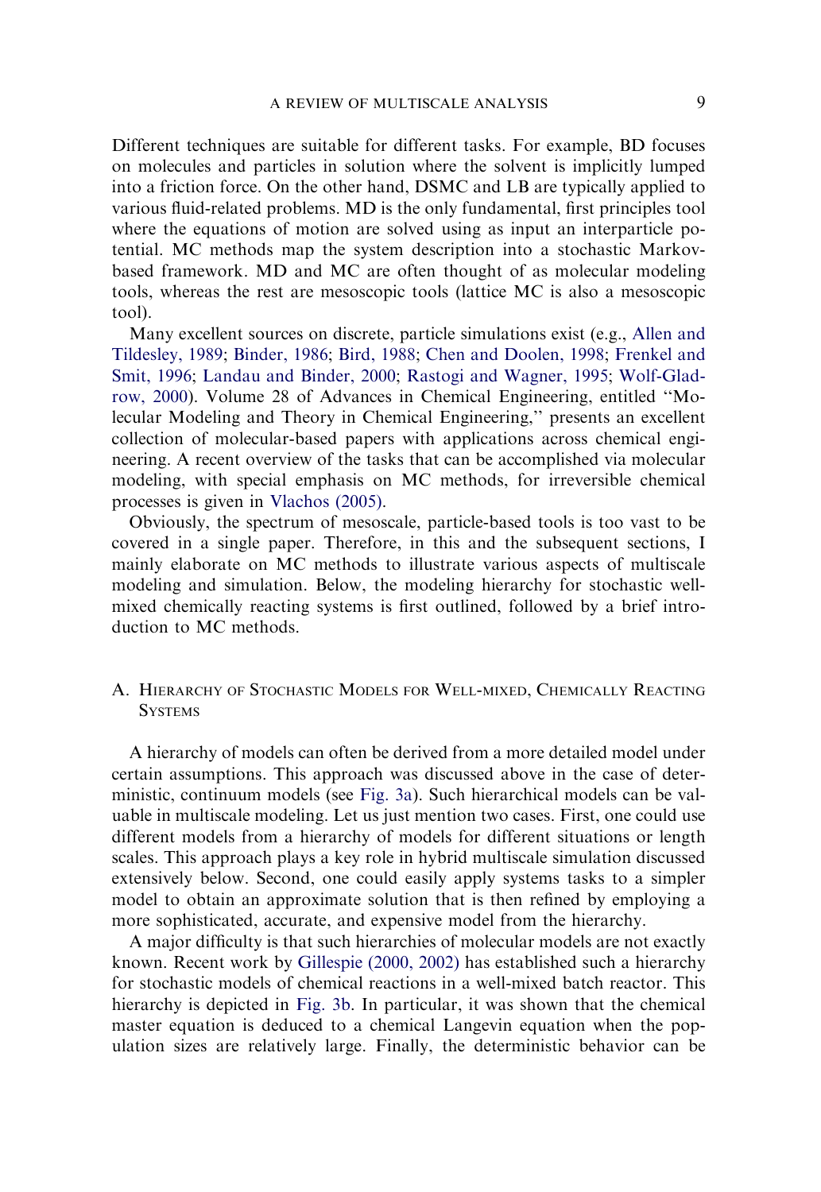Different techniques are suitable for different tasks. For example, BD focuses on molecules and particles in solution where the solvent is implicitly lumped into a friction force. On the other hand, DSMC and LB are typically applied to various fluid-related problems. MD is the only fundamental, first principles tool where the equations of motion are solved using as input an interparticle potential. MC methods map the system description into a stochastic Markov-based framework. MD and MC are often thought of as molecular modeling tools, whereas the rest are mesoscopic tools (lattice MC is also a mesoscopic tool).

Many excellent sources on discrete, particle simulations exist (e.g., Allen and Tildesley, 1989; Binder, 1986; Bird, 1988; Chen and Doolen, 1998; Frenkel and Smit, 1996; Landau and Binder, 2000; Rastogi and Wagner, 1995; Wolf-Gladrow, 2000). Volume 28 of Advances in Chemical Engineering, entitled "Molecular Modeling and Theory in Chemical Engineering," presents an excellent collection of molecular-based papers with applications across chemical engineering. A recent overview of the tasks that can be accomplished via molecular modeling, with special emphasis on MC methods, for irreversible chemical processes is given in Vlachos (2005).

Obviously, the spectrum of mesoscale, particle-based tools is too vast to be covered in a single paper. Therefore, in this and the subsequent sections, I mainly elaborate on MC methods to illustrate various aspects of multiscale modeling and simulation. Below, the modeling hierarchy for stochastic well-mixed chemically reacting systems is first outlined, followed by a brief introduction to MC methods.

## A. Hierarchy of Stochastic Models for Well-mixed, Chemically Reacting Systems

A hierarchy of models can often be derived from a more detailed model under certain assumptions. This approach was discussed above in the case of deterministic, continuum models (see Fig. 3a). Such hierarchical models can be valuable in multiscale modeling. Let us just mention two cases. First, one could use different models from a hierarchy of models for different situations or length scales. This approach plays a key role in hybrid multiscale simulation discussed extensively below. Second, one could easily apply systems tasks to a simpler model to obtain an approximate solution that is then refined by employing a more sophisticated, accurate, and expensive model from the hierarchy.

A major difficulty is that such hierarchies of molecular models are not exactly known. Recent work by Gillespie (2000, 2002) has established such a hierarchy for stochastic models of chemical reactions in a well-mixed batch reactor. This hierarchy is depicted in Fig. 3b. In particular, it was shown that the chemical master equation is deduced to a chemical Langevin equation when the population sizes are relatively large. Finally, the deterministic behavior can be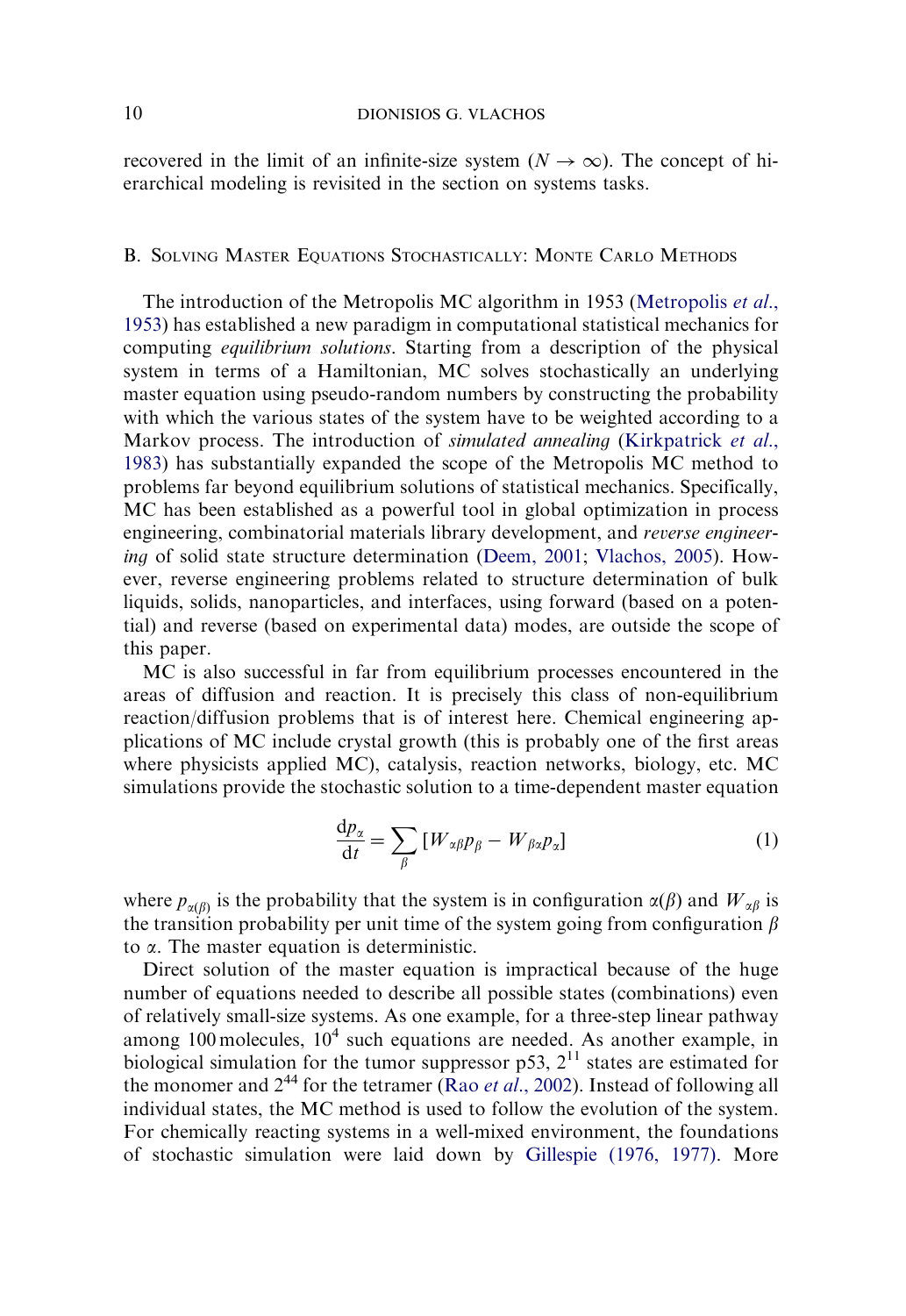recovered in the limit of an infinite-size system ($N \to \infty$). The concept of hierarchical modeling is revisited in the section on systems tasks.

## B. Solving Master Equations Stochastically: Monte Carlo Methods

The introduction of the Metropolis MC algorithm in 1953 (Metropolis *et al.*, 1953) has established a new paradigm in computational statistical mechanics for computing *equilibrium solutions*. Starting from a description of the physical system in terms of a Hamiltonian, MC solves stochastically an underlying master equation using pseudo-random numbers by constructing the probability with which the various states of the system have to be weighted according to a Markov process. The introduction of *simulated annealing* (Kirkpatrick *et al.*, 1983) has substantially expanded the scope of the Metropolis MC method to problems far beyond equilibrium solutions of statistical mechanics. Specifically, MC has been established as a powerful tool in global optimization in process engineering, combinatorial materials library development, and *reverse engineering* of solid state structure determination (Deem, 2001; Vlachos, 2005). However, reverse engineering problems related to structure determination of bulk liquids, solids, nanoparticles, and interfaces, using forward (based on a potential) and reverse (based on experimental data) modes, are outside the scope of this paper.

MC is also successful in far from equilibrium processes encountered in the areas of diffusion and reaction. It is precisely this class of non-equilibrium reaction/diffusion problems that is of interest here. Chemical engineering applications of MC include crystal growth (this is probably one of the first areas where physicists applied MC), catalysis, reaction networks, biology, etc. MC simulations provide the stochastic solution to a time-dependent master equation

$$\frac{\mathrm{d}p_\alpha}{\mathrm{d}t} = \sum_\beta \left[ W_{\alpha\beta} p_\beta - W_{\beta\alpha} p_\alpha \right] \tag{1}$$

where $p_{\alpha(\beta)}$ is the probability that the system is in configuration $\alpha(\beta)$ and $W_{\alpha\beta}$ is the transition probability per unit time of the system going from configuration $\beta$ to $\alpha$. The master equation is deterministic.

Direct solution of the master equation is impractical because of the huge number of equations needed to describe all possible states (combinations) even of relatively small-size systems. As one example, for a three-step linear pathway among 100 molecules, $10^4$ such equations are needed. As another example, in biological simulation for the tumor suppressor p53, $2^{11}$ states are estimated for the monomer and $2^{44}$ for the tetramer (Rao *et al.*, 2002). Instead of following all individual states, the MC method is used to follow the evolution of the system. For chemically reacting systems in a well-mixed environment, the foundations of stochastic simulation were laid down by Gillespie (1976, 1977). More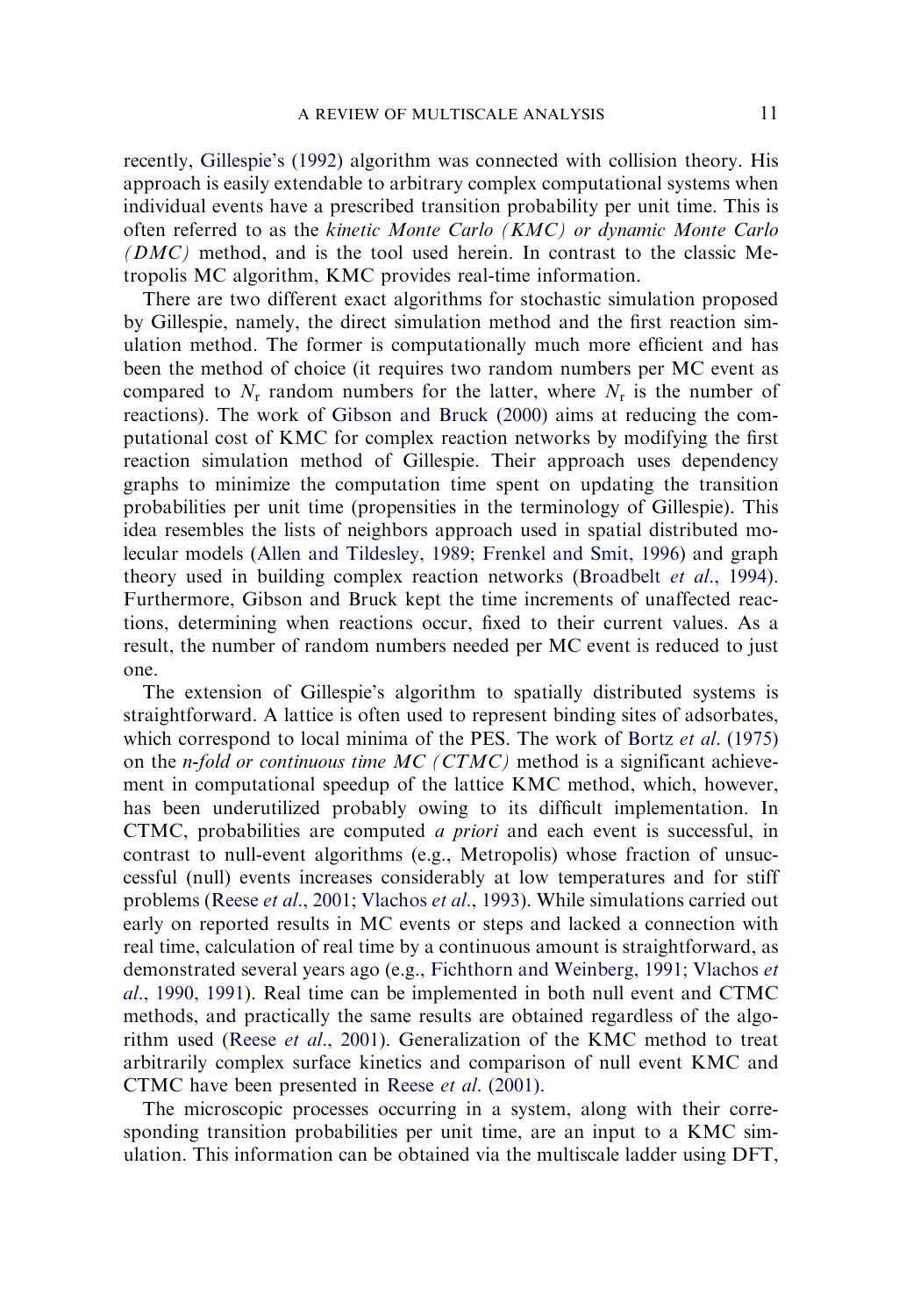recently, Gillespie's (1992) algorithm was connected with collision theory. His approach is easily extendable to arbitrary complex computational systems when individual events have a prescribed transition probability per unit time. This is often referred to as the *kinetic Monte Carlo (KMC) or dynamic Monte Carlo (DMC)* method, and is the tool used herein. In contrast to the classic Metropolis MC algorithm, KMC provides real-time information.

There are two different exact algorithms for stochastic simulation proposed by Gillespie, namely, the direct simulation method and the first reaction simulation method. The former is computationally much more efficient and has been the method of choice (it requires two random numbers per MC event as compared to $N_r$ random numbers for the latter, where $N_r$ is the number of reactions). The work of Gibson and Bruck (2000) aims at reducing the computational cost of KMC for complex reaction networks by modifying the first reaction simulation method of Gillespie. Their approach uses dependency graphs to minimize the computation time spent on updating the transition probabilities per unit time (propensities in the terminology of Gillespie). This idea resembles the lists of neighbors approach used in spatial distributed molecular models (Allen and Tildesley, 1989; Frenkel and Smit, 1996) and graph theory used in building complex reaction networks (Broadbelt *et al*., 1994). Furthermore, Gibson and Bruck kept the time increments of unaffected reactions, determining when reactions occur, fixed to their current values. As a result, the number of random numbers needed per MC event is reduced to just one.

The extension of Gillespie's algorithm to spatially distributed systems is straightforward. A lattice is often used to represent binding sites of adsorbates, which correspond to local minima of the PES. The work of Bortz *et al*. (1975) on the *n-fold or continuous time MC (CTMC)* method is a significant achievement in computational speedup of the lattice KMC method, which, however, has been underutilized probably owing to its difficult implementation. In CTMC, probabilities are computed *a priori* and each event is successful, in contrast to null-event algorithms (e.g., Metropolis) whose fraction of unsuccessful (null) events increases considerably at low temperatures and for stiff problems (Reese *et al*., 2001; Vlachos *et al*., 1993). While simulations carried out early on reported results in MC events or steps and lacked a connection with real time, calculation of real time by a continuous amount is straightforward, as demonstrated several years ago (e.g., Fichthorn and Weinberg, 1991; Vlachos *et al*., 1990, 1991). Real time can be implemented in both null event and CTMC methods, and practically the same results are obtained regardless of the algorithm used (Reese *et al*., 2001). Generalization of the KMC method to treat arbitrarily complex surface kinetics and comparison of null event KMC and CTMC have been presented in Reese *et al*. (2001).

The microscopic processes occurring in a system, along with their corresponding transition probabilities per unit time, are an input to a KMC simulation. This information can be obtained via the multiscale ladder using DFT,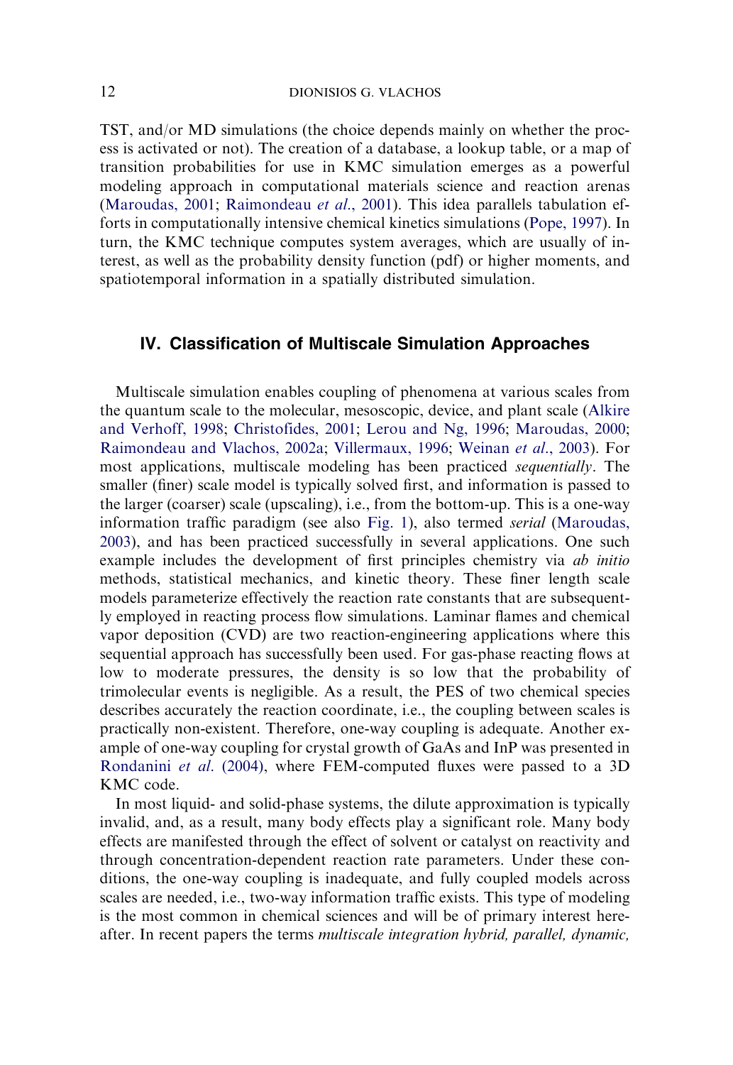TST, and/or MD simulations (the choice depends mainly on whether the process is activated or not). The creation of a database, a lookup table, or a map of transition probabilities for use in KMC simulation emerges as a powerful modeling approach in computational materials science and reaction arenas (Maroudas, 2001; Raimondeau *et al*., 2001). This idea parallels tabulation efforts in computationally intensive chemical kinetics simulations (Pope, 1997). In turn, the KMC technique computes system averages, which are usually of interest, as well as the probability density function (pdf) or higher moments, and spatiotemporal information in a spatially distributed simulation.

## IV. Classification of Multiscale Simulation Approaches

Multiscale simulation enables coupling of phenomena at various scales from the quantum scale to the molecular, mesoscopic, device, and plant scale (Alkire and Verhoff, 1998; Christofides, 2001; Lerou and Ng, 1996; Maroudas, 2000; Raimondeau and Vlachos, 2002a; Villermaux, 1996; Weinan *et al*., 2003). For most applications, multiscale modeling has been practiced *sequentially*. The smaller (finer) scale model is typically solved first, and information is passed to the larger (coarser) scale (upscaling), i.e., from the bottom-up. This is a one-way information traffic paradigm (see also Fig. 1), also termed *serial* (Maroudas, 2003), and has been practiced successfully in several applications. One such example includes the development of first principles chemistry via *ab initio* methods, statistical mechanics, and kinetic theory. These finer length scale models parameterize effectively the reaction rate constants that are subsequently employed in reacting process flow simulations. Laminar flames and chemical vapor deposition (CVD) are two reaction-engineering applications where this sequential approach has successfully been used. For gas-phase reacting flows at low to moderate pressures, the density is so low that the probability of trimolecular events is negligible. As a result, the PES of two chemical species describes accurately the reaction coordinate, i.e., the coupling between scales is practically non-existent. Therefore, one-way coupling is adequate. Another example of one-way coupling for crystal growth of GaAs and InP was presented in Rondanini *et al*. (2004), where FEM-computed fluxes were passed to a 3D KMC code.

In most liquid- and solid-phase systems, the dilute approximation is typically invalid, and, as a result, many body effects play a significant role. Many body effects are manifested through the effect of solvent or catalyst on reactivity and through concentration-dependent reaction rate parameters. Under these conditions, the one-way coupling is inadequate, and fully coupled models across scales are needed, i.e., two-way information traffic exists. This type of modeling is the most common in chemical sciences and will be of primary interest hereafter. In recent papers the terms *multiscale integration hybrid, parallel, dynamic,*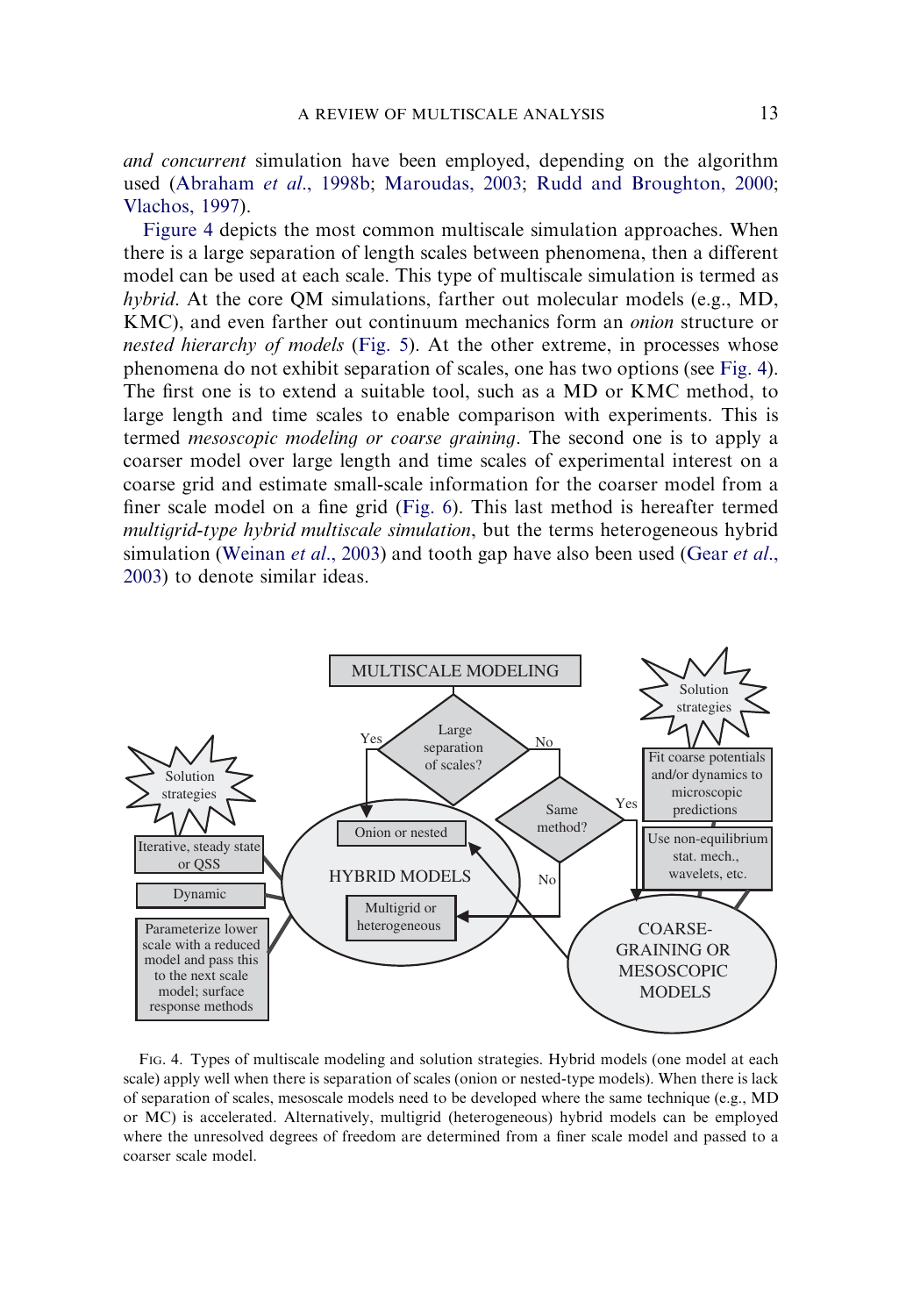*and concurrent* simulation have been employed, depending on the algorithm used (Abraham *et al*., 1998b; Maroudas, 2003; Rudd and Broughton, 2000; Vlachos, 1997).

Figure 4 depicts the most common multiscale simulation approaches. When there is a large separation of length scales between phenomena, then a different model can be used at each scale. This type of multiscale simulation is termed as *hybrid*. At the core QM simulations, farther out molecular models (e.g., MD, KMC), and even farther out continuum mechanics form an *onion* structure or *nested hierarchy of models* (Fig. 5). At the other extreme, in processes whose phenomena do not exhibit separation of scales, one has two options (see Fig. 4). The first one is to extend a suitable tool, such as a MD or KMC method, to large length and time scales to enable comparison with experiments. This is termed *mesoscopic modeling or coarse graining*. The second one is to apply a coarser model over large length and time scales of experimental interest on a coarse grid and estimate small-scale information for the coarser model from a finer scale model on a fine grid (Fig. 6). This last method is hereafter termed *multigrid-type hybrid multiscale simulation*, but the terms heterogeneous hybrid simulation (Weinan *et al*., 2003) and tooth gap have also been used (Gear *et al*., 2003) to denote similar ideas.

FIG. 4. Types of multiscale modeling and solution strategies. Hybrid models (one model at each scale) apply well when there is separation of scales (onion or nested-type models). When there is lack of separation of scales, mesoscale models need to be developed where the same technique (e.g., MD or MC) is accelerated. Alternatively, multigrid (heterogeneous) hybrid models can be employed where the unresolved degrees of freedom are determined from a finer scale model and passed to a coarser scale model.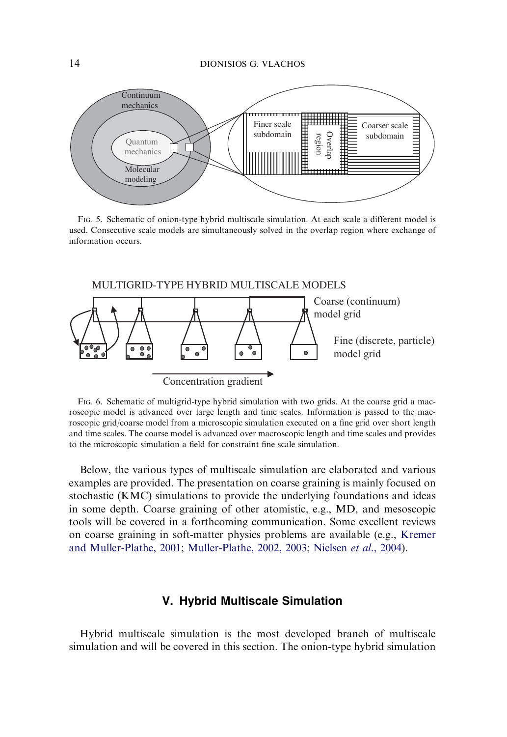FIG. 5. Schematic of onion-type hybrid multiscale simulation. At each scale a different model is used. Consecutive scale models are simultaneously solved in the overlap region where exchange of information occurs.

FIG. 6. Schematic of multigrid-type hybrid simulation with two grids. At the coarse grid a macroscopic model is advanced over large length and time scales. Information is passed to the macroscopic grid/coarse model from a microscopic simulation executed on a fine grid over short length and time scales. The coarse model is advanced over macroscopic length and time scales and provides to the microscopic simulation a field for constraint fine scale simulation.

Below, the various types of multiscale simulation are elaborated and various examples are provided. The presentation on coarse graining is mainly focused on stochastic (KMC) simulations to provide the underlying foundations and ideas in some depth. Coarse graining of other atomistic, e.g., MD, and mesoscopic tools will be covered in a forthcoming communication. Some excellent reviews on coarse graining in soft-matter physics problems are available (e.g., Kremer and Muller-Plathe, 2001; Muller-Plathe, 2002, 2003; Nielsen *et al*., 2004).

## V. Hybrid Multiscale Simulation

Hybrid multiscale simulation is the most developed branch of multiscale simulation and will be covered in this section. The onion-type hybrid simulation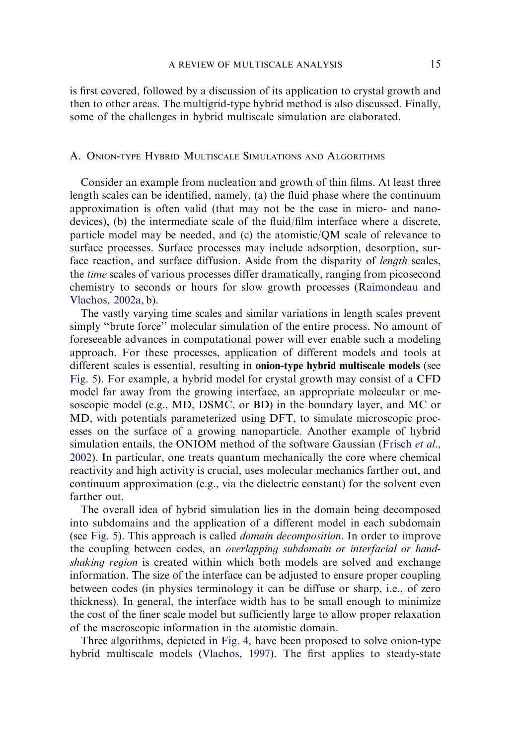is first covered, followed by a discussion of its application to crystal growth and then to other areas. The multigrid-type hybrid method is also discussed. Finally, some of the challenges in hybrid multiscale simulation are elaborated.

### A. Onion-type Hybrid Multiscale Simulations and Algorithms

Consider an example from nucleation and growth of thin films. At least three length scales can be identified, namely, (a) the fluid phase where the continuum approximation is often valid (that may not be the case in micro- and nano-devices), (b) the intermediate scale of the fluid/film interface where a discrete, particle model may be needed, and (c) the atomistic/QM scale of relevance to surface processes. Surface processes may include adsorption, desorption, surface reaction, and surface diffusion. Aside from the disparity of *length* scales, the *time* scales of various processes differ dramatically, ranging from picosecond chemistry to seconds or hours for slow growth processes (Raimondeau and Vlachos, 2002a, b).

The vastly varying time scales and similar variations in length scales prevent simply "brute force" molecular simulation of the entire process. No amount of foreseeable advances in computational power will ever enable such a modeling approach. For these processes, application of different models and tools at different scales is essential, resulting in **onion-type hybrid multiscale models** (see Fig. 5). For example, a hybrid model for crystal growth may consist of a CFD model far away from the growing interface, an appropriate molecular or mesoscopic model (e.g., MD, DSMC, or BD) in the boundary layer, and MC or MD, with potentials parameterized using DFT, to simulate microscopic processes on the surface of a growing nanoparticle. Another example of hybrid simulation entails, the ONIOM method of the software Gaussian (Frisch *et al.*, 2002). In particular, one treats quantum mechanically the core where chemical reactivity and high activity is crucial, uses molecular mechanics farther out, and continuum approximation (e.g., via the dielectric constant) for the solvent even farther out.

The overall idea of hybrid simulation lies in the domain being decomposed into subdomains and the application of a different model in each subdomain (see Fig. 5). This approach is called *domain decomposition*. In order to improve the coupling between codes, an *overlapping subdomain or interfacial or handshaking region* is created within which both models are solved and exchange information. The size of the interface can be adjusted to ensure proper coupling between codes (in physics terminology it can be diffuse or sharp, i.e., of zero thickness). In general, the interface width has to be small enough to minimize the cost of the finer scale model but sufficiently large to allow proper relaxation of the macroscopic information in the atomistic domain.

Three algorithms, depicted in Fig. 4, have been proposed to solve onion-type hybrid multiscale models (Vlachos, 1997). The first applies to steady-state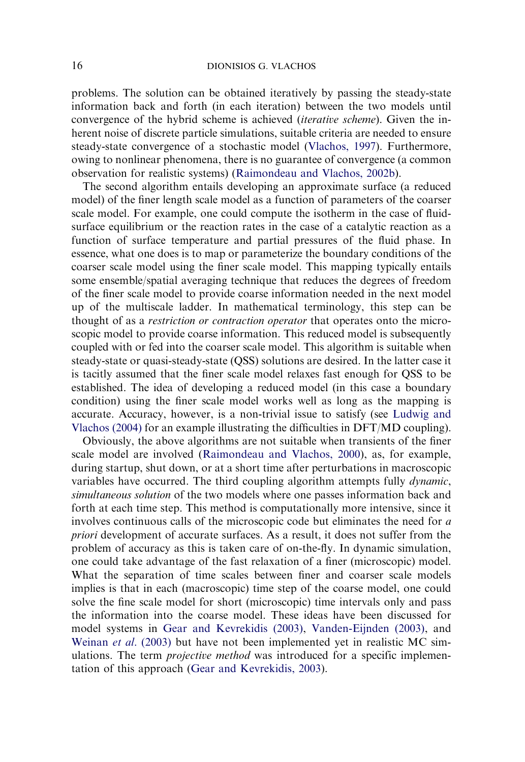problems. The solution can be obtained iteratively by passing the steady-state information back and forth (in each iteration) between the two models until convergence of the hybrid scheme is achieved (*iterative scheme*). Given the inherent noise of discrete particle simulations, suitable criteria are needed to ensure steady-state convergence of a stochastic model (Vlachos, 1997). Furthermore, owing to nonlinear phenomena, there is no guarantee of convergence (a common observation for realistic systems) (Raimondeau and Vlachos, 2002b).

The second algorithm entails developing an approximate surface (a reduced model) of the finer length scale model as a function of parameters of the coarser scale model. For example, one could compute the isotherm in the case of fluid-surface equilibrium or the reaction rates in the case of a catalytic reaction as a function of surface temperature and partial pressures of the fluid phase. In essence, what one does is to map or parameterize the boundary conditions of the coarser scale model using the finer scale model. This mapping typically entails some ensemble/spatial averaging technique that reduces the degrees of freedom of the finer scale model to provide coarse information needed in the next model up of the multiscale ladder. In mathematical terminology, this step can be thought of as a *restriction or contraction operator* that operates onto the microscopic model to provide coarse information. This reduced model is subsequently coupled with or fed into the coarser scale model. This algorithm is suitable when steady-state or quasi-steady-state (QSS) solutions are desired. In the latter case it is tacitly assumed that the finer scale model relaxes fast enough for QSS to be established. The idea of developing a reduced model (in this case a boundary condition) using the finer scale model works well as long as the mapping is accurate. Accuracy, however, is a non-trivial issue to satisfy (see Ludwig and Vlachos (2004) for an example illustrating the difficulties in DFT/MD coupling).

Obviously, the above algorithms are not suitable when transients of the finer scale model are involved (Raimondeau and Vlachos, 2000), as, for example, during startup, shut down, or at a short time after perturbations in macroscopic variables have occurred. The third coupling algorithm attempts fully *dynamic, simultaneous solution* of the two models where one passes information back and forth at each time step. This method is computationally more intensive, since it involves continuous calls of the microscopic code but eliminates the need for *a priori* development of accurate surfaces. As a result, it does not suffer from the problem of accuracy as this is taken care of on-the-fly. In dynamic simulation, one could take advantage of the fast relaxation of a finer (microscopic) model. What the separation of time scales between finer and coarser scale models implies is that in each (macroscopic) time step of the coarse model, one could solve the fine scale model for short (microscopic) time intervals only and pass the information into the coarse model. These ideas have been discussed for model systems in Gear and Kevrekidis (2003), Vanden-Eijnden (2003), and Weinan *et al*. (2003) but have not been implemented yet in realistic MC simulations. The term *projective method* was introduced for a specific implementation of this approach (Gear and Kevrekidis, 2003).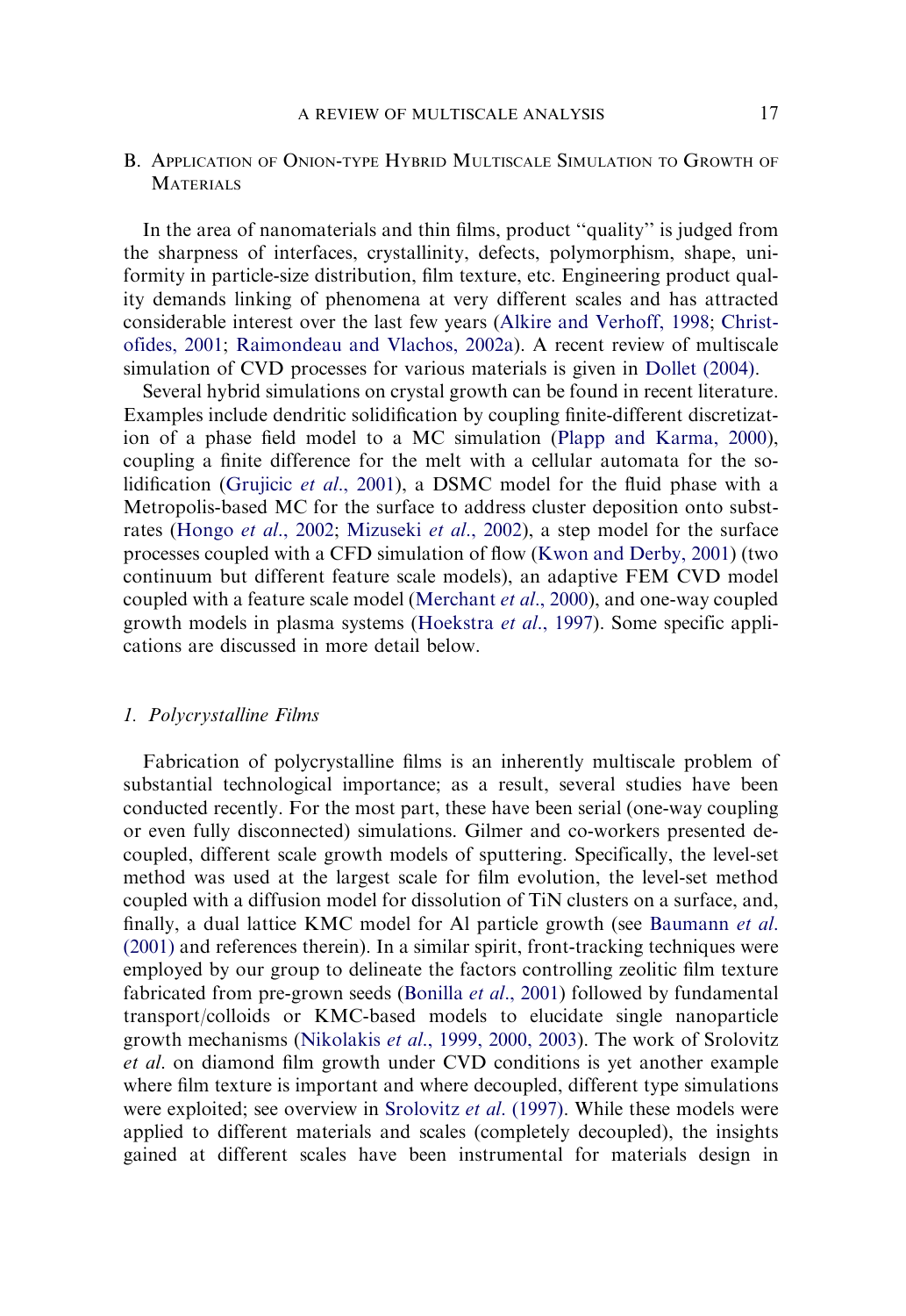### B. Application of Onion-type Hybrid Multiscale Simulation to Growth of Materials

In the area of nanomaterials and thin films, product ''quality'' is judged from the sharpness of interfaces, crystallinity, defects, polymorphism, shape, uniformity in particle-size distribution, film texture, etc. Engineering product quality demands linking of phenomena at very different scales and has attracted considerable interest over the last few years (Alkire and Verhoff, 1998; Christofides, 2001; Raimondeau and Vlachos, 2002a). A recent review of multiscale simulation of CVD processes for various materials is given in Dollet (2004).

Several hybrid simulations on crystal growth can be found in recent literature. Examples include dendritic solidification by coupling finite-different discretization of a phase field model to a MC simulation (Plapp and Karma, 2000), coupling a finite difference for the melt with a cellular automata for the solidification (Grujicic *et al*., 2001), a DSMC model for the fluid phase with a Metropolis-based MC for the surface to address cluster deposition onto substrates (Hongo *et al*., 2002; Mizuseki *et al*., 2002), a step model for the surface processes coupled with a CFD simulation of flow (Kwon and Derby, 2001) (two continuum but different feature scale models), an adaptive FEM CVD model coupled with a feature scale model (Merchant *et al*., 2000), and one-way coupled growth models in plasma systems (Hoekstra *et al*., 1997). Some specific applications are discussed in more detail below.

#### 1. Polycrystalline Films

Fabrication of polycrystalline films is an inherently multiscale problem of substantial technological importance; as a result, several studies have been conducted recently. For the most part, these have been serial (one-way coupling or even fully disconnected) simulations. Gilmer and co-workers presented decoupled, different scale growth models of sputtering. Specifically, the level-set method was used at the largest scale for film evolution, the level-set method coupled with a diffusion model for dissolution of TiN clusters on a surface, and, finally, a dual lattice KMC model for Al particle growth (see Baumann *et al*. (2001) and references therein). In a similar spirit, front-tracking techniques were employed by our group to delineate the factors controlling zeolitic film texture fabricated from pre-grown seeds (Bonilla *et al*., 2001) followed by fundamental transport/colloids or KMC-based models to elucidate single nanoparticle growth mechanisms (Nikolakis *et al*., 1999, 2000, 2003). The work of Srolovitz *et al*. on diamond film growth under CVD conditions is yet another example where film texture is important and where decoupled, different type simulations were exploited; see overview in Srolovitz *et al*. (1997). While these models were applied to different materials and scales (completely decoupled), the insights gained at different scales have been instrumental for materials design in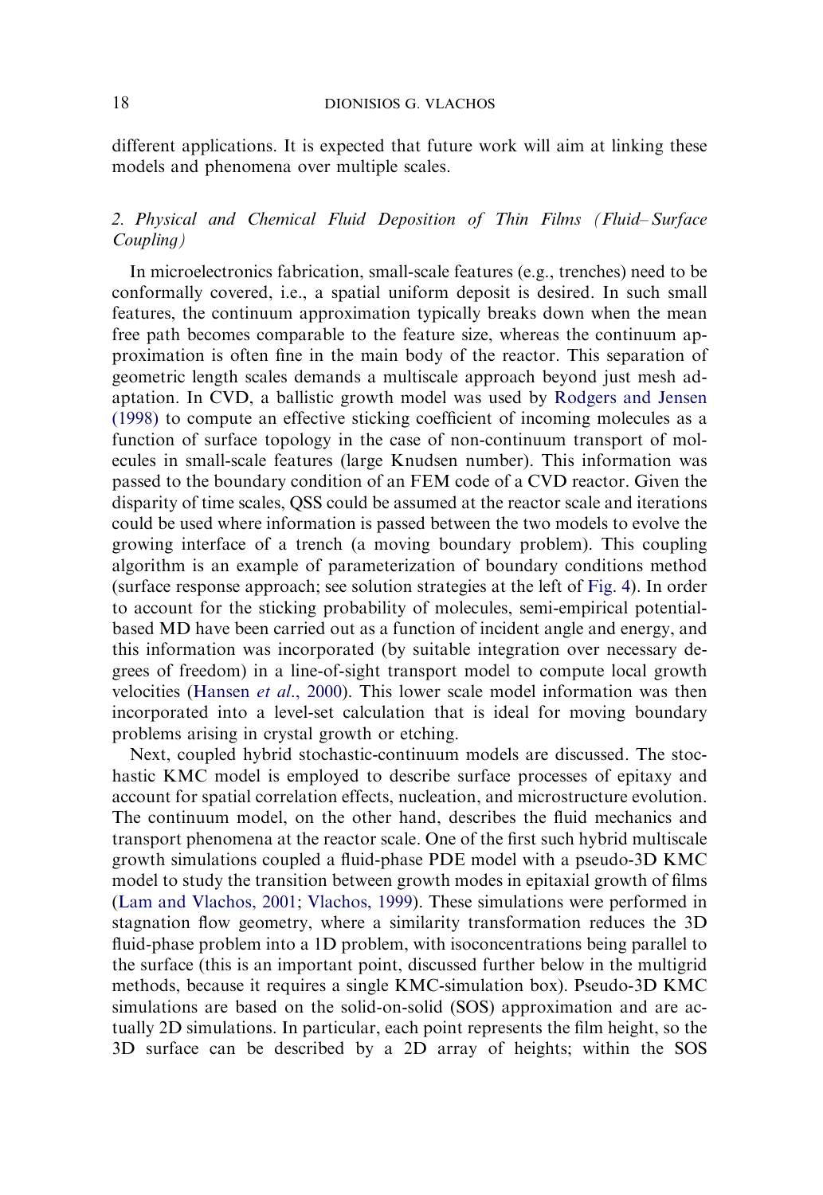different applications. It is expected that future work will aim at linking these models and phenomena over multiple scales.

### *2. Physical and Chemical Fluid Deposition of Thin Films (Fluid–Surface Coupling)*

In microelectronics fabrication, small-scale features (e.g., trenches) need to be conformally covered, i.e., a spatial uniform deposit is desired. In such small features, the continuum approximation typically breaks down when the mean free path becomes comparable to the feature size, whereas the continuum approximation is often fine in the main body of the reactor. This separation of geometric length scales demands a multiscale approach beyond just mesh adaptation. In CVD, a ballistic growth model was used by Rodgers and Jensen (1998) to compute an effective sticking coefficient of incoming molecules as a function of surface topology in the case of non-continuum transport of molecules in small-scale features (large Knudsen number). This information was passed to the boundary condition of an FEM code of a CVD reactor. Given the disparity of time scales, QSS could be assumed at the reactor scale and iterations could be used where information is passed between the two models to evolve the growing interface of a trench (a moving boundary problem). This coupling algorithm is an example of parameterization of boundary conditions method (surface response approach; see solution strategies at the left of Fig. 4). In order to account for the sticking probability of molecules, semi-empirical potential-based MD have been carried out as a function of incident angle and energy, and this information was incorporated (by suitable integration over necessary degrees of freedom) in a line-of-sight transport model to compute local growth velocities (Hansen *et al*., 2000). This lower scale model information was then incorporated into a level-set calculation that is ideal for moving boundary problems arising in crystal growth or etching.

Next, coupled hybrid stochastic-continuum models are discussed. The stochastic KMC model is employed to describe surface processes of epitaxy and account for spatial correlation effects, nucleation, and microstructure evolution. The continuum model, on the other hand, describes the fluid mechanics and transport phenomena at the reactor scale. One of the first such hybrid multiscale growth simulations coupled a fluid-phase PDE model with a pseudo-3D KMC model to study the transition between growth modes in epitaxial growth of films (Lam and Vlachos, 2001; Vlachos, 1999). These simulations were performed in stagnation flow geometry, where a similarity transformation reduces the 3D fluid-phase problem into a 1D problem, with isoconcentrations being parallel to the surface (this is an important point, discussed further below in the multigrid methods, because it requires a single KMC-simulation box). Pseudo-3D KMC simulations are based on the solid-on-solid (SOS) approximation and are actually 2D simulations. In particular, each point represents the film height, so the 3D surface can be described by a 2D array of heights; within the SOS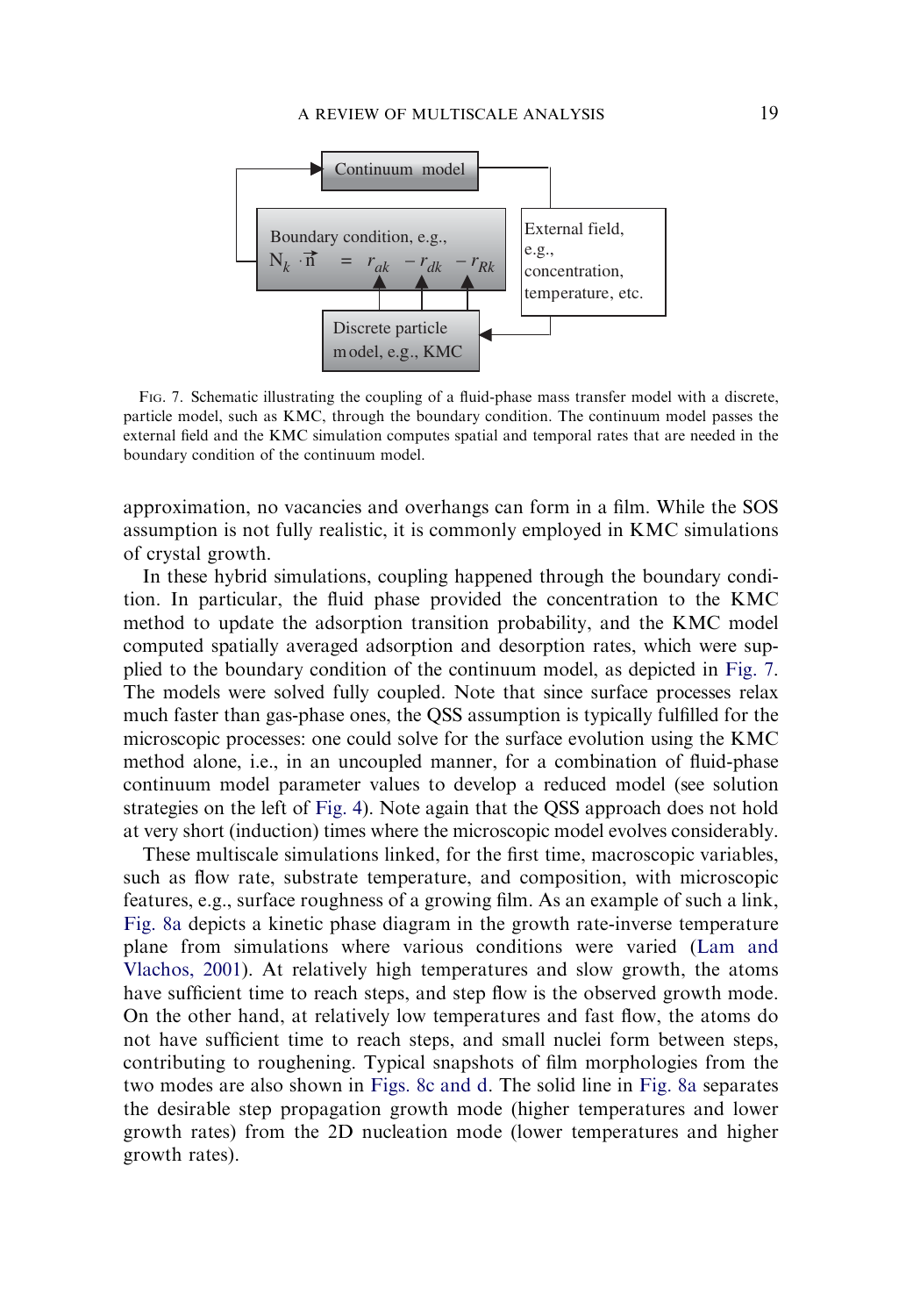Continuum model

Boundary condition, e.g., $N_k \cdot \vec{n} = r_{ak} - r_{dk} - r_{Rk}$

External field, e.g., concentration, temperature, etc.

Discrete particle model, e.g., KMC

FIG. 7. Schematic illustrating the coupling of a fluid-phase mass transfer model with a discrete, particle model, such as KMC, through the boundary condition. The continuum model passes the external field and the KMC simulation computes spatial and temporal rates that are needed in the boundary condition of the continuum model.

approximation, no vacancies and overhangs can form in a film. While the SOS assumption is not fully realistic, it is commonly employed in KMC simulations of crystal growth.

In these hybrid simulations, coupling happened through the boundary condition. In particular, the fluid phase provided the concentration to the KMC method to update the adsorption transition probability, and the KMC model computed spatially averaged adsorption and desorption rates, which were supplied to the boundary condition of the continuum model, as depicted in Fig. 7. The models were solved fully coupled. Note that since surface processes relax much faster than gas-phase ones, the QSS assumption is typically fulfilled for the microscopic processes: one could solve for the surface evolution using the KMC method alone, i.e., in an uncoupled manner, for a combination of fluid-phase continuum model parameter values to develop a reduced model (see solution strategies on the left of Fig. 4). Note again that the QSS approach does not hold at very short (induction) times where the microscopic model evolves considerably.

These multiscale simulations linked, for the first time, macroscopic variables, such as flow rate, substrate temperature, and composition, with microscopic features, e.g., surface roughness of a growing film. As an example of such a link, Fig. 8a depicts a kinetic phase diagram in the growth rate-inverse temperature plane from simulations where various conditions were varied (Lam and Vlachos, 2001). At relatively high temperatures and slow growth, the atoms have sufficient time to reach steps, and step flow is the observed growth mode. On the other hand, at relatively low temperatures and fast flow, the atoms do not have sufficient time to reach steps, and small nuclei form between steps, contributing to roughening. Typical snapshots of film morphologies from the two modes are also shown in Figs. 8c and d. The solid line in Fig. 8a separates the desirable step propagation growth mode (higher temperatures and lower growth rates) from the 2D nucleation mode (lower temperatures and higher growth rates).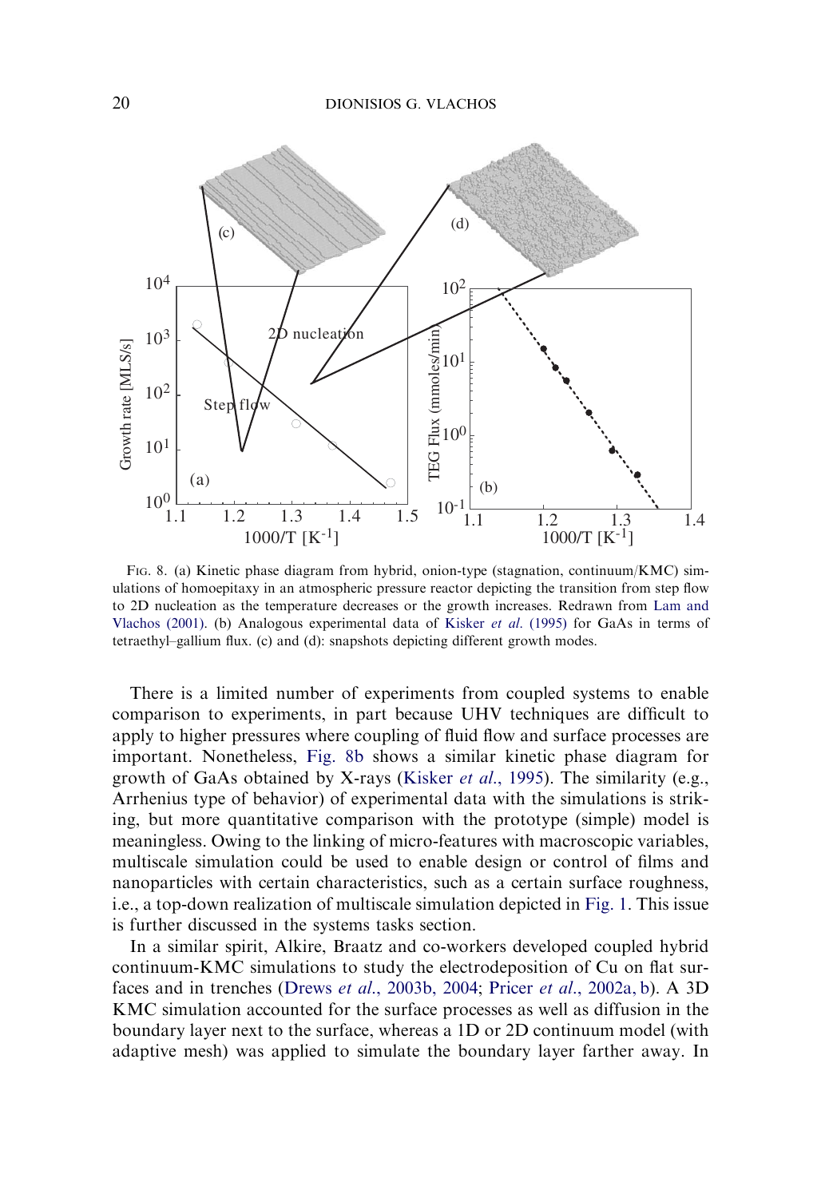FIG. 8. (a) Kinetic phase diagram from hybrid, onion-type (stagnation, continuum/KMC) simulations of homoepitaxy in an atmospheric pressure reactor depicting the transition from step flow to 2D nucleation as the temperature decreases or the growth increases. Redrawn from Lam and Vlachos (2001). (b) Analogous experimental data of Kisker *et al*. (1995) for GaAs in terms of tetraethyl–gallium flux. (c) and (d): snapshots depicting different growth modes.

There is a limited number of experiments from coupled systems to enable comparison to experiments, in part because UHV techniques are difficult to apply to higher pressures where coupling of fluid flow and surface processes are important. Nonetheless, Fig. 8b shows a similar kinetic phase diagram for growth of GaAs obtained by X-rays (Kisker *et al*., 1995). The similarity (e.g., Arrhenius type of behavior) of experimental data with the simulations is striking, but more quantitative comparison with the prototype (simple) model is meaningless. Owing to the linking of micro-features with macroscopic variables, multiscale simulation could be used to enable design or control of films and nanoparticles with certain characteristics, such as a certain surface roughness, i.e., a top-down realization of multiscale simulation depicted in Fig. 1. This issue is further discussed in the systems tasks section.

In a similar spirit, Alkire, Braatz and co-workers developed coupled hybrid continuum-KMC simulations to study the electrodeposition of Cu on flat surfaces and in trenches (Drews *et al*., 2003b, 2004; Pricer *et al*., 2002a, b). A 3D KMC simulation accounted for the surface processes as well as diffusion in the boundary layer next to the surface, whereas a 1D or 2D continuum model (with adaptive mesh) was applied to simulate the boundary layer farther away. In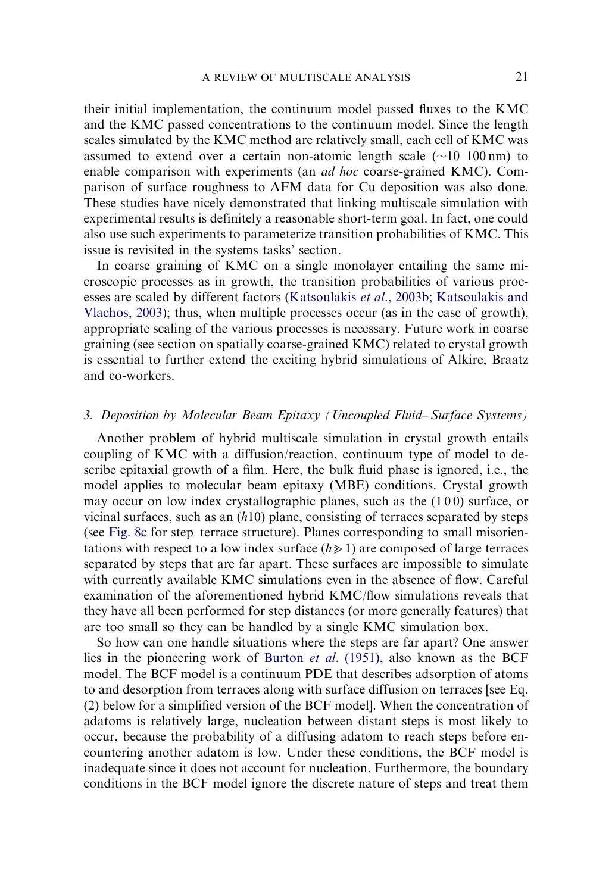their initial implementation, the continuum model passed fluxes to the KMC and the KMC passed concentrations to the continuum model. Since the length scales simulated by the KMC method are relatively small, each cell of KMC was assumed to extend over a certain non-atomic length scale (~10–100 nm) to enable comparison with experiments (an *ad hoc* coarse-grained KMC). Comparison of surface roughness to AFM data for Cu deposition was also done. These studies have nicely demonstrated that linking multiscale simulation with experimental results is definitely a reasonable short-term goal. In fact, one could also use such experiments to parameterize transition probabilities of KMC. This issue is revisited in the systems tasks' section.

In coarse graining of KMC on a single monolayer entailing the same microscopic processes as in growth, the transition probabilities of various processes are scaled by different factors (Katsoulakis *et al.*, 2003b; Katsoulakis and Vlachos, 2003); thus, when multiple processes occur (as in the case of growth), appropriate scaling of the various processes is necessary. Future work in coarse graining (see section on spatially coarse-grained KMC) related to crystal growth is essential to further extend the exciting hybrid simulations of Alkire, Braatz and co-workers.

### 3. *Deposition by Molecular Beam Epitaxy (Uncoupled Fluid– Surface Systems)*

Another problem of hybrid multiscale simulation in crystal growth entails coupling of KMC with a diffusion/reaction, continuum type of model to describe epitaxial growth of a film. Here, the bulk fluid phase is ignored, i.e., the model applies to molecular beam epitaxy (MBE) conditions. Crystal growth may occur on low index crystallographic planes, such as the (1 0 0) surface, or vicinal surfaces, such as an ($h$10) plane, consisting of terraces separated by steps (see Fig. 8c for step–terrace structure). Planes corresponding to small misorientations with respect to a low index surface ($h \gg 1$) are composed of large terraces separated by steps that are far apart. These surfaces are impossible to simulate with currently available KMC simulations even in the absence of flow. Careful examination of the aforementioned hybrid KMC/flow simulations reveals that they have all been performed for step distances (or more generally features) that are too small so they can be handled by a single KMC simulation box.

So how can one handle situations where the steps are far apart? One answer lies in the pioneering work of Burton *et al.* (1951), also known as the BCF model. The BCF model is a continuum PDE that describes adsorption of atoms to and desorption from terraces along with surface diffusion on terraces [see Eq. (2) below for a simplified version of the BCF model]. When the concentration of adatoms is relatively large, nucleation between distant steps is most likely to occur, because the probability of a diffusing adatom to reach steps before encountering another adatom is low. Under these conditions, the BCF model is inadequate since it does not account for nucleation. Furthermore, the boundary conditions in the BCF model ignore the discrete nature of steps and treat them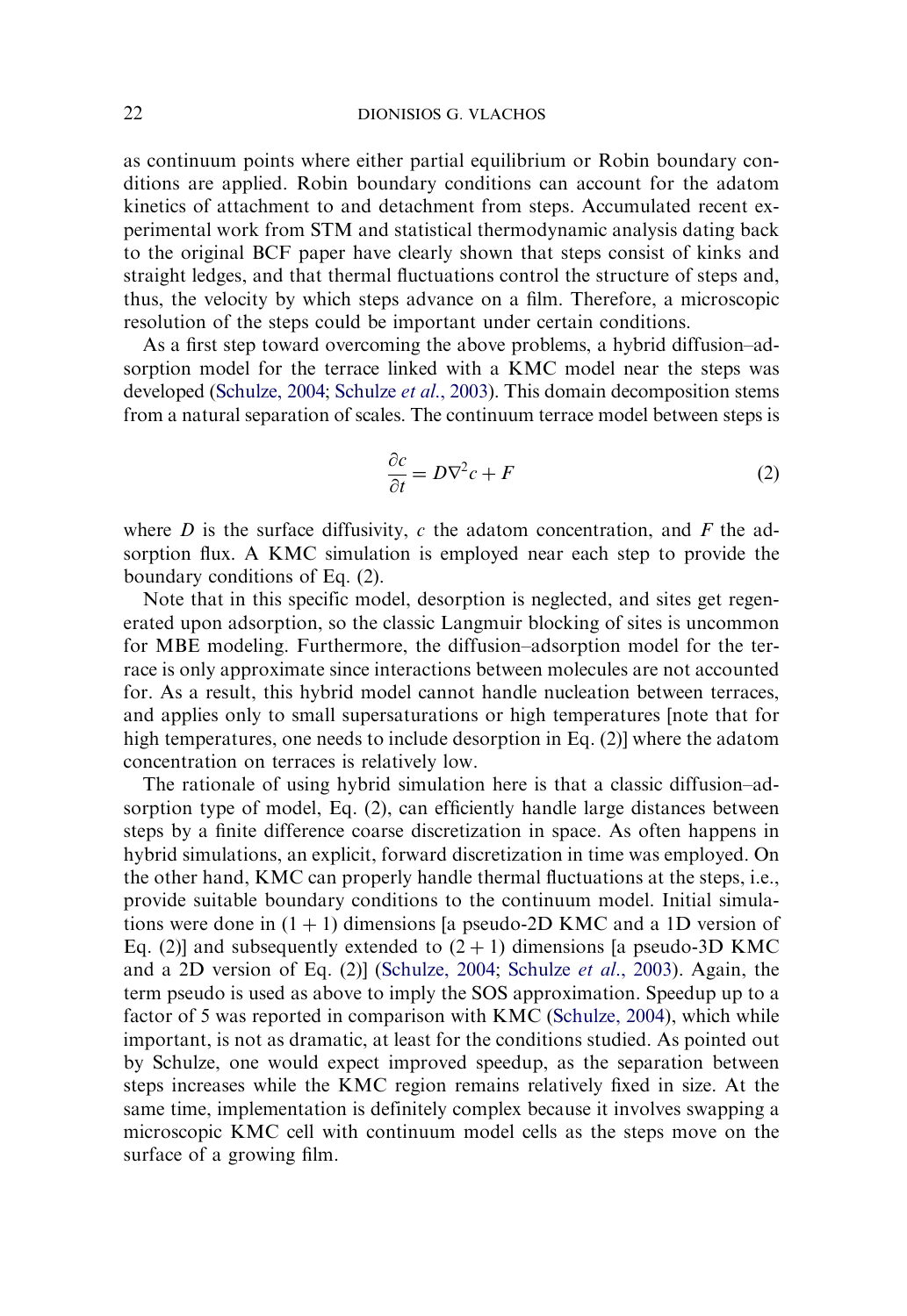as continuum points where either partial equilibrium or Robin boundary conditions are applied. Robin boundary conditions can account for the adatom kinetics of attachment to and detachment from steps. Accumulated recent experimental work from STM and statistical thermodynamic analysis dating back to the original BCF paper have clearly shown that steps consist of kinks and straight ledges, and that thermal fluctuations control the structure of steps and, thus, the velocity by which steps advance on a film. Therefore, a microscopic resolution of the steps could be important under certain conditions.

As a first step toward overcoming the above problems, a hybrid diffusion–adsorption model for the terrace linked with a KMC model near the steps was developed (Schulze, 2004; Schulze *et al.*, 2003). This domain decomposition stems from a natural separation of scales. The continuum terrace model between steps is

$$\frac{\partial c}{\partial t} = D\nabla^2 c + F \tag{2}$$

where $D$ is the surface diffusivity, $c$ the adatom concentration, and $F$ the adsorption flux. A KMC simulation is employed near each step to provide the boundary conditions of Eq. (2).

Note that in this specific model, desorption is neglected, and sites get regenerated upon adsorption, so the classic Langmuir blocking of sites is uncommon for MBE modeling. Furthermore, the diffusion–adsorption model for the terrace is only approximate since interactions between molecules are not accounted for. As a result, this hybrid model cannot handle nucleation between terraces, and applies only to small supersaturations or high temperatures [note that for high temperatures, one needs to include desorption in Eq. (2)] where the adatom concentration on terraces is relatively low.

The rationale of using hybrid simulation here is that a classic diffusion–adsorption type of model, Eq. (2), can efficiently handle large distances between steps by a finite difference coarse discretization in space. As often happens in hybrid simulations, an explicit, forward discretization in time was employed. On the other hand, KMC can properly handle thermal fluctuations at the steps, i.e., provide suitable boundary conditions to the continuum model. Initial simulations were done in $(1+1)$ dimensions [a pseudo-2D KMC and a 1D version of Eq. (2)] and subsequently extended to $(2+1)$ dimensions [a pseudo-3D KMC and a 2D version of Eq. (2)] (Schulze, 2004; Schulze *et al.*, 2003). Again, the term pseudo is used as above to imply the SOS approximation. Speedup up to a factor of 5 was reported in comparison with KMC (Schulze, 2004), which while important, is not as dramatic, at least for the conditions studied. As pointed out by Schulze, one would expect improved speedup, as the separation between steps increases while the KMC region remains relatively fixed in size. At the same time, implementation is definitely complex because it involves swapping a microscopic KMC cell with continuum model cells as the steps move on the surface of a growing film.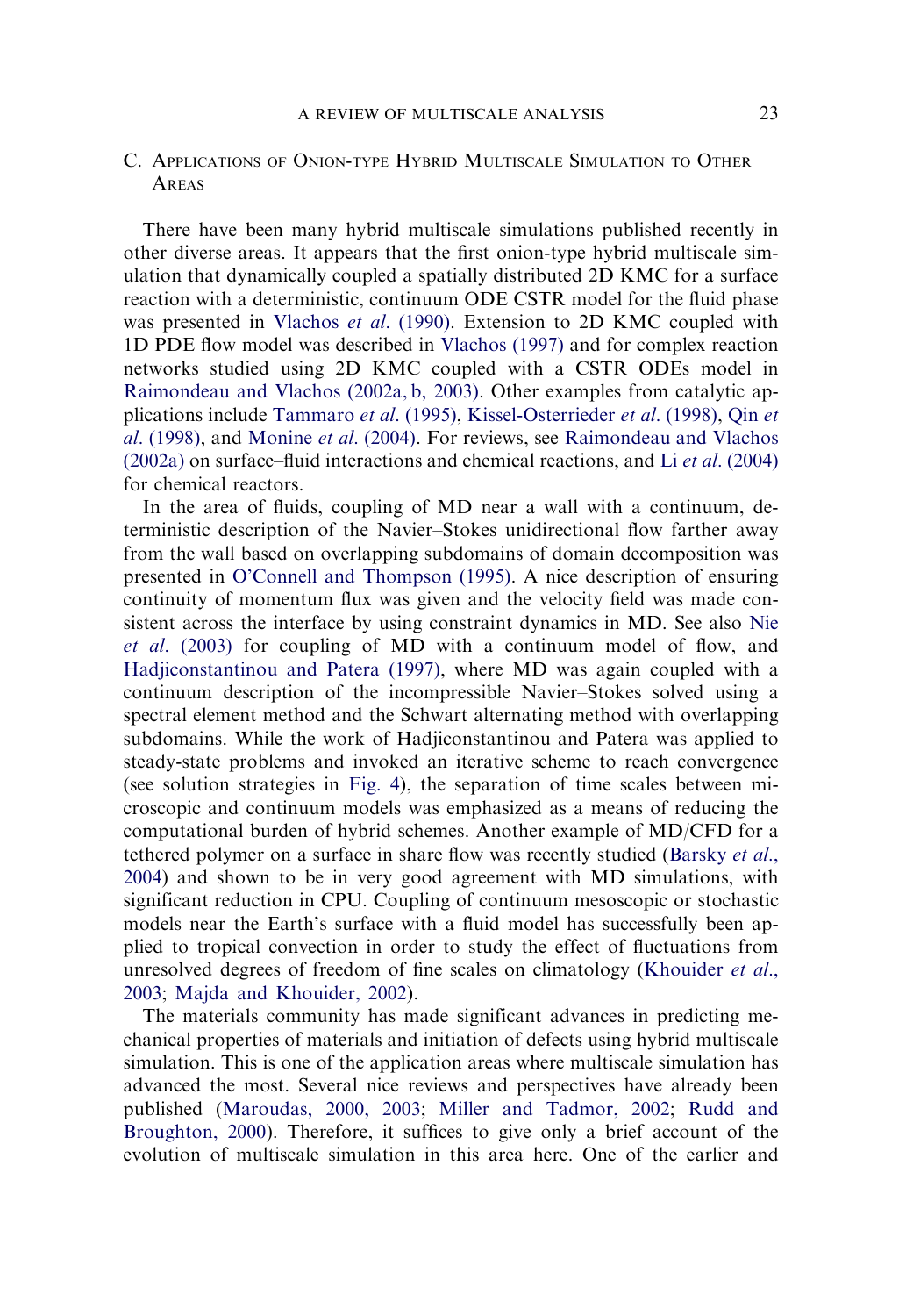### C. Applications of Onion-type Hybrid Multiscale Simulation to Other Areas

There have been many hybrid multiscale simulations published recently in other diverse areas. It appears that the first onion-type hybrid multiscale simulation that dynamically coupled a spatially distributed 2D KMC for a surface reaction with a deterministic, continuum ODE CSTR model for the fluid phase was presented in Vlachos *et al*. (1990). Extension to 2D KMC coupled with 1D PDE flow model was described in Vlachos (1997) and for complex reaction networks studied using 2D KMC coupled with a CSTR ODEs model in Raimondeau and Vlachos (2002a, b, 2003). Other examples from catalytic applications include Tammaro *et al*. (1995), Kissel-Osterrieder *et al*. (1998), Qin *et al*. (1998), and Monine *et al*. (2004). For reviews, see Raimondeau and Vlachos (2002a) on surface–fluid interactions and chemical reactions, and Li *et al*. (2004) for chemical reactors.

In the area of fluids, coupling of MD near a wall with a continuum, deterministic description of the Navier–Stokes unidirectional flow farther away from the wall based on overlapping subdomains of domain decomposition was presented in O'Connell and Thompson (1995). A nice description of ensuring continuity of momentum flux was given and the velocity field was made consistent across the interface by using constraint dynamics in MD. See also Nie *et al*. (2003) for coupling of MD with a continuum model of flow, and Hadjiconstantinou and Patera (1997), where MD was again coupled with a continuum description of the incompressible Navier–Stokes solved using a spectral element method and the Schwart alternating method with overlapping subdomains. While the work of Hadjiconstantinou and Patera was applied to steady-state problems and invoked an iterative scheme to reach convergence (see solution strategies in Fig. 4), the separation of time scales between microscopic and continuum models was emphasized as a means of reducing the computational burden of hybrid schemes. Another example of MD/CFD for a tethered polymer on a surface in share flow was recently studied (Barsky *et al*., 2004) and shown to be in very good agreement with MD simulations, with significant reduction in CPU. Coupling of continuum mesoscopic or stochastic models near the Earth's surface with a fluid model has successfully been applied to tropical convection in order to study the effect of fluctuations from unresolved degrees of freedom of fine scales on climatology (Khouider *et al*., 2003; Majda and Khouider, 2002).

The materials community has made significant advances in predicting mechanical properties of materials and initiation of defects using hybrid multiscale simulation. This is one of the application areas where multiscale simulation has advanced the most. Several nice reviews and perspectives have already been published (Maroudas, 2000, 2003; Miller and Tadmor, 2002; Rudd and Broughton, 2000). Therefore, it suffices to give only a brief account of the evolution of multiscale simulation in this area here. One of the earlier and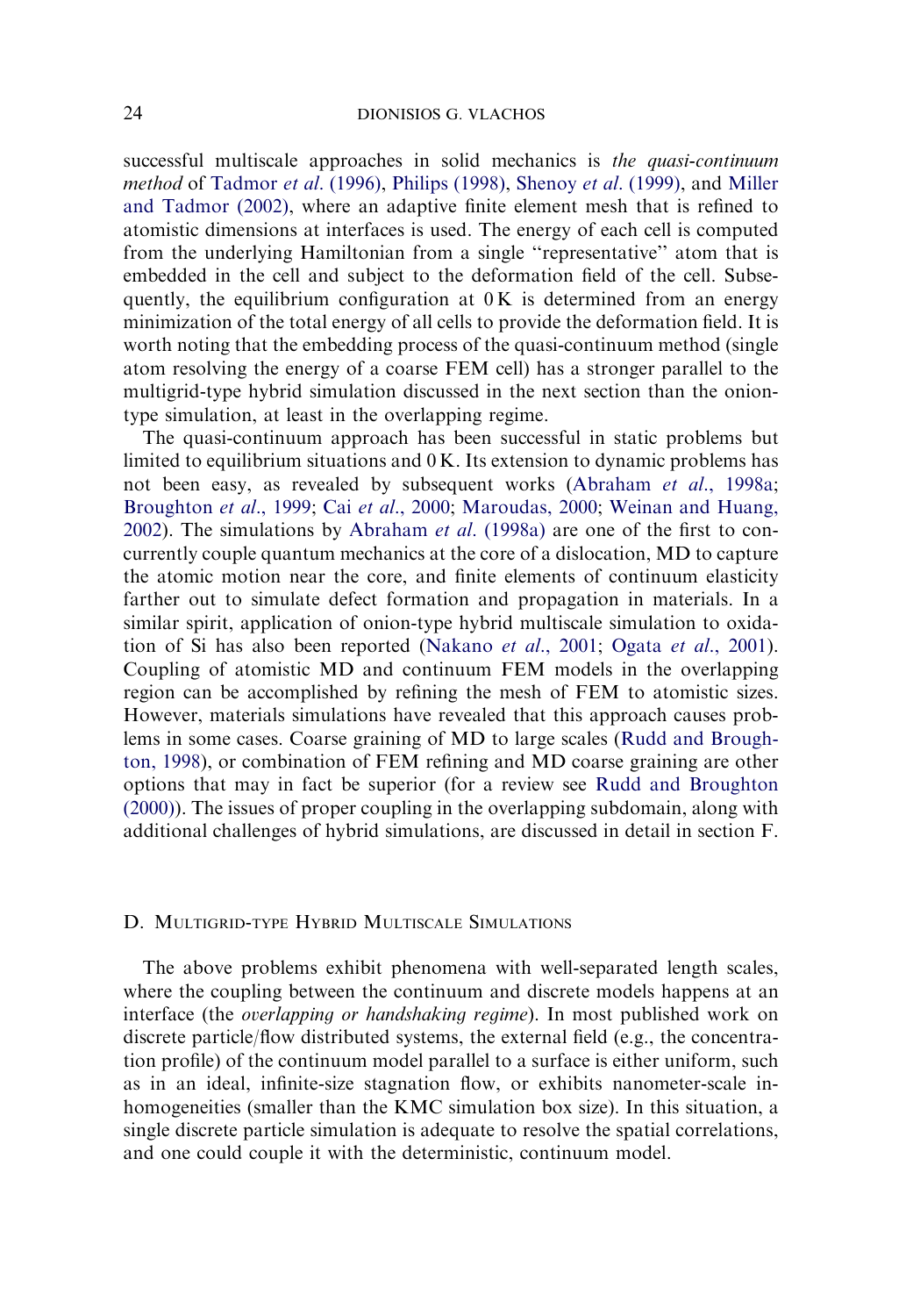successful multiscale approaches in solid mechanics is *the quasi-continuum method* of Tadmor *et al.* (1996), Philips (1998), Shenoy *et al.* (1999), and Miller and Tadmor (2002), where an adaptive finite element mesh that is refined to atomistic dimensions at interfaces is used. The energy of each cell is computed from the underlying Hamiltonian from a single "representative" atom that is embedded in the cell and subject to the deformation field of the cell. Subsequently, the equilibrium configuration at 0 K is determined from an energy minimization of the total energy of all cells to provide the deformation field. It is worth noting that the embedding process of the quasi-continuum method (single atom resolving the energy of a coarse FEM cell) has a stronger parallel to the multigrid-type hybrid simulation discussed in the next section than the onion-type simulation, at least in the overlapping regime.

The quasi-continuum approach has been successful in static problems but limited to equilibrium situations and 0 K. Its extension to dynamic problems has not been easy, as revealed by subsequent works (Abraham *et al.*, 1998a; Broughton *et al.*, 1999; Cai *et al.*, 2000; Maroudas, 2000; Weinan and Huang, 2002). The simulations by Abraham *et al.* (1998a) are one of the first to concurrently couple quantum mechanics at the core of a dislocation, MD to capture the atomic motion near the core, and finite elements of continuum elasticity farther out to simulate defect formation and propagation in materials. In a similar spirit, application of onion-type hybrid multiscale simulation to oxidation of Si has also been reported (Nakano *et al.*, 2001; Ogata *et al.*, 2001). Coupling of atomistic MD and continuum FEM models in the overlapping region can be accomplished by refining the mesh of FEM to atomistic sizes. However, materials simulations have revealed that this approach causes problems in some cases. Coarse graining of MD to large scales (Rudd and Broughton, 1998), or combination of FEM refining and MD coarse graining are other options that may in fact be superior (for a review see Rudd and Broughton (2000)). The issues of proper coupling in the overlapping subdomain, along with additional challenges of hybrid simulations, are discussed in detail in section F.

## D. Multigrid-type Hybrid Multiscale Simulations

The above problems exhibit phenomena with well-separated length scales, where the coupling between the continuum and discrete models happens at an interface (the *overlapping or handshaking regime*). In most published work on discrete particle/flow distributed systems, the external field (e.g., the concentration profile) of the continuum model parallel to a surface is either uniform, such as in an ideal, infinite-size stagnation flow, or exhibits nanometer-scale inhomogeneities (smaller than the KMC simulation box size). In this situation, a single discrete particle simulation is adequate to resolve the spatial correlations, and one could couple it with the deterministic, continuum model.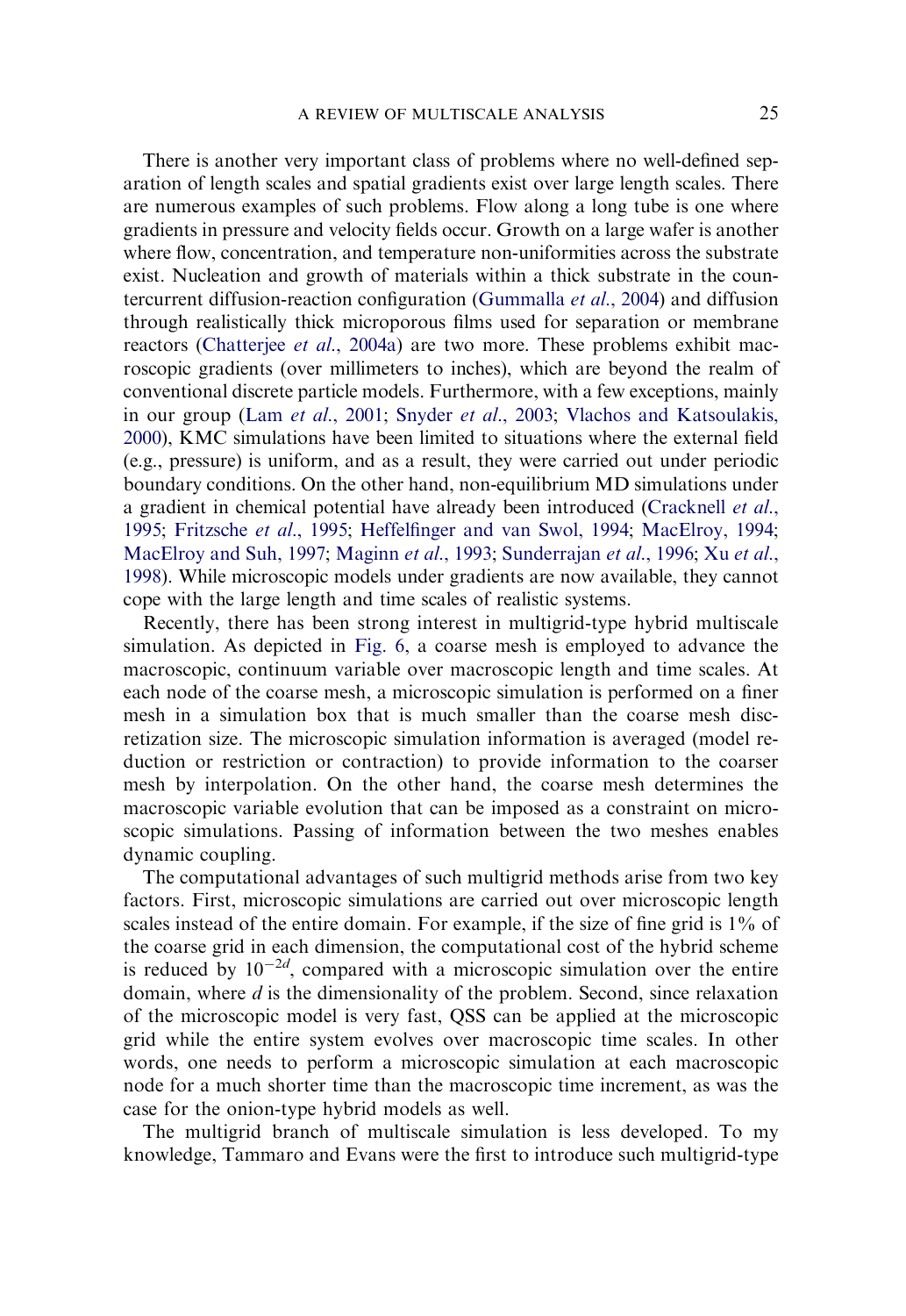There is another very important class of problems where no well-defined separation of length scales and spatial gradients exist over large length scales. There are numerous examples of such problems. Flow along a long tube is one where gradients in pressure and velocity fields occur. Growth on a large wafer is another where flow, concentration, and temperature non-uniformities across the substrate exist. Nucleation and growth of materials within a thick substrate in the countercurrent diffusion-reaction configuration (Gummalla *et al.*, 2004) and diffusion through realistically thick microporous films used for separation or membrane reactors (Chatterjee *et al.*, 2004a) are two more. These problems exhibit macroscopic gradients (over millimeters to inches), which are beyond the realm of conventional discrete particle models. Furthermore, with a few exceptions, mainly in our group (Lam *et al.*, 2001; Snyder *et al.*, 2003; Vlachos and Katsoulakis, 2000), KMC simulations have been limited to situations where the external field (e.g., pressure) is uniform, and as a result, they were carried out under periodic boundary conditions. On the other hand, non-equilibrium MD simulations under a gradient in chemical potential have already been introduced (Cracknell *et al.*, 1995; Fritzsche *et al.*, 1995; Heffelfinger and van Swol, 1994; MacElroy, 1994; MacElroy and Suh, 1997; Maginn *et al.*, 1993; Sunderrajan *et al.*, 1996; Xu *et al.*, 1998). While microscopic models under gradients are now available, they cannot cope with the large length and time scales of realistic systems.

Recently, there has been strong interest in multigrid-type hybrid multiscale simulation. As depicted in Fig. 6, a coarse mesh is employed to advance the macroscopic, continuum variable over macroscopic length and time scales. At each node of the coarse mesh, a microscopic simulation is performed on a finer mesh in a simulation box that is much smaller than the coarse mesh discretization size. The microscopic simulation information is averaged (model reduction or restriction or contraction) to provide information to the coarser mesh by interpolation. On the other hand, the coarse mesh determines the macroscopic variable evolution that can be imposed as a constraint on microscopic simulations. Passing of information between the two meshes enables dynamic coupling.

The computational advantages of such multigrid methods arise from two key factors. First, microscopic simulations are carried out over microscopic length scales instead of the entire domain. For example, if the size of fine grid is 1% of the coarse grid in each dimension, the computational cost of the hybrid scheme is reduced by $10^{-2d}$, compared with a microscopic simulation over the entire domain, where $d$ is the dimensionality of the problem. Second, since relaxation of the microscopic model is very fast, QSS can be applied at the microscopic grid while the entire system evolves over macroscopic time scales. In other words, one needs to perform a microscopic simulation at each macroscopic node for a much shorter time than the macroscopic time increment, as was the case for the onion-type hybrid models as well.

The multigrid branch of multiscale simulation is less developed. To my knowledge, Tammaro and Evans were the first to introduce such multigrid-type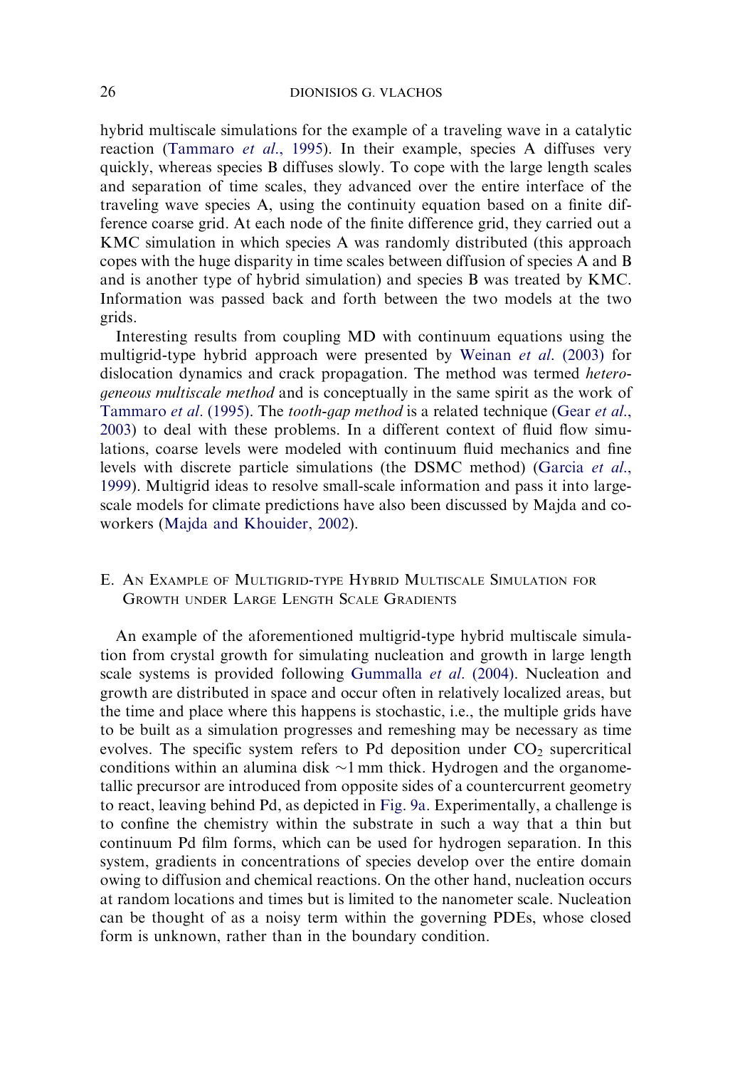hybrid multiscale simulations for the example of a traveling wave in a catalytic reaction (Tammaro *et al*., 1995). In their example, species A diffuses very quickly, whereas species B diffuses slowly. To cope with the large length scales and separation of time scales, they advanced over the entire interface of the traveling wave species A, using the continuity equation based on a finite difference coarse grid. At each node of the finite difference grid, they carried out a KMC simulation in which species A was randomly distributed (this approach copes with the huge disparity in time scales between diffusion of species A and B and is another type of hybrid simulation) and species B was treated by KMC. Information was passed back and forth between the two models at the two grids.

Interesting results from coupling MD with continuum equations using the multigrid-type hybrid approach were presented by Weinan *et al*. (2003) for dislocation dynamics and crack propagation. The method was termed *heterogeneous multiscale method* and is conceptually in the same spirit as the work of Tammaro *et al*. (1995). The *tooth-gap method* is a related technique (Gear *et al*., 2003) to deal with these problems. In a different context of fluid flow simulations, coarse levels were modeled with continuum fluid mechanics and fine levels with discrete particle simulations (the DSMC method) (Garcia *et al*., 1999). Multigrid ideas to resolve small-scale information and pass it into large-scale models for climate predictions have also been discussed by Majda and coworkers (Majda and Khouider, 2002).

## E. An Example of Multigrid-type Hybrid Multiscale Simulation for Growth under Large Length Scale Gradients

An example of the aforementioned multigrid-type hybrid multiscale simulation from crystal growth for simulating nucleation and growth in large length scale systems is provided following Gummalla *et al*. (2004). Nucleation and growth are distributed in space and occur often in relatively localized areas, but the time and place where this happens is stochastic, i.e., the multiple grids have to be built as a simulation progresses and remeshing may be necessary as time evolves. The specific system refers to Pd deposition under $CO_2$ supercritical conditions within an alumina disk $\sim$1 mm thick. Hydrogen and the organometallic precursor are introduced from opposite sides of a countercurrent geometry to react, leaving behind Pd, as depicted in Fig. 9a. Experimentally, a challenge is to confine the chemistry within the substrate in such a way that a thin but continuum Pd film forms, which can be used for hydrogen separation. In this system, gradients in concentrations of species develop over the entire domain owing to diffusion and chemical reactions. On the other hand, nucleation occurs at random locations and times but is limited to the nanometer scale. Nucleation can be thought of as a noisy term within the governing PDEs, whose closed form is unknown, rather than in the boundary condition.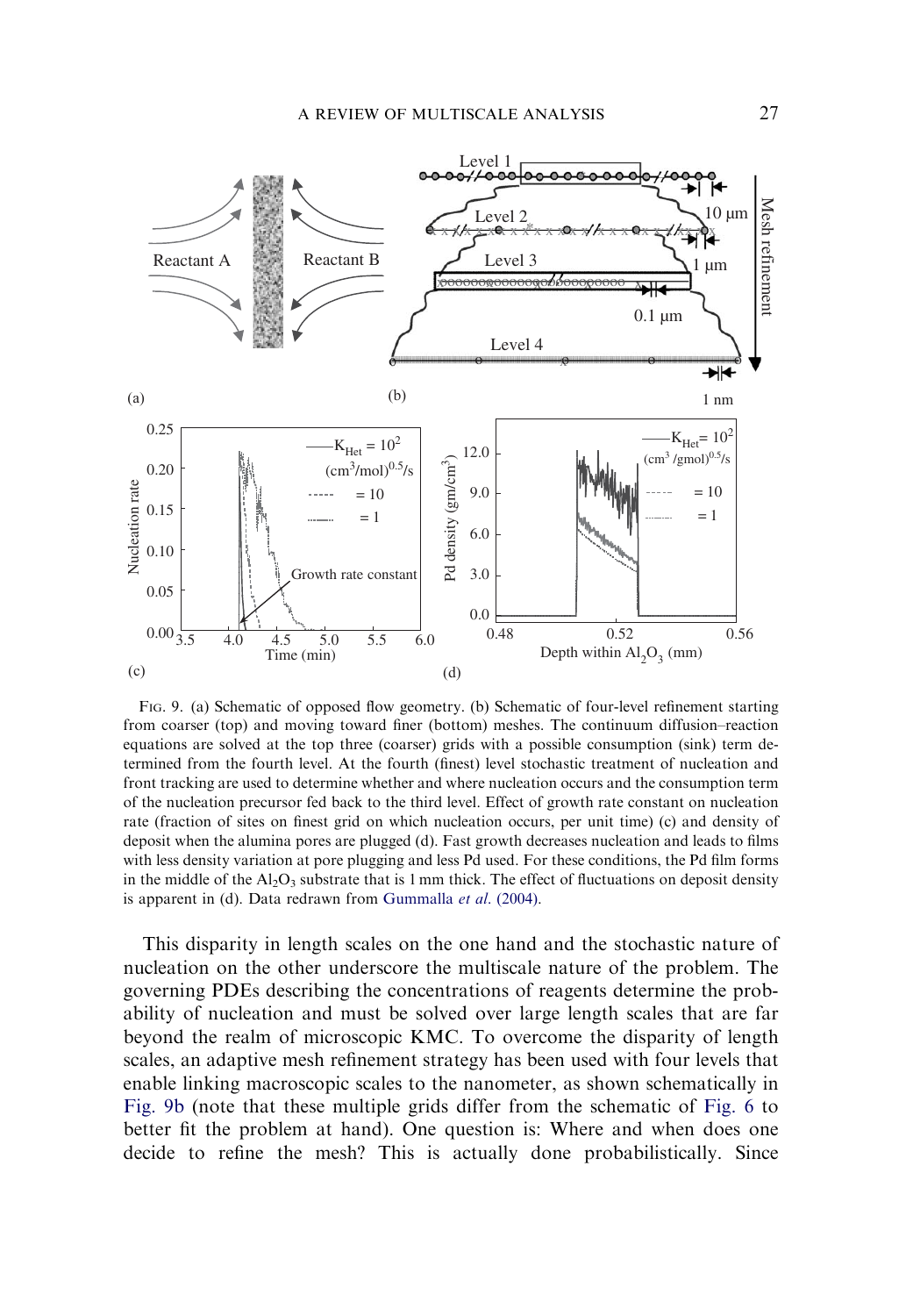FIG. 9. (a) Schematic of opposed flow geometry. (b) Schematic of four-level refinement starting from coarser (top) and moving toward finer (bottom) meshes. The continuum diffusion–reaction equations are solved at the top three (coarser) grids with a possible consumption (sink) term determined from the fourth level. At the fourth (finest) level stochastic treatment of nucleation and front tracking are used to determine whether and where nucleation occurs and the consumption term of the nucleation precursor fed back to the third level. Effect of growth rate constant on nucleation rate (fraction of sites on finest grid on which nucleation occurs, per unit time) (c) and density of deposit when the alumina pores are plugged (d). Fast growth decreases nucleation and leads to films with less density variation at pore plugging and less Pd used. For these conditions, the Pd film forms in the middle of the $Al_2O_3$ substrate that is 1 mm thick. The effect of fluctuations on deposit density is apparent in (d). Data redrawn from Gummalla *et al.* (2004).

This disparity in length scales on the one hand and the stochastic nature of nucleation on the other underscore the multiscale nature of the problem. The governing PDEs describing the concentrations of reagents determine the probability of nucleation and must be solved over large length scales that are far beyond the realm of microscopic KMC. To overcome the disparity of length scales, an adaptive mesh refinement strategy has been used with four levels that enable linking macroscopic scales to the nanometer, as shown schematically in Fig. 9b (note that these multiple grids differ from the schematic of Fig. 6 to better fit the problem at hand). One question is: Where and when does one decide to refine the mesh? This is actually done probabilistically. Since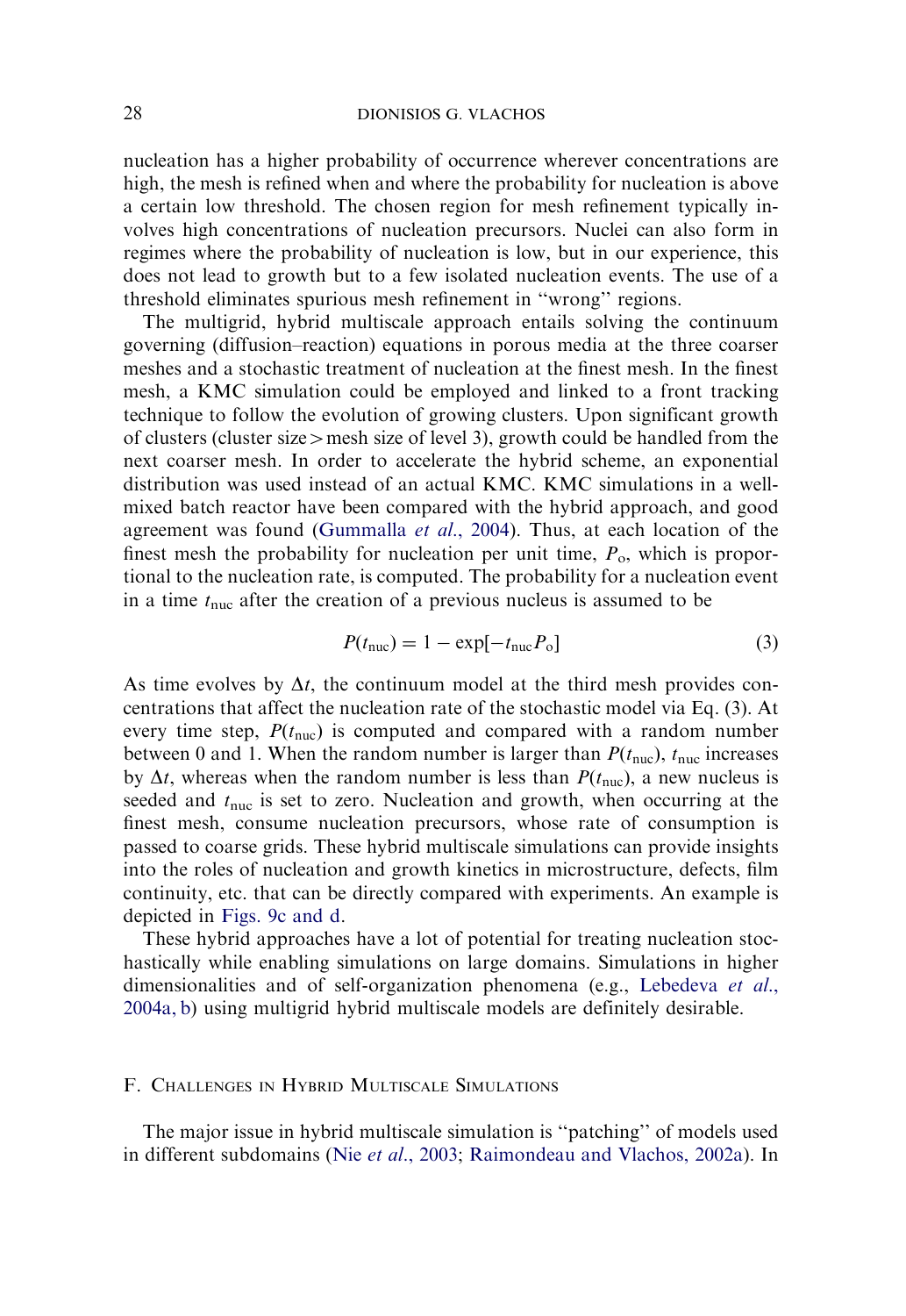nucleation has a higher probability of occurrence wherever concentrations are high, the mesh is refined when and where the probability for nucleation is above a certain low threshold. The chosen region for mesh refinement typically involves high concentrations of nucleation precursors. Nuclei can also form in regimes where the probability of nucleation is low, but in our experience, this does not lead to growth but to a few isolated nucleation events. The use of a threshold eliminates spurious mesh refinement in "wrong" regions.

The multigrid, hybrid multiscale approach entails solving the continuum governing (diffusion–reaction) equations in porous media at the three coarser meshes and a stochastic treatment of nucleation at the finest mesh. In the finest mesh, a KMC simulation could be employed and linked to a front tracking technique to follow the evolution of growing clusters. Upon significant growth of clusters (cluster size > mesh size of level 3), growth could be handled from the next coarser mesh. In order to accelerate the hybrid scheme, an exponential distribution was used instead of an actual KMC. KMC simulations in a well-mixed batch reactor have been compared with the hybrid approach, and good agreement was found (Gummalla *et al.*, 2004). Thus, at each location of the finest mesh the probability for nucleation per unit time, $P_{\text{o}}$, which is proportional to the nucleation rate, is computed. The probability for a nucleation event in a time $t_{\text{nuc}}$ after the creation of a previous nucleus is assumed to be

$$P(t_{\text{nuc}}) = 1 - \exp[-t_{\text{nuc}} P_{\text{o}}] \tag{3}$$

As time evolves by $\Delta t$, the continuum model at the third mesh provides concentrations that affect the nucleation rate of the stochastic model via Eq. (3). At every time step, $P(t_{\text{nuc}})$ is computed and compared with a random number between 0 and 1. When the random number is larger than $P(t_{\text{nuc}})$, $t_{\text{nuc}}$ increases by $\Delta t$, whereas when the random number is less than $P(t_{\text{nuc}})$, a new nucleus is seeded and $t_{\text{nuc}}$ is set to zero. Nucleation and growth, when occurring at the finest mesh, consume nucleation precursors, whose rate of consumption is passed to coarse grids. These hybrid multiscale simulations can provide insights into the roles of nucleation and growth kinetics in microstructure, defects, film continuity, etc. that can be directly compared with experiments. An example is depicted in Figs. 9c and d.

These hybrid approaches have a lot of potential for treating nucleation stochastically while enabling simulations on large domains. Simulations in higher dimensionalities and of self-organization phenomena (e.g., Lebedeva *et al.*, 2004a, b) using multigrid hybrid multiscale models are definitely desirable.

## F. Challenges in Hybrid Multiscale Simulations

The major issue in hybrid multiscale simulation is "patching" of models used in different subdomains (Nie *et al.*, 2003; Raimondeau and Vlachos, 2002a). In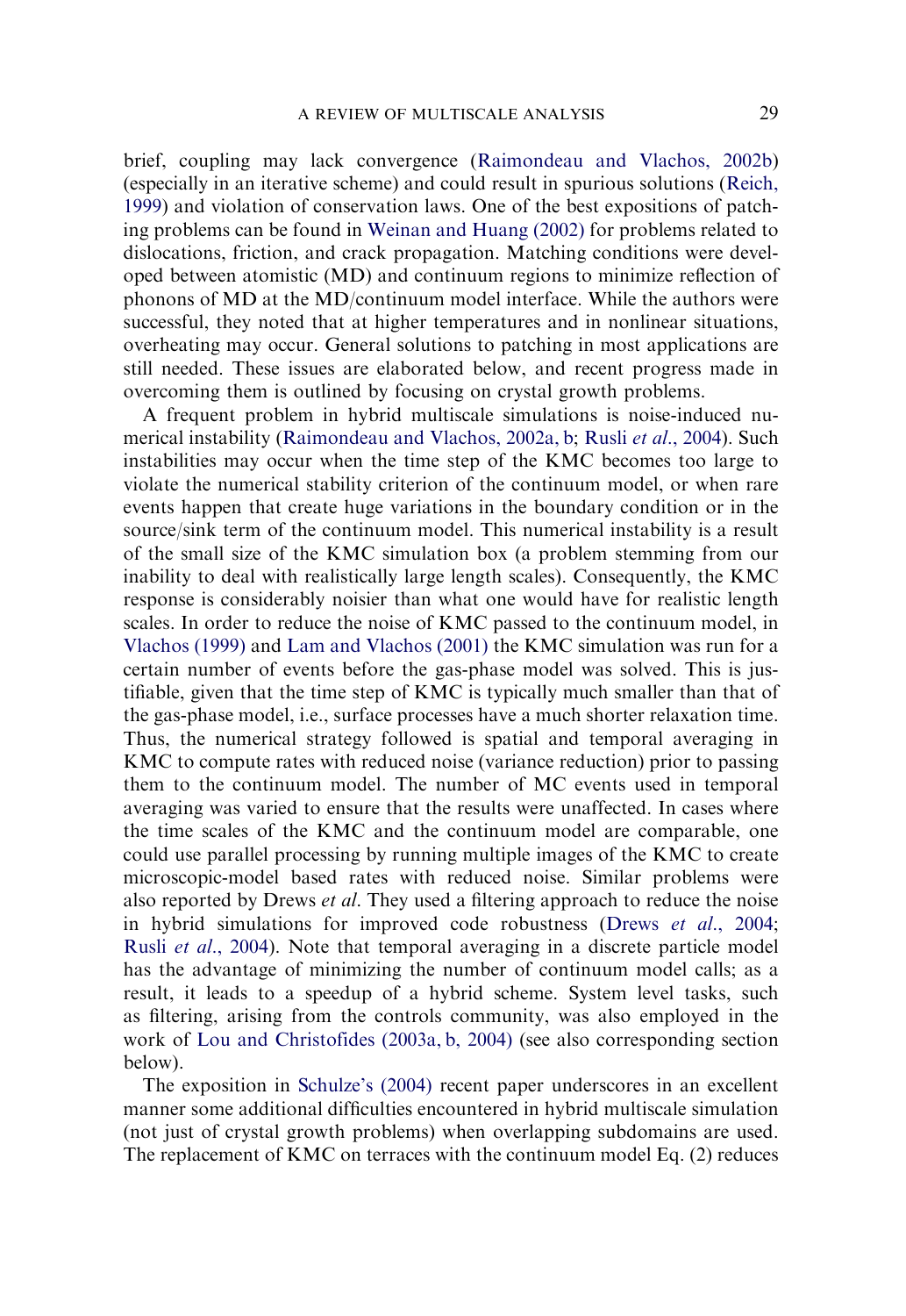brief, coupling may lack convergence (Raimondeau and Vlachos, 2002b) (especially in an iterative scheme) and could result in spurious solutions (Reich, 1999) and violation of conservation laws. One of the best expositions of patching problems can be found in Weinan and Huang (2002) for problems related to dislocations, friction, and crack propagation. Matching conditions were developed between atomistic (MD) and continuum regions to minimize reflection of phonons of MD at the MD/continuum model interface. While the authors were successful, they noted that at higher temperatures and in nonlinear situations, overheating may occur. General solutions to patching in most applications are still needed. These issues are elaborated below, and recent progress made in overcoming them is outlined by focusing on crystal growth problems.

A frequent problem in hybrid multiscale simulations is noise-induced numerical instability (Raimondeau and Vlachos, 2002a, b; Rusli *et al*., 2004). Such instabilities may occur when the time step of the KMC becomes too large to violate the numerical stability criterion of the continuum model, or when rare events happen that create huge variations in the boundary condition or in the source/sink term of the continuum model. This numerical instability is a result of the small size of the KMC simulation box (a problem stemming from our inability to deal with realistically large length scales). Consequently, the KMC response is considerably noisier than what one would have for realistic length scales. In order to reduce the noise of KMC passed to the continuum model, in Vlachos (1999) and Lam and Vlachos (2001) the KMC simulation was run for a certain number of events before the gas-phase model was solved. This is justifiable, given that the time step of KMC is typically much smaller than that of the gas-phase model, i.e., surface processes have a much shorter relaxation time. Thus, the numerical strategy followed is spatial and temporal averaging in KMC to compute rates with reduced noise (variance reduction) prior to passing them to the continuum model. The number of MC events used in temporal averaging was varied to ensure that the results were unaffected. In cases where the time scales of the KMC and the continuum model are comparable, one could use parallel processing by running multiple images of the KMC to create microscopic-model based rates with reduced noise. Similar problems were also reported by Drews *et al*. They used a filtering approach to reduce the noise in hybrid simulations for improved code robustness (Drews *et al*., 2004; Rusli *et al*., 2004). Note that temporal averaging in a discrete particle model has the advantage of minimizing the number of continuum model calls; as a result, it leads to a speedup of a hybrid scheme. System level tasks, such as filtering, arising from the controls community, was also employed in the work of Lou and Christofides (2003a, b, 2004) (see also corresponding section below).

The exposition in Schulze's (2004) recent paper underscores in an excellent manner some additional difficulties encountered in hybrid multiscale simulation (not just of crystal growth problems) when overlapping subdomains are used. The replacement of KMC on terraces with the continuum model Eq. (2) reduces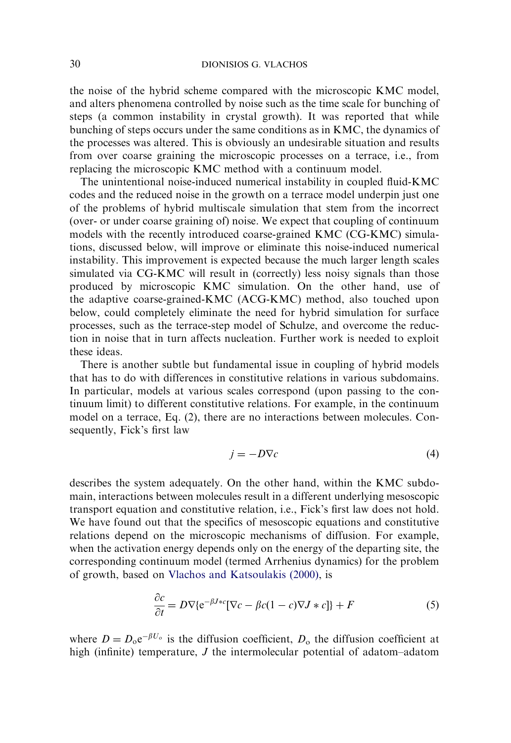the noise of the hybrid scheme compared with the microscopic KMC model, and alters phenomena controlled by noise such as the time scale for bunching of steps (a common instability in crystal growth). It was reported that while bunching of steps occurs under the same conditions as in KMC, the dynamics of the processes was altered. This is obviously an undesirable situation and results from over coarse graining the microscopic processes on a terrace, i.e., from replacing the microscopic KMC method with a continuum model.

The unintentional noise-induced numerical instability in coupled fluid-KMC codes and the reduced noise in the growth on a terrace model underpin just one of the problems of hybrid multiscale simulation that stem from the incorrect (over- or under coarse graining of) noise. We expect that coupling of continuum models with the recently introduced coarse-grained KMC (CG-KMC) simulations, discussed below, will improve or eliminate this noise-induced numerical instability. This improvement is expected because the much larger length scales simulated via CG-KMC will result in (correctly) less noisy signals than those produced by microscopic KMC simulation. On the other hand, use of the adaptive coarse-grained-KMC (ACG-KMC) method, also touched upon below, could completely eliminate the need for hybrid simulation for surface processes, such as the terrace-step model of Schulze, and overcome the reduction in noise that in turn affects nucleation. Further work is needed to exploit these ideas.

There is another subtle but fundamental issue in coupling of hybrid models that has to do with differences in constitutive relations in various subdomains. In particular, models at various scales correspond (upon passing to the continuum limit) to different constitutive relations. For example, in the continuum model on a terrace, Eq. (2), there are no interactions between molecules. Consequently, Fick's first law

$$j = -D\nabla c \tag{4}$$

describes the system adequately. On the other hand, within the KMC subdomain, interactions between molecules result in a different underlying mesoscopic transport equation and constitutive relation, i.e., Fick's first law does not hold. We have found out that the specifics of mesoscopic equations and constitutive relations depend on the microscopic mechanisms of diffusion. For example, when the activation energy depends only on the energy of the departing site, the corresponding continuum model (termed Arrhenius dynamics) for the problem of growth, based on Vlachos and Katsoulakis (2000), is

$$\frac{\partial c}{\partial t} = D\nabla\{e^{-\beta J*c}[\nabla c - \beta c(1-c)\nabla J * c]\} + F \tag{5}$$

where $D = D_o e^{-\beta U_o}$ is the diffusion coefficient, $D_o$ the diffusion coefficient at high (infinite) temperature, $J$ the intermolecular potential of adatom–adatom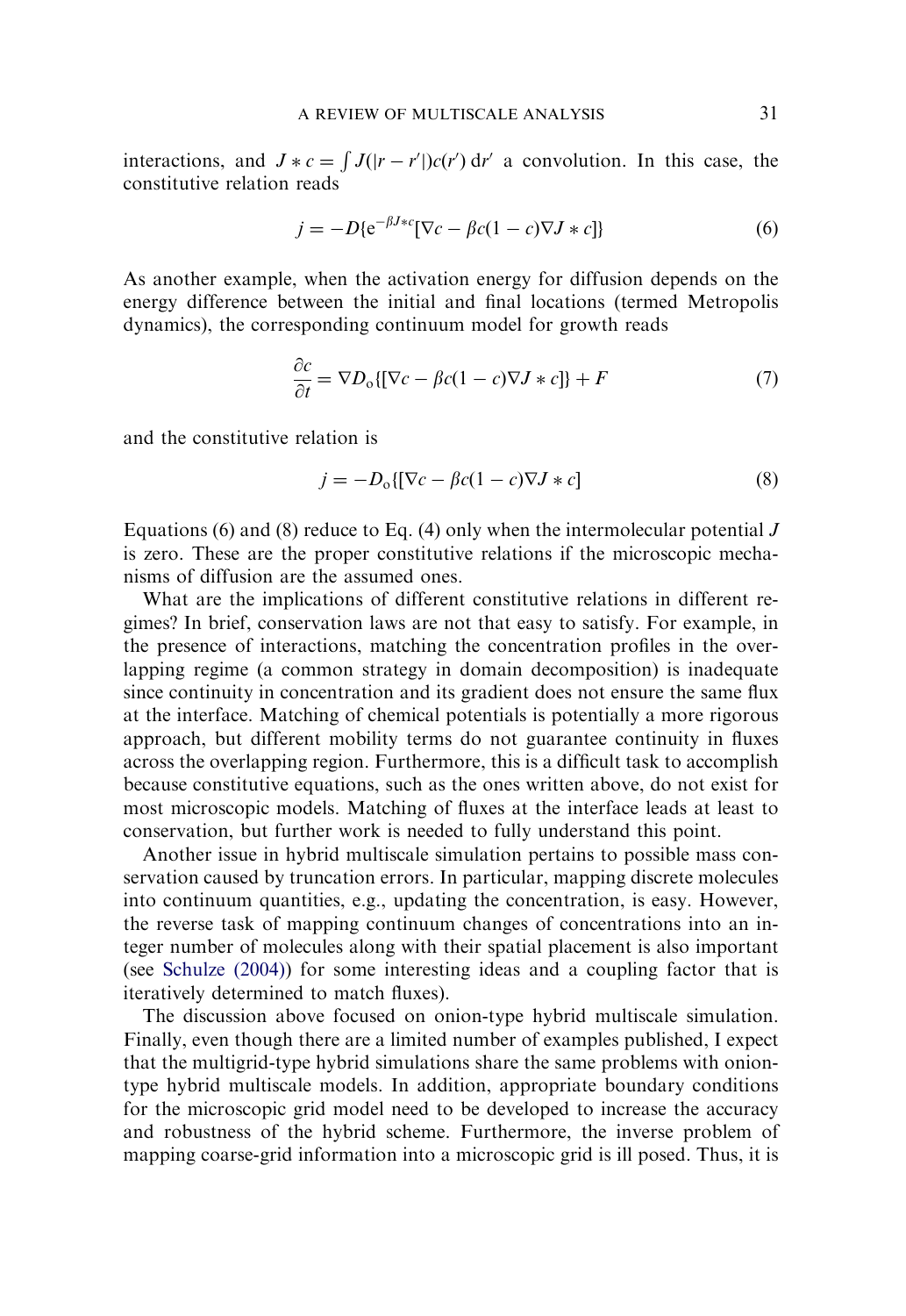interactions, and $J * c = \int J(|r - r'|)c(r')\,\mathrm{d}r'$ a convolution. In this case, the constitutive relation reads

$$j = -D\{\mathrm{e}^{-\beta J * c}[\nabla c - \beta c(1 - c)\nabla J * c]\} \tag{6}$$

As another example, when the activation energy for diffusion depends on the energy difference between the initial and final locations (termed Metropolis dynamics), the corresponding continuum model for growth reads

$$\frac{\partial c}{\partial t} = \nabla D_{\mathrm{o}}\{[\nabla c - \beta c(1 - c)\nabla J * c]\} + F \tag{7}$$

and the constitutive relation is

$$j = -D_{\mathrm{o}}\{[\nabla c - \beta c(1 - c)\nabla J * c] \tag{8}$$

Equations (6) and (8) reduce to Eq. (4) only when the intermolecular potential $J$ is zero. These are the proper constitutive relations if the microscopic mechanisms of diffusion are the assumed ones.

What are the implications of different constitutive relations in different regimes? In brief, conservation laws are not that easy to satisfy. For example, in the presence of interactions, matching the concentration profiles in the overlapping regime (a common strategy in domain decomposition) is inadequate since continuity in concentration and its gradient does not ensure the same flux at the interface. Matching of chemical potentials is potentially a more rigorous approach, but different mobility terms do not guarantee continuity in fluxes across the overlapping region. Furthermore, this is a difficult task to accomplish because constitutive equations, such as the ones written above, do not exist for most microscopic models. Matching of fluxes at the interface leads at least to conservation, but further work is needed to fully understand this point.

Another issue in hybrid multiscale simulation pertains to possible mass conservation caused by truncation errors. In particular, mapping discrete molecules into continuum quantities, e.g., updating the concentration, is easy. However, the reverse task of mapping continuum changes of concentrations into an integer number of molecules along with their spatial placement is also important (see Schulze (2004)) for some interesting ideas and a coupling factor that is iteratively determined to match fluxes).

The discussion above focused on onion-type hybrid multiscale simulation. Finally, even though there are a limited number of examples published, I expect that the multigrid-type hybrid simulations share the same problems with onion-type hybrid multiscale models. In addition, appropriate boundary conditions for the microscopic grid model need to be developed to increase the accuracy and robustness of the hybrid scheme. Furthermore, the inverse problem of mapping coarse-grid information into a microscopic grid is ill posed. Thus, it is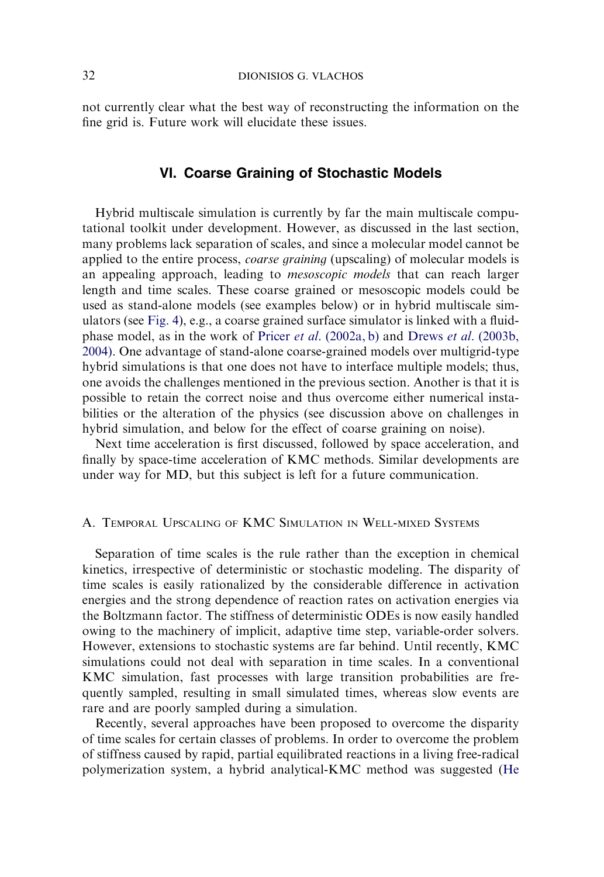not currently clear what the best way of reconstructing the information on the fine grid is. Future work will elucidate these issues.

## VI. Coarse Graining of Stochastic Models

Hybrid multiscale simulation is currently by far the main multiscale computational toolkit under development. However, as discussed in the last section, many problems lack separation of scales, and since a molecular model cannot be applied to the entire process, *coarse graining* (upscaling) of molecular models is an appealing approach, leading to *mesoscopic models* that can reach larger length and time scales. These coarse grained or mesoscopic models could be used as stand-alone models (see examples below) or in hybrid multiscale simulators (see Fig. 4), e.g., a coarse grained surface simulator is linked with a fluid-phase model, as in the work of Pricer *et al*. (2002a, b) and Drews *et al*. (2003b, 2004). One advantage of stand-alone coarse-grained models over multigrid-type hybrid simulations is that one does not have to interface multiple models; thus, one avoids the challenges mentioned in the previous section. Another is that it is possible to retain the correct noise and thus overcome either numerical instabilities or the alteration of the physics (see discussion above on challenges in hybrid simulation, and below for the effect of coarse graining on noise).

Next time acceleration is first discussed, followed by space acceleration, and finally by space-time acceleration of KMC methods. Similar developments are under way for MD, but this subject is left for a future communication.

### A. Temporal Upscaling of KMC Simulation in Well-mixed Systems

Separation of time scales is the rule rather than the exception in chemical kinetics, irrespective of deterministic or stochastic modeling. The disparity of time scales is easily rationalized by the considerable difference in activation energies and the strong dependence of reaction rates on activation energies via the Boltzmann factor. The stiffness of deterministic ODEs is now easily handled owing to the machinery of implicit, adaptive time step, variable-order solvers. However, extensions to stochastic systems are far behind. Until recently, KMC simulations could not deal with separation in time scales. In a conventional KMC simulation, fast processes with large transition probabilities are frequently sampled, resulting in small simulated times, whereas slow events are rare and are poorly sampled during a simulation.

Recently, several approaches have been proposed to overcome the disparity of time scales for certain classes of problems. In order to overcome the problem of stiffness caused by rapid, partial equilibrated reactions in a living free-radical polymerization system, a hybrid analytical-KMC method was suggested (He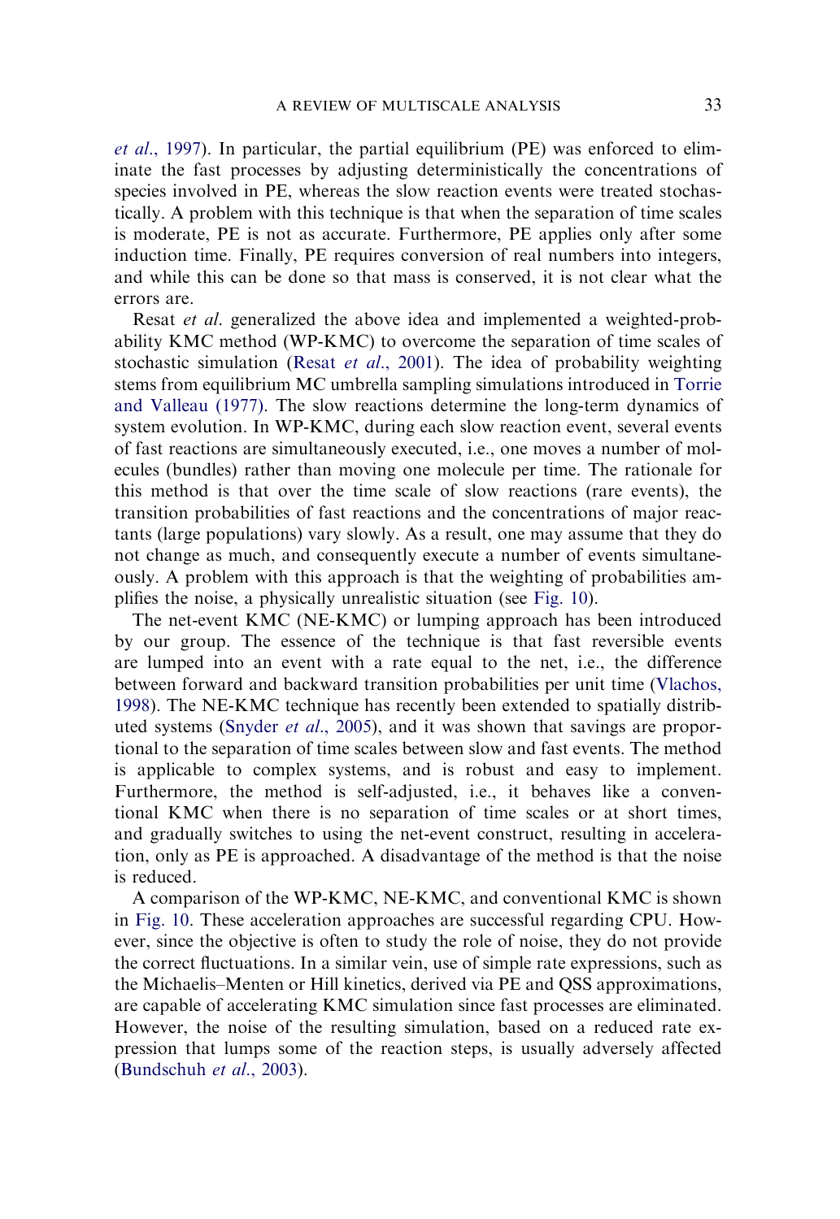*et al*., 1997). In particular, the partial equilibrium (PE) was enforced to eliminate the fast processes by adjusting deterministically the concentrations of species involved in PE, whereas the slow reaction events were treated stochastically. A problem with this technique is that when the separation of time scales is moderate, PE is not as accurate. Furthermore, PE applies only after some induction time. Finally, PE requires conversion of real numbers into integers, and while this can be done so that mass is conserved, it is not clear what the errors are.

Resat *et al*. generalized the above idea and implemented a weighted-probability KMC method (WP-KMC) to overcome the separation of time scales of stochastic simulation (Resat *et al*., 2001). The idea of probability weighting stems from equilibrium MC umbrella sampling simulations introduced in Torrie and Valleau (1977). The slow reactions determine the long-term dynamics of system evolution. In WP-KMC, during each slow reaction event, several events of fast reactions are simultaneously executed, i.e., one moves a number of molecules (bundles) rather than moving one molecule per time. The rationale for this method is that over the time scale of slow reactions (rare events), the transition probabilities of fast reactions and the concentrations of major reactants (large populations) vary slowly. As a result, one may assume that they do not change as much, and consequently execute a number of events simultaneously. A problem with this approach is that the weighting of probabilities amplifies the noise, a physically unrealistic situation (see Fig. 10).

The net-event KMC (NE-KMC) or lumping approach has been introduced by our group. The essence of the technique is that fast reversible events are lumped into an event with a rate equal to the net, i.e., the difference between forward and backward transition probabilities per unit time (Vlachos, 1998). The NE-KMC technique has recently been extended to spatially distributed systems (Snyder *et al*., 2005), and it was shown that savings are proportional to the separation of time scales between slow and fast events. The method is applicable to complex systems, and is robust and easy to implement. Furthermore, the method is self-adjusted, i.e., it behaves like a conventional KMC when there is no separation of time scales or at short times, and gradually switches to using the net-event construct, resulting in acceleration, only as PE is approached. A disadvantage of the method is that the noise is reduced.

A comparison of the WP-KMC, NE-KMC, and conventional KMC is shown in Fig. 10. These acceleration approaches are successful regarding CPU. However, since the objective is often to study the role of noise, they do not provide the correct fluctuations. In a similar vein, use of simple rate expressions, such as the Michaelis–Menten or Hill kinetics, derived via PE and QSS approximations, are capable of accelerating KMC simulation since fast processes are eliminated. However, the noise of the resulting simulation, based on a reduced rate expression that lumps some of the reaction steps, is usually adversely affected (Bundschuh *et al*., 2003).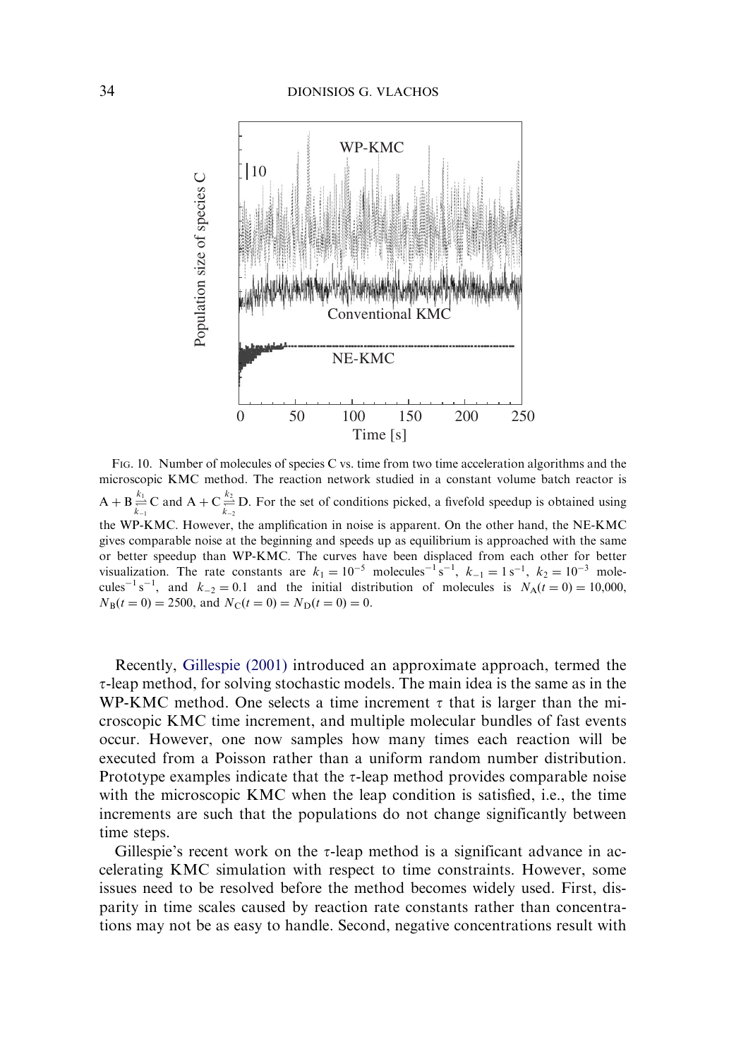FIG. 10. Number of molecules of species C vs. time from two time acceleration algorithms and the microscopic KMC method. The reaction network studied in a constant volume batch reactor is $A + B \underset{k_{-1}}{\overset{k_1}{\rightleftharpoons}} C$ and $A + C \underset{k_{-2}}{\overset{k_2}{\rightleftharpoons}} D$. For the set of conditions picked, a fivefold speedup is obtained using the WP-KMC. However, the amplification in noise is apparent. On the other hand, the NE-KMC gives comparable noise at the beginning and speeds up as equilibrium is approached with the same or better speedup than WP-KMC. The curves have been displaced from each other for better visualization. The rate constants are $k_1 = 10^{-5}$ molecules$^{-1}$ s$^{-1}$, $k_{-1} = 1$ s$^{-1}$, $k_2 = 10^{-3}$ molecules$^{-1}$ s$^{-1}$, and $k_{-2} = 0.1$ and the initial distribution of molecules is $N_A(t=0) = 10{,}000$, $N_B(t=0) = 2500$, and $N_C(t=0) = N_D(t=0) = 0$.

Recently, Gillespie (2001) introduced an approximate approach, termed the $\tau$-leap method, for solving stochastic models. The main idea is the same as in the WP-KMC method. One selects a time increment $\tau$ that is larger than the microscopic KMC time increment, and multiple molecular bundles of fast events occur. However, one now samples how many times each reaction will be executed from a Poisson rather than a uniform random number distribution. Prototype examples indicate that the $\tau$-leap method provides comparable noise with the microscopic KMC when the leap condition is satisfied, i.e., the time increments are such that the populations do not change significantly between time steps.

Gillespie's recent work on the $\tau$-leap method is a significant advance in accelerating KMC simulation with respect to time constraints. However, some issues need to be resolved before the method becomes widely used. First, disparity in time scales caused by reaction rate constants rather than concentrations may not be as easy to handle. Second, negative concentrations result with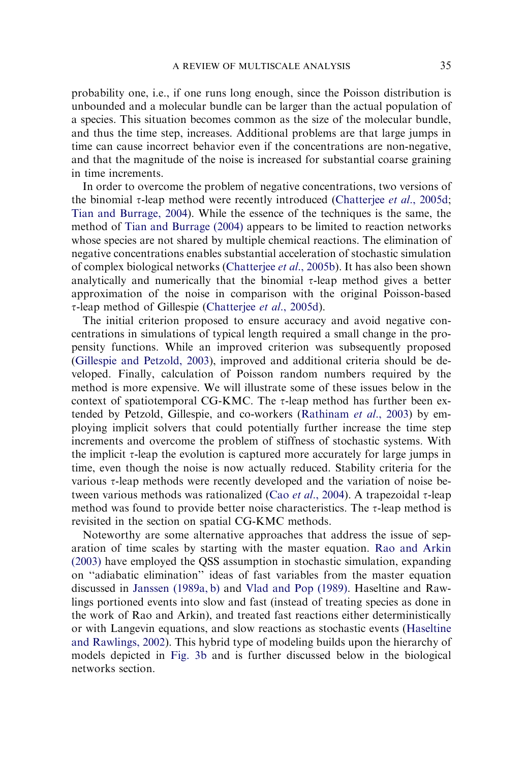probability one, i.e., if one runs long enough, since the Poisson distribution is unbounded and a molecular bundle can be larger than the actual population of a species. This situation becomes common as the size of the molecular bundle, and thus the time step, increases. Additional problems are that large jumps in time can cause incorrect behavior even if the concentrations are non-negative, and that the magnitude of the noise is increased for substantial coarse graining in time increments.

In order to overcome the problem of negative concentrations, two versions of the binomial $\tau$-leap method were recently introduced (Chatterjee *et al.*, 2005d; Tian and Burrage, 2004). While the essence of the techniques is the same, the method of Tian and Burrage (2004) appears to be limited to reaction networks whose species are not shared by multiple chemical reactions. The elimination of negative concentrations enables substantial acceleration of stochastic simulation of complex biological networks (Chatterjee *et al.*, 2005b). It has also been shown analytically and numerically that the binomial $\tau$-leap method gives a better approximation of the noise in comparison with the original Poisson-based $\tau$-leap method of Gillespie (Chatterjee *et al.*, 2005d).

The initial criterion proposed to ensure accuracy and avoid negative concentrations in simulations of typical length required a small change in the propensity functions. While an improved criterion was subsequently proposed (Gillespie and Petzold, 2003), improved and additional criteria should be developed. Finally, calculation of Poisson random numbers required by the method is more expensive. We will illustrate some of these issues below in the context of spatiotemporal CG-KMC. The $\tau$-leap method has further been extended by Petzold, Gillespie, and co-workers (Rathinam *et al.*, 2003) by employing implicit solvers that could potentially further increase the time step increments and overcome the problem of stiffness of stochastic systems. With the implicit $\tau$-leap the evolution is captured more accurately for large jumps in time, even though the noise is now actually reduced. Stability criteria for the various $\tau$-leap methods were recently developed and the variation of noise between various methods was rationalized (Cao *et al.*, 2004). A trapezoidal $\tau$-leap method was found to provide better noise characteristics. The $\tau$-leap method is revisited in the section on spatial CG-KMC methods.

Noteworthy are some alternative approaches that address the issue of separation of time scales by starting with the master equation. Rao and Arkin (2003) have employed the QSS assumption in stochastic simulation, expanding on "adiabatic elimination" ideas of fast variables from the master equation discussed in Janssen (1989a, b) and Vlad and Pop (1989). Haseltine and Rawlings portioned events into slow and fast (instead of treating species as done in the work of Rao and Arkin), and treated fast reactions either deterministically or with Langevin equations, and slow reactions as stochastic events (Haseltine and Rawlings, 2002). This hybrid type of modeling builds upon the hierarchy of models depicted in Fig. 3b and is further discussed below in the biological networks section.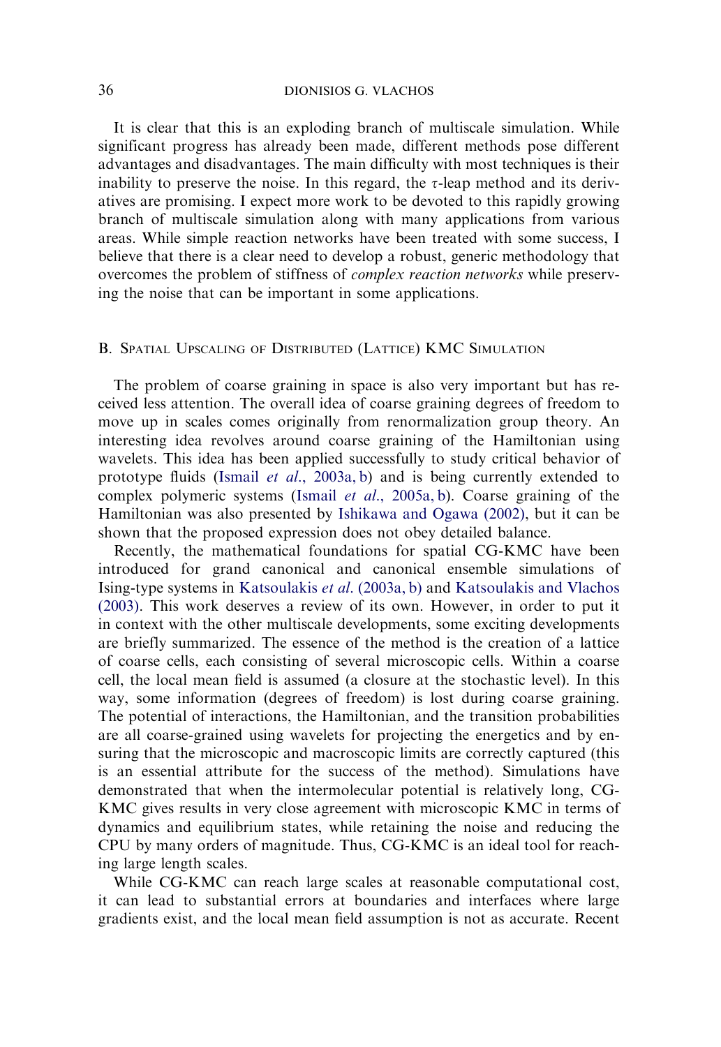It is clear that this is an exploding branch of multiscale simulation. While significant progress has already been made, different methods pose different advantages and disadvantages. The main difficulty with most techniques is their inability to preserve the noise. In this regard, the $\tau$-leap method and its derivatives are promising. I expect more work to be devoted to this rapidly growing branch of multiscale simulation along with many applications from various areas. While simple reaction networks have been treated with some success, I believe that there is a clear need to develop a robust, generic methodology that overcomes the problem of stiffness of *complex reaction networks* while preserving the noise that can be important in some applications.

### B. Spatial Upscaling of Distributed (Lattice) KMC Simulation

The problem of coarse graining in space is also very important but has received less attention. The overall idea of coarse graining degrees of freedom to move up in scales comes originally from renormalization group theory. An interesting idea revolves around coarse graining of the Hamiltonian using wavelets. This idea has been applied successfully to study critical behavior of prototype fluids (Ismail *et al.*, 2003a, b) and is being currently extended to complex polymeric systems (Ismail *et al.*, 2005a, b). Coarse graining of the Hamiltonian was also presented by Ishikawa and Ogawa (2002), but it can be shown that the proposed expression does not obey detailed balance.

Recently, the mathematical foundations for spatial CG-KMC have been introduced for grand canonical and canonical ensemble simulations of Ising-type systems in Katsoulakis *et al.* (2003a, b) and Katsoulakis and Vlachos (2003). This work deserves a review of its own. However, in order to put it in context with the other multiscale developments, some exciting developments are briefly summarized. The essence of the method is the creation of a lattice of coarse cells, each consisting of several microscopic cells. Within a coarse cell, the local mean field is assumed (a closure at the stochastic level). In this way, some information (degrees of freedom) is lost during coarse graining. The potential of interactions, the Hamiltonian, and the transition probabilities are all coarse-grained using wavelets for projecting the energetics and by ensuring that the microscopic and macroscopic limits are correctly captured (this is an essential attribute for the success of the method). Simulations have demonstrated that when the intermolecular potential is relatively long, CG-KMC gives results in very close agreement with microscopic KMC in terms of dynamics and equilibrium states, while retaining the noise and reducing the CPU by many orders of magnitude. Thus, CG-KMC is an ideal tool for reaching large length scales.

While CG-KMC can reach large scales at reasonable computational cost, it can lead to substantial errors at boundaries and interfaces where large gradients exist, and the local mean field assumption is not as accurate. Recent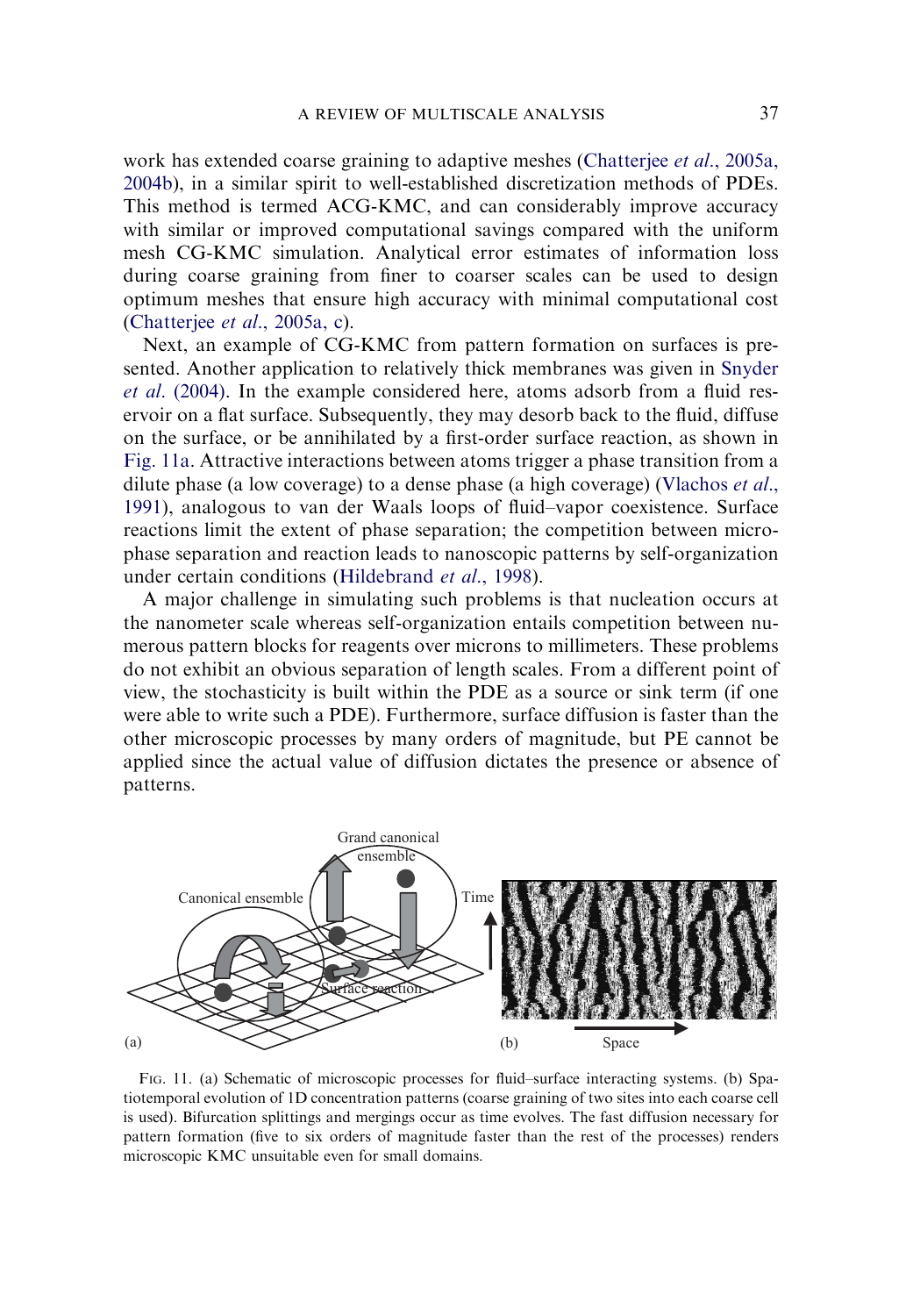work has extended coarse graining to adaptive meshes (Chatterjee *et al*., 2005a, 2004b), in a similar spirit to well-established discretization methods of PDEs. This method is termed ACG-KMC, and can considerably improve accuracy with similar or improved computational savings compared with the uniform mesh CG-KMC simulation. Analytical error estimates of information loss during coarse graining from finer to coarser scales can be used to design optimum meshes that ensure high accuracy with minimal computational cost (Chatterjee *et al*., 2005a, c).

Next, an example of CG-KMC from pattern formation on surfaces is presented. Another application to relatively thick membranes was given in Snyder *et al*. (2004). In the example considered here, atoms adsorb from a fluid reservoir on a flat surface. Subsequently, they may desorb back to the fluid, diffuse on the surface, or be annihilated by a first-order surface reaction, as shown in Fig. 11a. Attractive interactions between atoms trigger a phase transition from a dilute phase (a low coverage) to a dense phase (a high coverage) (Vlachos *et al*., 1991), analogous to van der Waals loops of fluid–vapor coexistence. Surface reactions limit the extent of phase separation; the competition between microphase separation and reaction leads to nanoscopic patterns by self-organization under certain conditions (Hildebrand *et al*., 1998).

A major challenge in simulating such problems is that nucleation occurs at the nanometer scale whereas self-organization entails competition between numerous pattern blocks for reagents over microns to millimeters. These problems do not exhibit an obvious separation of length scales. From a different point of view, the stochasticity is built within the PDE as a source or sink term (if one were able to write such a PDE). Furthermore, surface diffusion is faster than the other microscopic processes by many orders of magnitude, but PE cannot be applied since the actual value of diffusion dictates the presence or absence of patterns.

FIG. 11. (a) Schematic of microscopic processes for fluid–surface interacting systems. (b) Spatiotemporal evolution of 1D concentration patterns (coarse graining of two sites into each coarse cell is used). Bifurcation splittings and mergings occur as time evolves. The fast diffusion necessary for pattern formation (five to six orders of magnitude faster than the rest of the processes) renders microscopic KMC unsuitable even for small domains.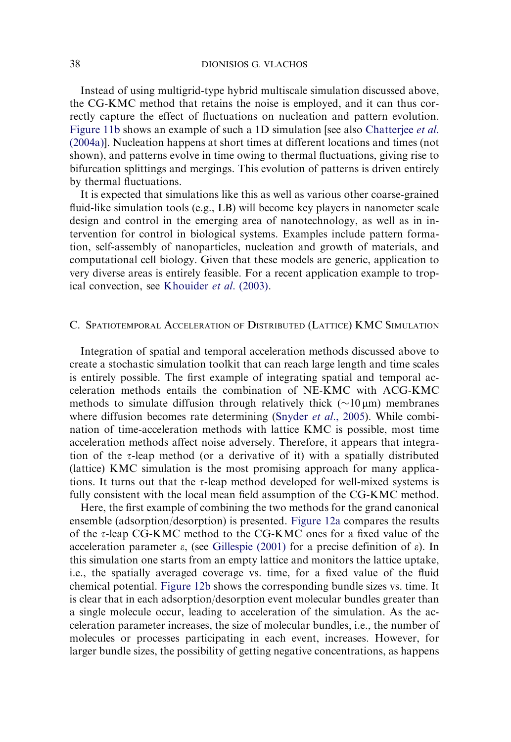Instead of using multigrid-type hybrid multiscale simulation discussed above, the CG-KMC method that retains the noise is employed, and it can thus correctly capture the effect of fluctuations on nucleation and pattern evolution. Figure 11b shows an example of such a 1D simulation [see also Chatterjee *et al.* (2004a)]. Nucleation happens at short times at different locations and times (not shown), and patterns evolve in time owing to thermal fluctuations, giving rise to bifurcation splittings and mergings. This evolution of patterns is driven entirely by thermal fluctuations.

It is expected that simulations like this as well as various other coarse-grained fluid-like simulation tools (e.g., LB) will become key players in nanometer scale design and control in the emerging area of nanotechnology, as well as in intervention for control in biological systems. Examples include pattern formation, self-assembly of nanoparticles, nucleation and growth of materials, and computational cell biology. Given that these models are generic, application to very diverse areas is entirely feasible. For a recent application example to tropical convection, see Khouider *et al.* (2003).

### C. Spatiotemporal Acceleration of Distributed (Lattice) KMC Simulation

Integration of spatial and temporal acceleration methods discussed above to create a stochastic simulation toolkit that can reach large length and time scales is entirely possible. The first example of integrating spatial and temporal acceleration methods entails the combination of NE-KMC with ACG-KMC methods to simulate diffusion through relatively thick ($\sim$10 $\mu$m) membranes where diffusion becomes rate determining (Snyder *et al.*, 2005). While combination of time-acceleration methods with lattice KMC is possible, most time acceleration methods affect noise adversely. Therefore, it appears that integration of the $\tau$-leap method (or a derivative of it) with a spatially distributed (lattice) KMC simulation is the most promising approach for many applications. It turns out that the $\tau$-leap method developed for well-mixed systems is fully consistent with the local mean field assumption of the CG-KMC method.

Here, the first example of combining the two methods for the grand canonical ensemble (adsorption/desorption) is presented. Figure 12a compares the results of the $\tau$-leap CG-KMC method to the CG-KMC ones for a fixed value of the acceleration parameter $\varepsilon$, (see Gillespie (2001) for a precise definition of $\varepsilon$). In this simulation one starts from an empty lattice and monitors the lattice uptake, i.e., the spatially averaged coverage vs. time, for a fixed value of the fluid chemical potential. Figure 12b shows the corresponding bundle sizes vs. time. It is clear that in each adsorption/desorption event molecular bundles greater than a single molecule occur, leading to acceleration of the simulation. As the acceleration parameter increases, the size of molecular bundles, i.e., the number of molecules or processes participating in each event, increases. However, for larger bundle sizes, the possibility of getting negative concentrations, as happens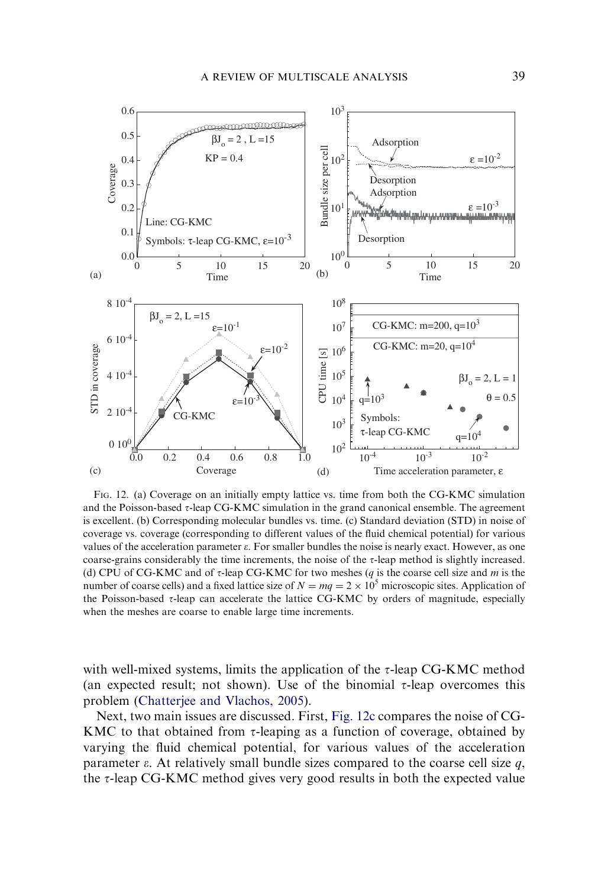FIG. 12. (a) Coverage on an initially empty lattice vs. time from both the CG-KMC simulation and the Poisson-based $\tau$-leap CG-KMC simulation in the grand canonical ensemble. The agreement is excellent. (b) Corresponding molecular bundles vs. time. (c) Standard deviation (STD) in noise of coverage vs. coverage (corresponding to different values of the fluid chemical potential) for various values of the acceleration parameter $\varepsilon$. For smaller bundles the noise is nearly exact. However, as one coarse-grains considerably the time increments, the noise of the $\tau$-leap method is slightly increased. (d) CPU of CG-KMC and of $\tau$-leap CG-KMC for two meshes ($q$ is the coarse cell size and $m$ is the number of coarse cells) and a fixed lattice size of $N = mq = 2 \times 10^5$ microscopic sites. Application of the Poisson-based $\tau$-leap can accelerate the lattice CG-KMC by orders of magnitude, especially when the meshes are coarse to enable large time increments.

with well-mixed systems, limits the application of the $\tau$-leap CG-KMC method (an expected result; not shown). Use of the binomial $\tau$-leap overcomes this problem (Chatterjee and Vlachos, 2005).

Next, two main issues are discussed. First, Fig. 12c compares the noise of CG-KMC to that obtained from $\tau$-leaping as a function of coverage, obtained by varying the fluid chemical potential, for various values of the acceleration parameter $\varepsilon$. At relatively small bundle sizes compared to the coarse cell size $q$, the $\tau$-leap CG-KMC method gives very good results in both the expected value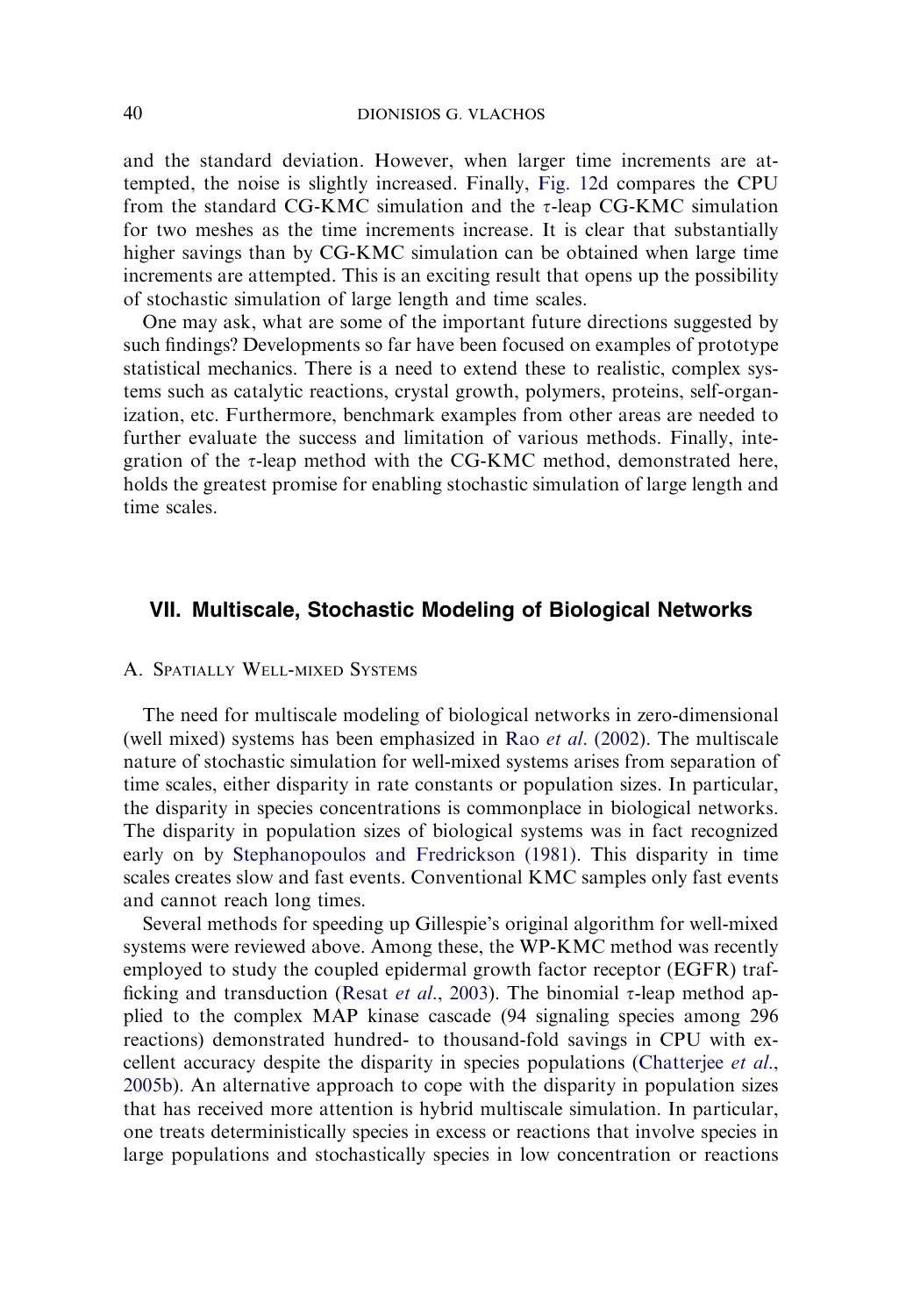and the standard deviation. However, when larger time increments are attempted, the noise is slightly increased. Finally, Fig. 12d compares the CPU from the standard CG-KMC simulation and the $\tau$-leap CG-KMC simulation for two meshes as the time increments increase. It is clear that substantially higher savings than by CG-KMC simulation can be obtained when large time increments are attempted. This is an exciting result that opens up the possibility of stochastic simulation of large length and time scales.

One may ask, what are some of the important future directions suggested by such findings? Developments so far have been focused on examples of prototype statistical mechanics. There is a need to extend these to realistic, complex systems such as catalytic reactions, crystal growth, polymers, proteins, self-organization, etc. Furthermore, benchmark examples from other areas are needed to further evaluate the success and limitation of various methods. Finally, integration of the $\tau$-leap method with the CG-KMC method, demonstrated here, holds the greatest promise for enabling stochastic simulation of large length and time scales.

## VII. Multiscale, Stochastic Modeling of Biological Networks

### A. Spatially Well-mixed Systems

The need for multiscale modeling of biological networks in zero-dimensional (well mixed) systems has been emphasized in Rao *et al*. (2002). The multiscale nature of stochastic simulation for well-mixed systems arises from separation of time scales, either disparity in rate constants or population sizes. In particular, the disparity in species concentrations is commonplace in biological networks. The disparity in population sizes of biological systems was in fact recognized early on by Stephanopoulos and Fredrickson (1981). This disparity in time scales creates slow and fast events. Conventional KMC samples only fast events and cannot reach long times.

Several methods for speeding up Gillespie's original algorithm for well-mixed systems were reviewed above. Among these, the WP-KMC method was recently employed to study the coupled epidermal growth factor receptor (EGFR) trafficking and transduction (Resat *et al*., 2003). The binomial $\tau$-leap method applied to the complex MAP kinase cascade (94 signaling species among 296 reactions) demonstrated hundred- to thousand-fold savings in CPU with excellent accuracy despite the disparity in species populations (Chatterjee *et al*., 2005b). An alternative approach to cope with the disparity in population sizes that has received more attention is hybrid multiscale simulation. In particular, one treats deterministically species in excess or reactions that involve species in large populations and stochastically species in low concentration or reactions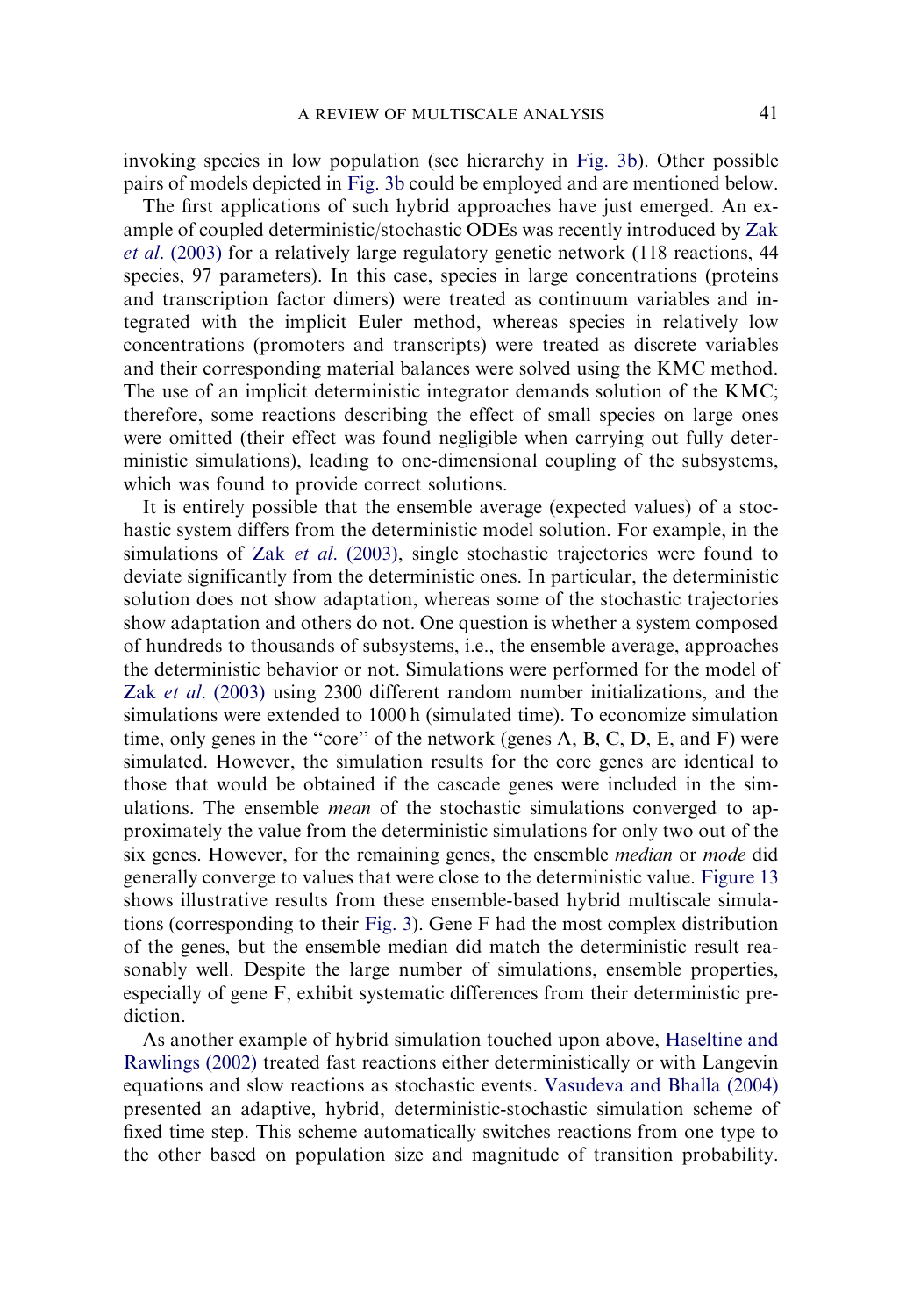invoking species in low population (see hierarchy in Fig. 3b). Other possible pairs of models depicted in Fig. 3b could be employed and are mentioned below.

The first applications of such hybrid approaches have just emerged. An example of coupled deterministic/stochastic ODEs was recently introduced by Zak *et al*. (2003) for a relatively large regulatory genetic network (118 reactions, 44 species, 97 parameters). In this case, species in large concentrations (proteins and transcription factor dimers) were treated as continuum variables and integrated with the implicit Euler method, whereas species in relatively low concentrations (promoters and transcripts) were treated as discrete variables and their corresponding material balances were solved using the KMC method. The use of an implicit deterministic integrator demands solution of the KMC; therefore, some reactions describing the effect of small species on large ones were omitted (their effect was found negligible when carrying out fully deterministic simulations), leading to one-dimensional coupling of the subsystems, which was found to provide correct solutions.

It is entirely possible that the ensemble average (expected values) of a stochastic system differs from the deterministic model solution. For example, in the simulations of Zak *et al*. (2003), single stochastic trajectories were found to deviate significantly from the deterministic ones. In particular, the deterministic solution does not show adaptation, whereas some of the stochastic trajectories show adaptation and others do not. One question is whether a system composed of hundreds to thousands of subsystems, i.e., the ensemble average, approaches the deterministic behavior or not. Simulations were performed for the model of Zak *et al*. (2003) using 2300 different random number initializations, and the simulations were extended to 1000 h (simulated time). To economize simulation time, only genes in the "core" of the network (genes A, B, C, D, E, and F) were simulated. However, the simulation results for the core genes are identical to those that would be obtained if the cascade genes were included in the simulations. The ensemble *mean* of the stochastic simulations converged to approximately the value from the deterministic simulations for only two out of the six genes. However, for the remaining genes, the ensemble *median* or *mode* did generally converge to values that were close to the deterministic value. Figure 13 shows illustrative results from these ensemble-based hybrid multiscale simulations (corresponding to their Fig. 3). Gene F had the most complex distribution of the genes, but the ensemble median did match the deterministic result reasonably well. Despite the large number of simulations, ensemble properties, especially of gene F, exhibit systematic differences from their deterministic prediction.

As another example of hybrid simulation touched upon above, Haseltine and Rawlings (2002) treated fast reactions either deterministically or with Langevin equations and slow reactions as stochastic events. Vasudeva and Bhalla (2004) presented an adaptive, hybrid, deterministic-stochastic simulation scheme of fixed time step. This scheme automatically switches reactions from one type to the other based on population size and magnitude of transition probability.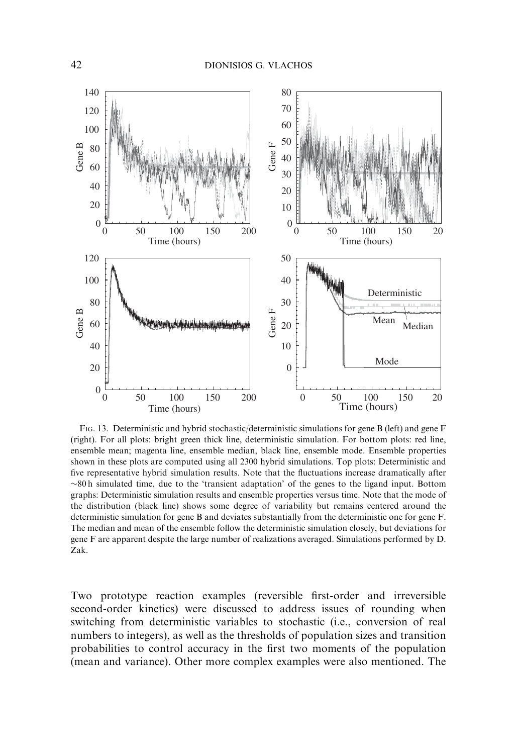FIG. 13. Deterministic and hybrid stochastic/deterministic simulations for gene B (left) and gene F (right). For all plots: bright green thick line, deterministic simulation. For bottom plots: red line, ensemble mean; magenta line, ensemble median, black line, ensemble mode. Ensemble properties shown in these plots are computed using all 2300 hybrid simulations. Top plots: Deterministic and five representative hybrid simulation results. Note that the fluctuations increase dramatically after ~80 h simulated time, due to the 'transient adaptation' of the genes to the ligand input. Bottom graphs: Deterministic simulation results and ensemble properties versus time. Note that the mode of the distribution (black line) shows some degree of variability but remains centered around the deterministic simulation for gene B and deviates substantially from the deterministic one for gene F. The median and mean of the ensemble follow the deterministic simulation closely, but deviations for gene F are apparent despite the large number of realizations averaged. Simulations performed by D. Zak.

Two prototype reaction examples (reversible first-order and irreversible second-order kinetics) were discussed to address issues of rounding when switching from deterministic variables to stochastic (i.e., conversion of real numbers to integers), as well as the thresholds of population sizes and transition probabilities to control accuracy in the first two moments of the population (mean and variance). Other more complex examples were also mentioned. The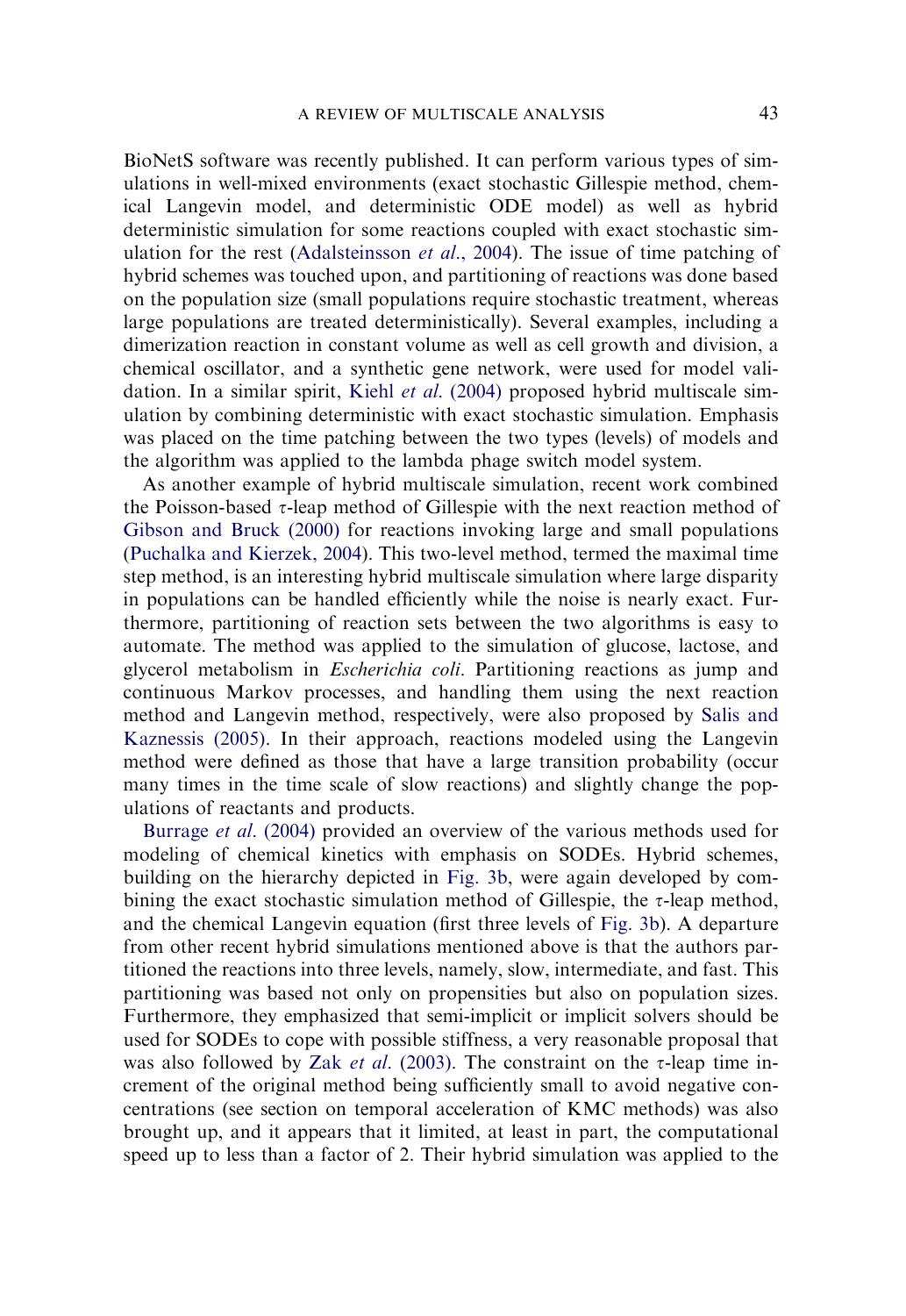BioNetS software was recently published. It can perform various types of simulations in well-mixed environments (exact stochastic Gillespie method, chemical Langevin model, and deterministic ODE model) as well as hybrid deterministic simulation for some reactions coupled with exact stochastic simulation for the rest (Adalsteinsson *et al.*, 2004). The issue of time patching of hybrid schemes was touched upon, and partitioning of reactions was done based on the population size (small populations require stochastic treatment, whereas large populations are treated deterministically). Several examples, including a dimerization reaction in constant volume as well as cell growth and division, a chemical oscillator, and a synthetic gene network, were used for model validation. In a similar spirit, Kiehl *et al.* (2004) proposed hybrid multiscale simulation by combining deterministic with exact stochastic simulation. Emphasis was placed on the time patching between the two types (levels) of models and the algorithm was applied to the lambda phage switch model system.

As another example of hybrid multiscale simulation, recent work combined the Poisson-based $\tau$-leap method of Gillespie with the next reaction method of Gibson and Bruck (2000) for reactions invoking large and small populations (Puchalka and Kierzek, 2004). This two-level method, termed the maximal time step method, is an interesting hybrid multiscale simulation where large disparity in populations can be handled efficiently while the noise is nearly exact. Furthermore, partitioning of reaction sets between the two algorithms is easy to automate. The method was applied to the simulation of glucose, lactose, and glycerol metabolism in *Escherichia coli*. Partitioning reactions as jump and continuous Markov processes, and handling them using the next reaction method and Langevin method, respectively, were also proposed by Salis and Kaznessis (2005). In their approach, reactions modeled using the Langevin method were defined as those that have a large transition probability (occur many times in the time scale of slow reactions) and slightly change the populations of reactants and products.

Burrage *et al.* (2004) provided an overview of the various methods used for modeling of chemical kinetics with emphasis on SODEs. Hybrid schemes, building on the hierarchy depicted in Fig. 3b, were again developed by combining the exact stochastic simulation method of Gillespie, the $\tau$-leap method, and the chemical Langevin equation (first three levels of Fig. 3b). A departure from other recent hybrid simulations mentioned above is that the authors partitioned the reactions into three levels, namely, slow, intermediate, and fast. This partitioning was based not only on propensities but also on population sizes. Furthermore, they emphasized that semi-implicit or implicit solvers should be used for SODEs to cope with possible stiffness, a very reasonable proposal that was also followed by Zak *et al.* (2003). The constraint on the $\tau$-leap time increment of the original method being sufficiently small to avoid negative concentrations (see section on temporal acceleration of KMC methods) was also brought up, and it appears that it limited, at least in part, the computational speed up to less than a factor of 2. Their hybrid simulation was applied to the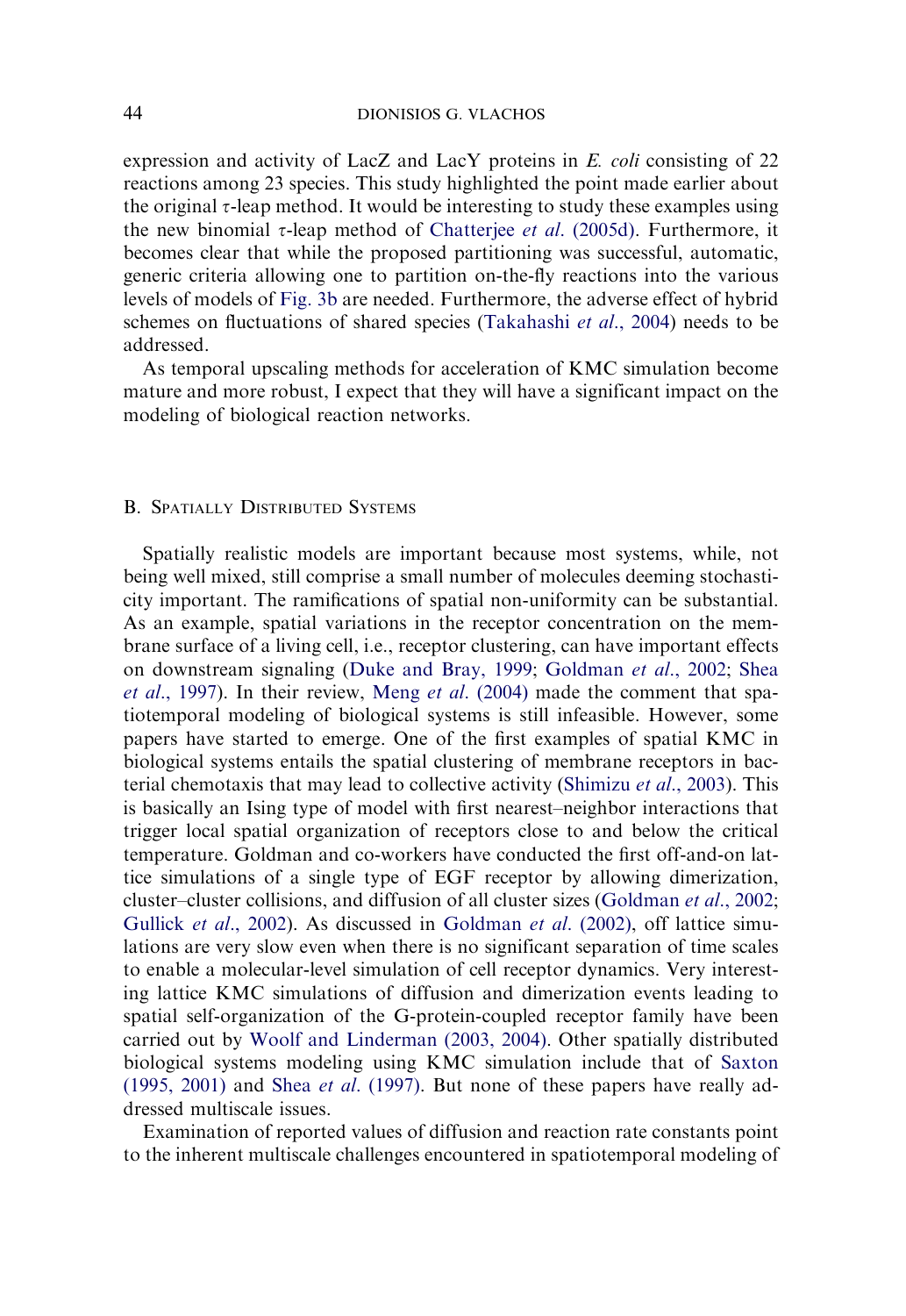expression and activity of LacZ and LacY proteins in *E. coli* consisting of 22 reactions among 23 species. This study highlighted the point made earlier about the original $\tau$-leap method. It would be interesting to study these examples using the new binomial $\tau$-leap method of Chatterjee *et al*. (2005d). Furthermore, it becomes clear that while the proposed partitioning was successful, automatic, generic criteria allowing one to partition on-the-fly reactions into the various levels of models of Fig. 3b are needed. Furthermore, the adverse effect of hybrid schemes on fluctuations of shared species (Takahashi *et al*., 2004) needs to be addressed.

As temporal upscaling methods for acceleration of KMC simulation become mature and more robust, I expect that they will have a significant impact on the modeling of biological reaction networks.

### B. Spatially Distributed Systems

Spatially realistic models are important because most systems, while, not being well mixed, still comprise a small number of molecules deeming stochasticity important. The ramifications of spatial non-uniformity can be substantial. As an example, spatial variations in the receptor concentration on the membrane surface of a living cell, i.e., receptor clustering, can have important effects on downstream signaling (Duke and Bray, 1999; Goldman *et al*., 2002; Shea *et al*., 1997). In their review, Meng *et al*. (2004) made the comment that spatiotemporal modeling of biological systems is still infeasible. However, some papers have started to emerge. One of the first examples of spatial KMC in biological systems entails the spatial clustering of membrane receptors in bacterial chemotaxis that may lead to collective activity (Shimizu *et al*., 2003). This is basically an Ising type of model with first nearest–neighbor interactions that trigger local spatial organization of receptors close to and below the critical temperature. Goldman and co-workers have conducted the first off-and-on lattice simulations of a single type of EGF receptor by allowing dimerization, cluster–cluster collisions, and diffusion of all cluster sizes (Goldman *et al*., 2002; Gullick *et al*., 2002). As discussed in Goldman *et al*. (2002), off lattice simulations are very slow even when there is no significant separation of time scales to enable a molecular-level simulation of cell receptor dynamics. Very interesting lattice KMC simulations of diffusion and dimerization events leading to spatial self-organization of the G-protein-coupled receptor family have been carried out by Woolf and Linderman (2003, 2004). Other spatially distributed biological systems modeling using KMC simulation include that of Saxton (1995, 2001) and Shea *et al*. (1997). But none of these papers have really addressed multiscale issues.

Examination of reported values of diffusion and reaction rate constants point to the inherent multiscale challenges encountered in spatiotemporal modeling of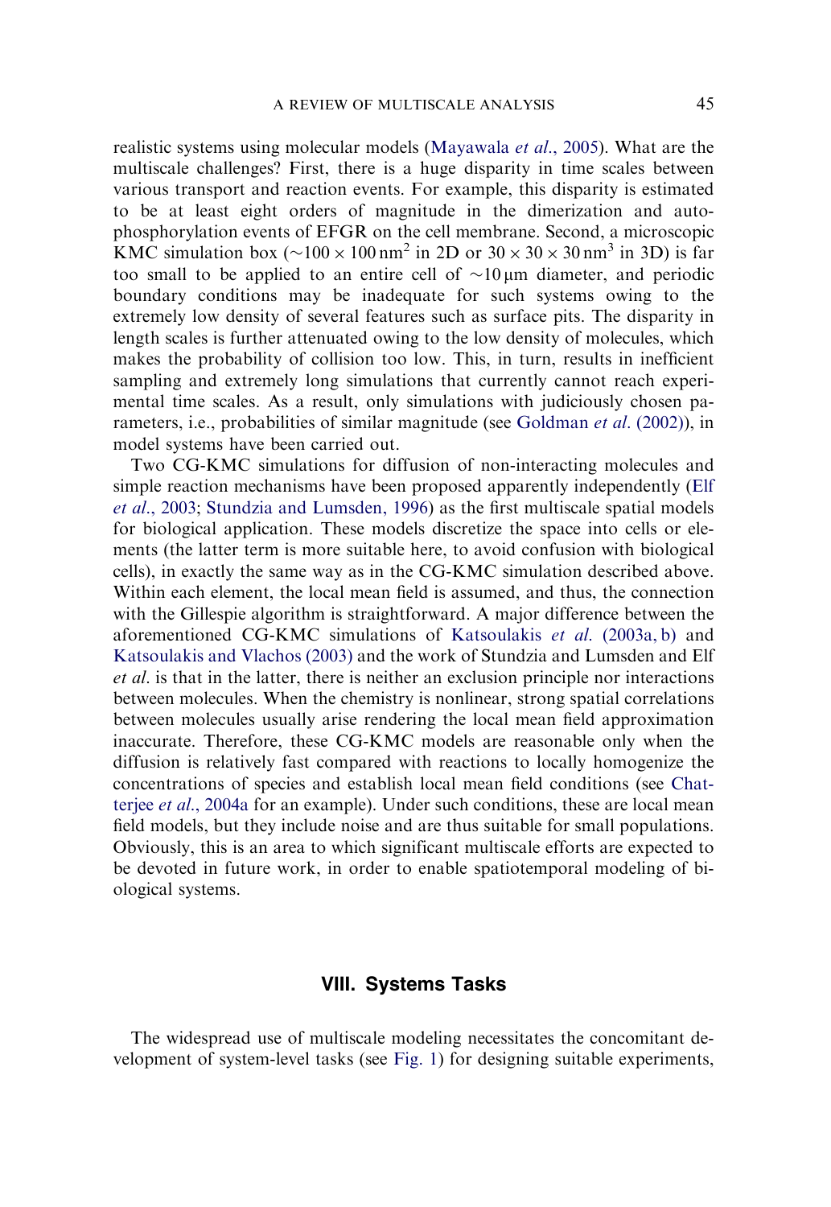realistic systems using molecular models (Mayawala *et al*., 2005). What are the multiscale challenges? First, there is a huge disparity in time scales between various transport and reaction events. For example, this disparity is estimated to be at least eight orders of magnitude in the dimerization and autophosphorylation events of EFGR on the cell membrane. Second, a microscopic KMC simulation box ($\sim 100 \times 100\,\mathrm{nm}^2$ in 2D or $30 \times 30 \times 30\,\mathrm{nm}^3$ in 3D) is far too small to be applied to an entire cell of $\sim 10\,\mu\mathrm{m}$ diameter, and periodic boundary conditions may be inadequate for such systems owing to the extremely low density of several features such as surface pits. The disparity in length scales is further attenuated owing to the low density of molecules, which makes the probability of collision too low. This, in turn, results in inefficient sampling and extremely long simulations that currently cannot reach experimental time scales. As a result, only simulations with judiciously chosen parameters, i.e., probabilities of similar magnitude (see Goldman *et al*. (2002)), in model systems have been carried out.

Two CG-KMC simulations for diffusion of non-interacting molecules and simple reaction mechanisms have been proposed apparently independently (Elf *et al*., 2003; Stundzia and Lumsden, 1996) as the first multiscale spatial models for biological application. These models discretize the space into cells or elements (the latter term is more suitable here, to avoid confusion with biological cells), in exactly the same way as in the CG-KMC simulation described above. Within each element, the local mean field is assumed, and thus, the connection with the Gillespie algorithm is straightforward. A major difference between the aforementioned CG-KMC simulations of Katsoulakis *et al*. (2003a, b) and Katsoulakis and Vlachos (2003) and the work of Stundzia and Lumsden and Elf *et al*. is that in the latter, there is neither an exclusion principle nor interactions between molecules. When the chemistry is nonlinear, strong spatial correlations between molecules usually arise rendering the local mean field approximation inaccurate. Therefore, these CG-KMC models are reasonable only when the diffusion is relatively fast compared with reactions to locally homogenize the concentrations of species and establish local mean field conditions (see Chatterjee *et al*., 2004a for an example). Under such conditions, these are local mean field models, but they include noise and are thus suitable for small populations. Obviously, this is an area to which significant multiscale efforts are expected to be devoted in future work, in order to enable spatiotemporal modeling of biological systems.

## VIII. Systems Tasks

The widespread use of multiscale modeling necessitates the concomitant development of system-level tasks (see Fig. 1) for designing suitable experiments,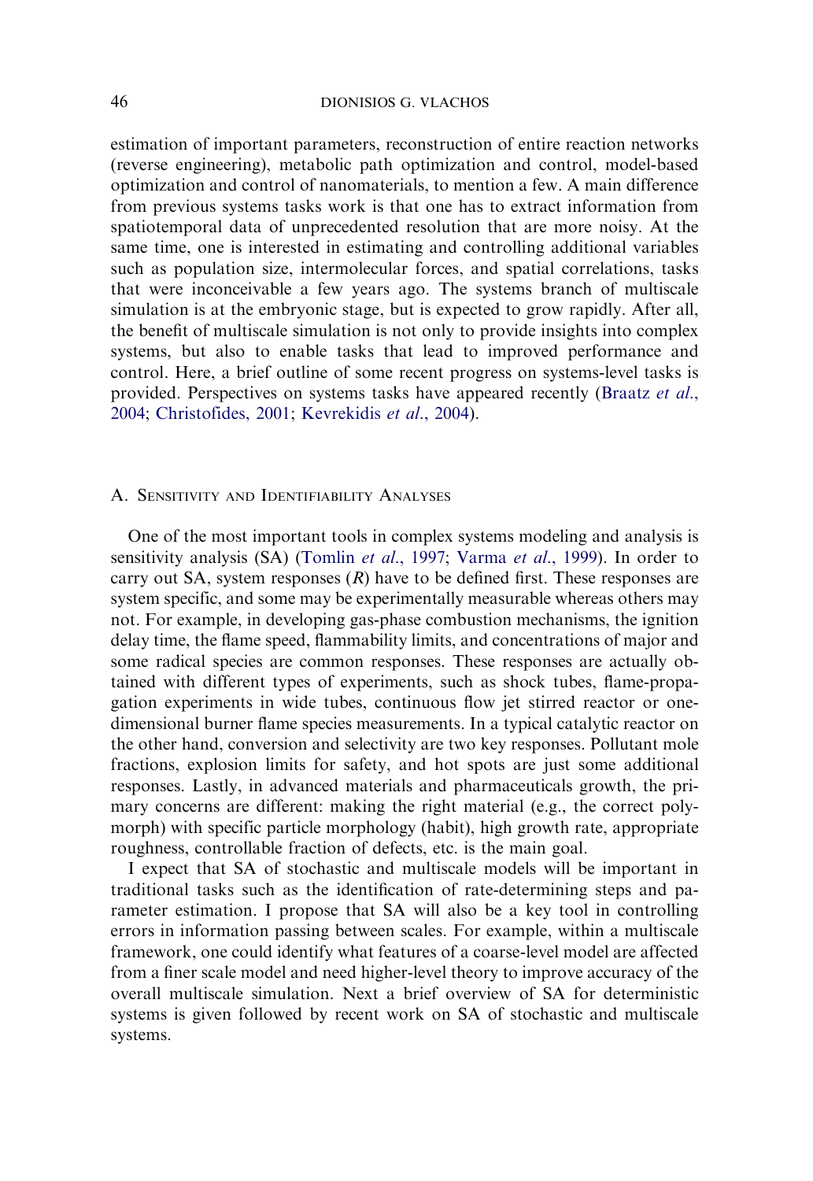estimation of important parameters, reconstruction of entire reaction networks (reverse engineering), metabolic path optimization and control, model-based optimization and control of nanomaterials, to mention a few. A main difference from previous systems tasks work is that one has to extract information from spatiotemporal data of unprecedented resolution that are more noisy. At the same time, one is interested in estimating and controlling additional variables such as population size, intermolecular forces, and spatial correlations, tasks that were inconceivable a few years ago. The systems branch of multiscale simulation is at the embryonic stage, but is expected to grow rapidly. After all, the benefit of multiscale simulation is not only to provide insights into complex systems, but also to enable tasks that lead to improved performance and control. Here, a brief outline of some recent progress on systems-level tasks is provided. Perspectives on systems tasks have appeared recently (Braatz *et al*., 2004; Christofides, 2001; Kevrekidis *et al*., 2004).

### A. Sensitivity and Identifiability Analyses

One of the most important tools in complex systems modeling and analysis is sensitivity analysis (SA) (Tomlin *et al*., 1997; Varma *et al*., 1999). In order to carry out SA, system responses ($R$) have to be defined first. These responses are system specific, and some may be experimentally measurable whereas others may not. For example, in developing gas-phase combustion mechanisms, the ignition delay time, the flame speed, flammability limits, and concentrations of major and some radical species are common responses. These responses are actually obtained with different types of experiments, such as shock tubes, flame-propagation experiments in wide tubes, continuous flow jet stirred reactor or one-dimensional burner flame species measurements. In a typical catalytic reactor on the other hand, conversion and selectivity are two key responses. Pollutant mole fractions, explosion limits for safety, and hot spots are just some additional responses. Lastly, in advanced materials and pharmaceuticals growth, the primary concerns are different: making the right material (e.g., the correct polymorph) with specific particle morphology (habit), high growth rate, appropriate roughness, controllable fraction of defects, etc. is the main goal.

I expect that SA of stochastic and multiscale models will be important in traditional tasks such as the identification of rate-determining steps and parameter estimation. I propose that SA will also be a key tool in controlling errors in information passing between scales. For example, within a multiscale framework, one could identify what features of a coarse-level model are affected from a finer scale model and need higher-level theory to improve accuracy of the overall multiscale simulation. Next a brief overview of SA for deterministic systems is given followed by recent work on SA of stochastic and multiscale systems.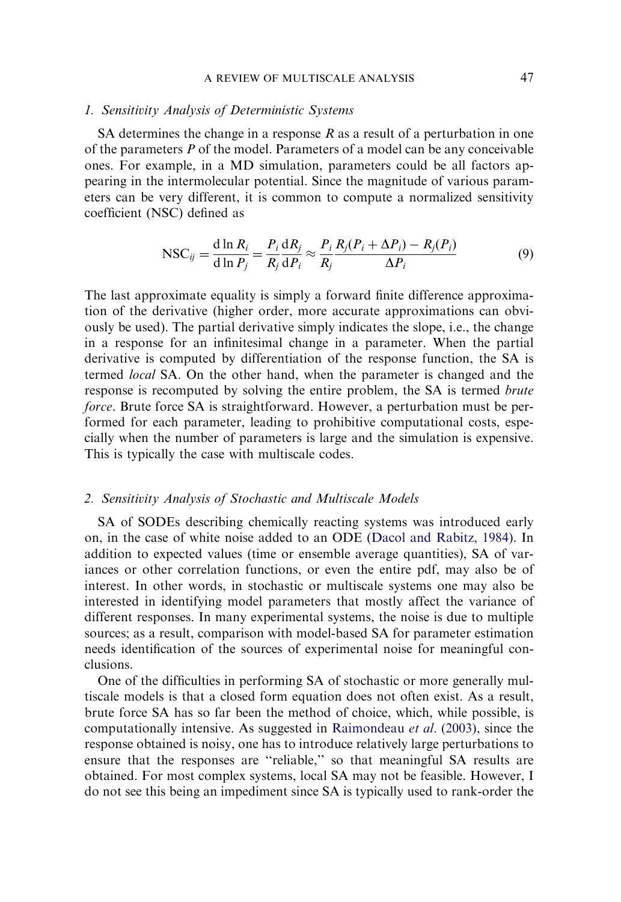### 1. *Sensitivity Analysis of Deterministic Systems*

SA determines the change in a response $R$ as a result of a perturbation in one of the parameters $P$ of the model. Parameters of a model can be any conceivable ones. For example, in a MD simulation, parameters could be all factors appearing in the intermolecular potential. Since the magnitude of various parameters can be very different, it is common to compute a normalized sensitivity coefficient (NSC) defined as

$$\mathrm{NSC}_{ij} = \frac{\mathrm{d}\ln R_i}{\mathrm{d}\ln P_j} = \frac{P_i}{R_j}\frac{\mathrm{d}R_j}{\mathrm{d}P_i} \approx \frac{P_i}{R_j}\frac{R_j(P_i + \Delta P_i) - R_j(P_i)}{\Delta P_i} \tag{9}$$

The last approximate equality is simply a forward finite difference approximation of the derivative (higher order, more accurate approximations can obviously be used). The partial derivative simply indicates the slope, i.e., the change in a response for an infinitesimal change in a parameter. When the partial derivative is computed by differentiation of the response function, the SA is termed *local* SA. On the other hand, when the parameter is changed and the response is recomputed by solving the entire problem, the SA is termed *brute force*. Brute force SA is straightforward. However, a perturbation must be performed for each parameter, leading to prohibitive computational costs, especially when the number of parameters is large and the simulation is expensive. This is typically the case with multiscale codes.

### 2. *Sensitivity Analysis of Stochastic and Multiscale Models*

SA of SODEs describing chemically reacting systems was introduced early on, in the case of white noise added to an ODE (Dacol and Rabitz, 1984). In addition to expected values (time or ensemble average quantities), SA of variances or other correlation functions, or even the entire pdf, may also be of interest. In other words, in stochastic or multiscale systems one may also be interested in identifying model parameters that mostly affect the variance of different responses. In many experimental systems, the noise is due to multiple sources; as a result, comparison with model-based SA for parameter estimation needs identification of the sources of experimental noise for meaningful conclusions.

One of the difficulties in performing SA of stochastic or more generally multiscale models is that a closed form equation does not often exist. As a result, brute force SA has so far been the method of choice, which, while possible, is computationally intensive. As suggested in Raimondeau *et al*. (2003), since the response obtained is noisy, one has to introduce relatively large perturbations to ensure that the responses are "reliable," so that meaningful SA results are obtained. For most complex systems, local SA may not be feasible. However, I do not see this being an impediment since SA is typically used to rank-order the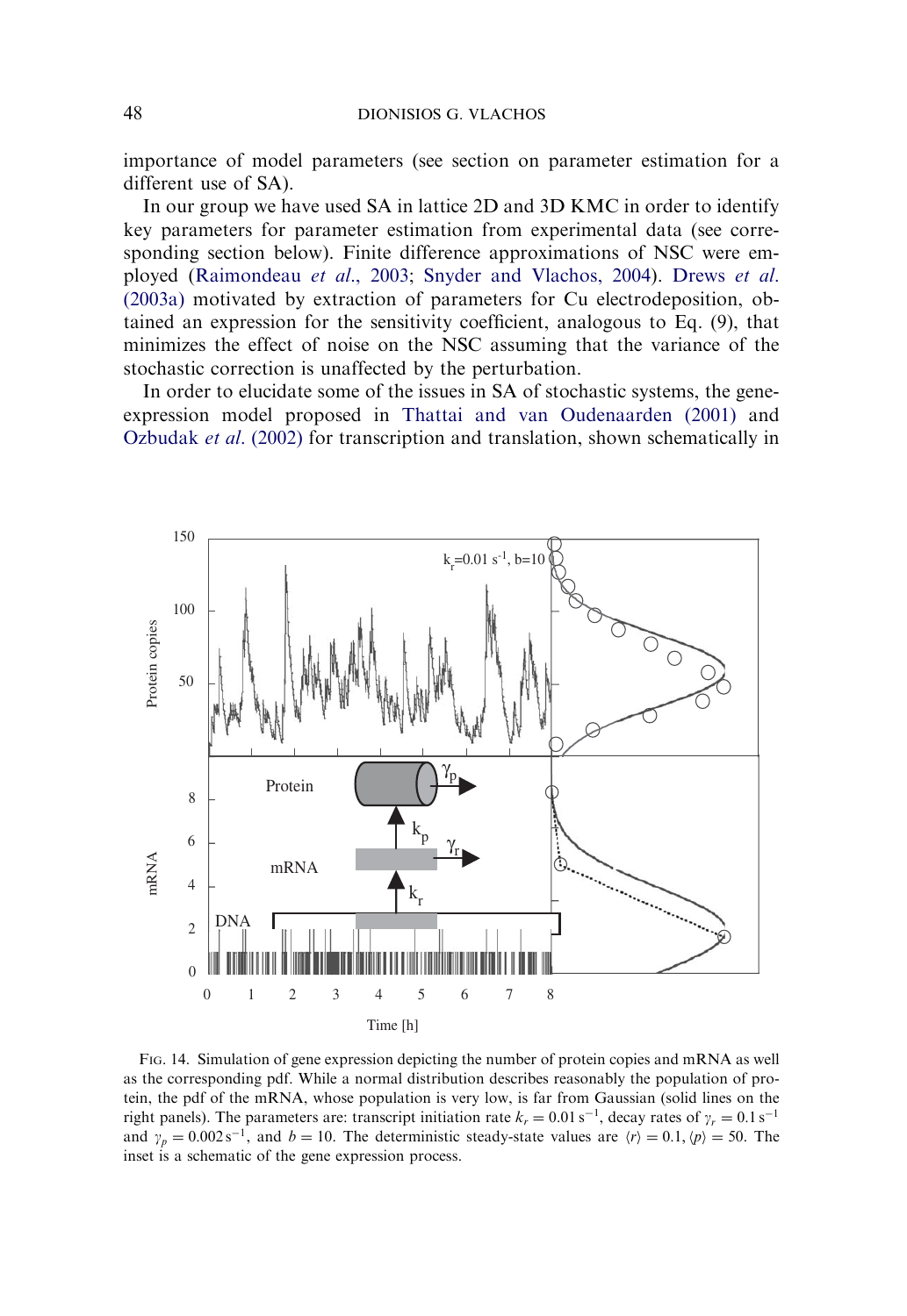importance of model parameters (see section on parameter estimation for a different use of SA).

In our group we have used SA in lattice 2D and 3D KMC in order to identify key parameters for parameter estimation from experimental data (see corresponding section below). Finite difference approximations of NSC were employed (Raimondeau *et al.*, 2003; Snyder and Vlachos, 2004). Drews *et al.* (2003a) motivated by extraction of parameters for Cu electrodeposition, obtained an expression for the sensitivity coefficient, analogous to Eq. (9), that minimizes the effect of noise on the NSC assuming that the variance of the stochastic correction is unaffected by the perturbation.

In order to elucidate some of the issues in SA of stochastic systems, the gene-expression model proposed in Thattai and van Oudenaarden (2001) and Ozbudak *et al.* (2002) for transcription and translation, shown schematically in

FIG. 14. Simulation of gene expression depicting the number of protein copies and mRNA as well as the corresponding pdf. While a normal distribution describes reasonably the population of protein, the pdf of the mRNA, whose population is very low, is far from Gaussian (solid lines on the right panels). The parameters are: transcript initiation rate $k_r = 0.01\,\mathrm{s}^{-1}$, decay rates of $\gamma_r = 0.1\,\mathrm{s}^{-1}$ and $\gamma_p = 0.002\,\mathrm{s}^{-1}$, and $b = 10$. The deterministic steady-state values are $\langle r \rangle = 0.1, \langle p \rangle = 50$. The inset is a schematic of the gene expression process.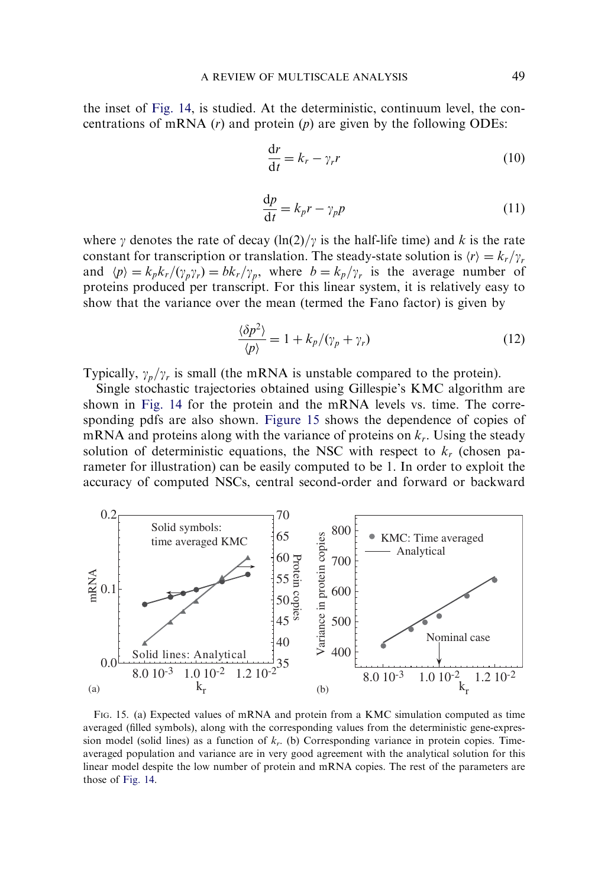the inset of Fig. 14, is studied. At the deterministic, continuum level, the concentrations of mRNA ($r$) and protein ($p$) are given by the following ODEs:

$$\frac{\mathrm{d}r}{\mathrm{d}t} = k_r - \gamma_r r \tag{10}$$

$$\frac{\mathrm{d}p}{\mathrm{d}t} = k_p r - \gamma_p p \tag{11}$$

where $\gamma$ denotes the rate of decay ($\ln(2)/\gamma$ is the half-life time) and $k$ is the rate constant for transcription or translation. The steady-state solution is $\langle r \rangle = k_r/\gamma_r$ and $\langle p \rangle = k_p k_r/(\gamma_p \gamma_r) = b k_r/\gamma_p$, where $b = k_p/\gamma_r$ is the average number of proteins produced per transcript. For this linear system, it is relatively easy to show that the variance over the mean (termed the Fano factor) is given by

$$\frac{\langle \delta p^2 \rangle}{\langle p \rangle} = 1 + k_p/(\gamma_p + \gamma_r) \tag{12}$$

Typically, $\gamma_p/\gamma_r$ is small (the mRNA is unstable compared to the protein).

Single stochastic trajectories obtained using Gillespie's KMC algorithm are shown in Fig. 14 for the protein and the mRNA levels vs. time. The corresponding pdfs are also shown. Figure 15 shows the dependence of copies of mRNA and proteins along with the variance of proteins on $k_r$. Using the steady solution of deterministic equations, the NSC with respect to $k_r$ (chosen parameter for illustration) can be easily computed to be 1. In order to exploit the accuracy of computed NSCs, central second-order and forward or backward

FIG. 15. (a) Expected values of mRNA and protein from a KMC simulation computed as time averaged (filled symbols), along with the corresponding values from the deterministic gene-expression model (solid lines) as a function of $k_r$. (b) Corresponding variance in protein copies. Time-averaged population and variance are in very good agreement with the analytical solution for this linear model despite the low number of protein and mRNA copies. The rest of the parameters are those of Fig. 14.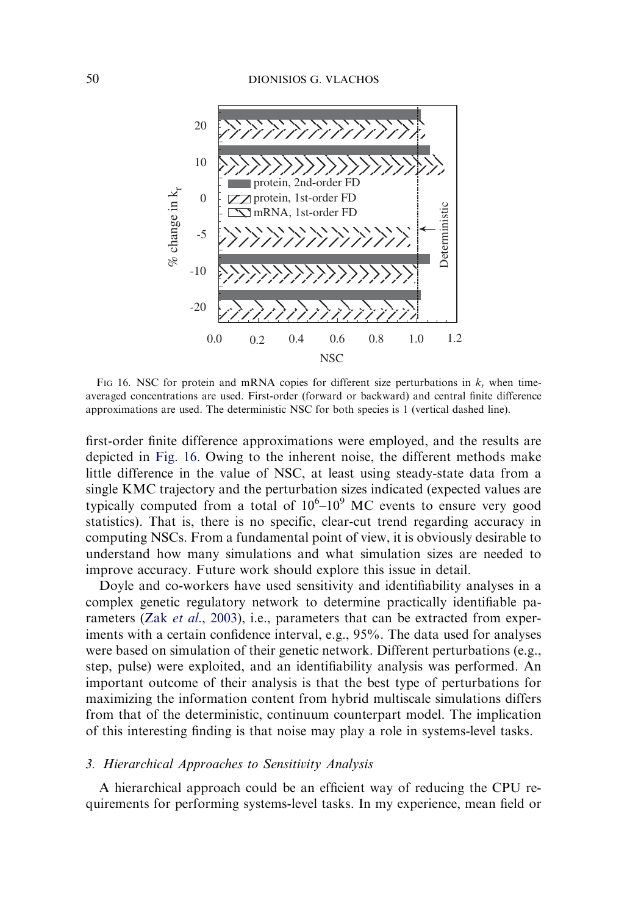FIG 16. NSC for protein and mRNA copies for different size perturbations in $k_r$ when time-averaged concentrations are used. First-order (forward or backward) and central finite difference approximations are used. The deterministic NSC for both species is 1 (vertical dashed line).

first-order finite difference approximations were employed, and the results are depicted in Fig. 16. Owing to the inherent noise, the different methods make little difference in the value of NSC, at least using steady-state data from a single KMC trajectory and the perturbation sizes indicated (expected values are typically computed from a total of $10^6$–$10^9$ MC events to ensure very good statistics). That is, there is no specific, clear-cut trend regarding accuracy in computing NSCs. From a fundamental point of view, it is obviously desirable to understand how many simulations and what simulation sizes are needed to improve accuracy. Future work should explore this issue in detail.

Doyle and co-workers have used sensitivity and identifiability analyses in a complex genetic regulatory network to determine practically identifiable parameters (Zak *et al.*, 2003), i.e., parameters that can be extracted from experiments with a certain confidence interval, e.g., 95%. The data used for analyses were based on simulation of their genetic network. Different perturbations (e.g., step, pulse) were exploited, and an identifiability analysis was performed. An important outcome of their analysis is that the best type of perturbations for maximizing the information content from hybrid multiscale simulations differs from that of the deterministic, continuum counterpart model. The implication of this interesting finding is that noise may play a role in systems-level tasks.

### 3. *Hierarchical Approaches to Sensitivity Analysis*

A hierarchical approach could be an efficient way of reducing the CPU requirements for performing systems-level tasks. In my experience, mean field or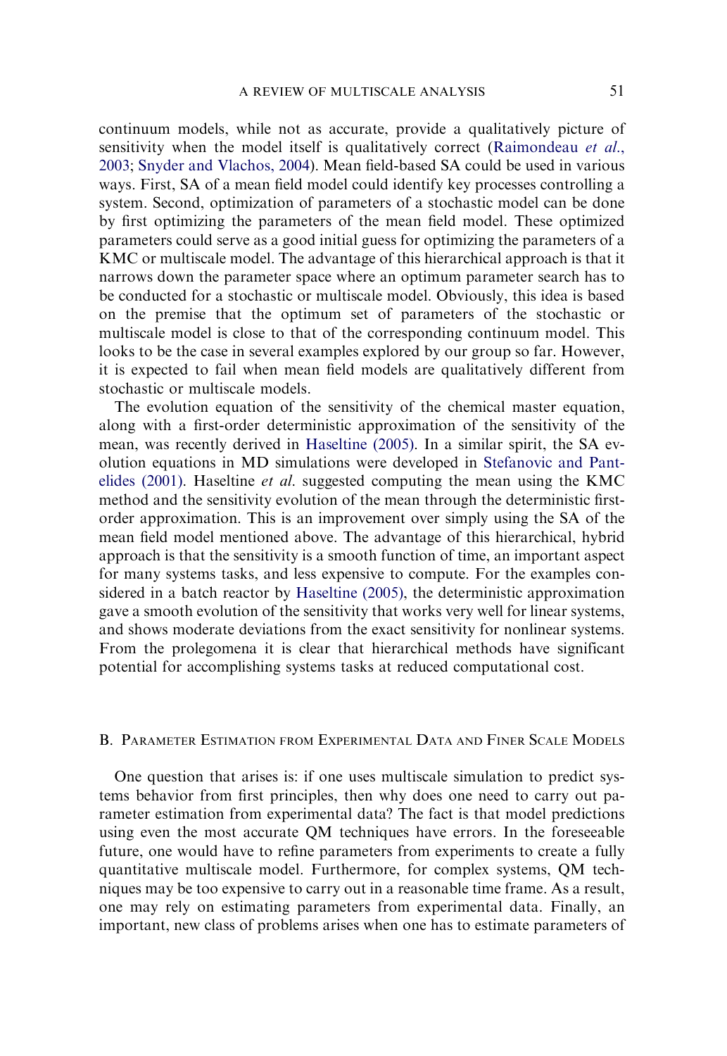continuum models, while not as accurate, provide a qualitatively picture of sensitivity when the model itself is qualitatively correct (Raimondeau *et al*., 2003; Snyder and Vlachos, 2004). Mean field-based SA could be used in various ways. First, SA of a mean field model could identify key processes controlling a system. Second, optimization of parameters of a stochastic model can be done by first optimizing the parameters of the mean field model. These optimized parameters could serve as a good initial guess for optimizing the parameters of a KMC or multiscale model. The advantage of this hierarchical approach is that it narrows down the parameter space where an optimum parameter search has to be conducted for a stochastic or multiscale model. Obviously, this idea is based on the premise that the optimum set of parameters of the stochastic or multiscale model is close to that of the corresponding continuum model. This looks to be the case in several examples explored by our group so far. However, it is expected to fail when mean field models are qualitatively different from stochastic or multiscale models.

The evolution equation of the sensitivity of the chemical master equation, along with a first-order deterministic approximation of the sensitivity of the mean, was recently derived in Haseltine (2005). In a similar spirit, the SA evolution equations in MD simulations were developed in Stefanovic and Pantelides (2001). Haseltine *et al*. suggested computing the mean using the KMC method and the sensitivity evolution of the mean through the deterministic first-order approximation. This is an improvement over simply using the SA of the mean field model mentioned above. The advantage of this hierarchical, hybrid approach is that the sensitivity is a smooth function of time, an important aspect for many systems tasks, and less expensive to compute. For the examples considered in a batch reactor by Haseltine (2005), the deterministic approximation gave a smooth evolution of the sensitivity that works very well for linear systems, and shows moderate deviations from the exact sensitivity for nonlinear systems. From the prolegomena it is clear that hierarchical methods have significant potential for accomplishing systems tasks at reduced computational cost.

### B. Parameter Estimation from Experimental Data and Finer Scale Models

One question that arises is: if one uses multiscale simulation to predict systems behavior from first principles, then why does one need to carry out parameter estimation from experimental data? The fact is that model predictions using even the most accurate QM techniques have errors. In the foreseeable future, one would have to refine parameters from experiments to create a fully quantitative multiscale model. Furthermore, for complex systems, QM techniques may be too expensive to carry out in a reasonable time frame. As a result, one may rely on estimating parameters from experimental data. Finally, an important, new class of problems arises when one has to estimate parameters of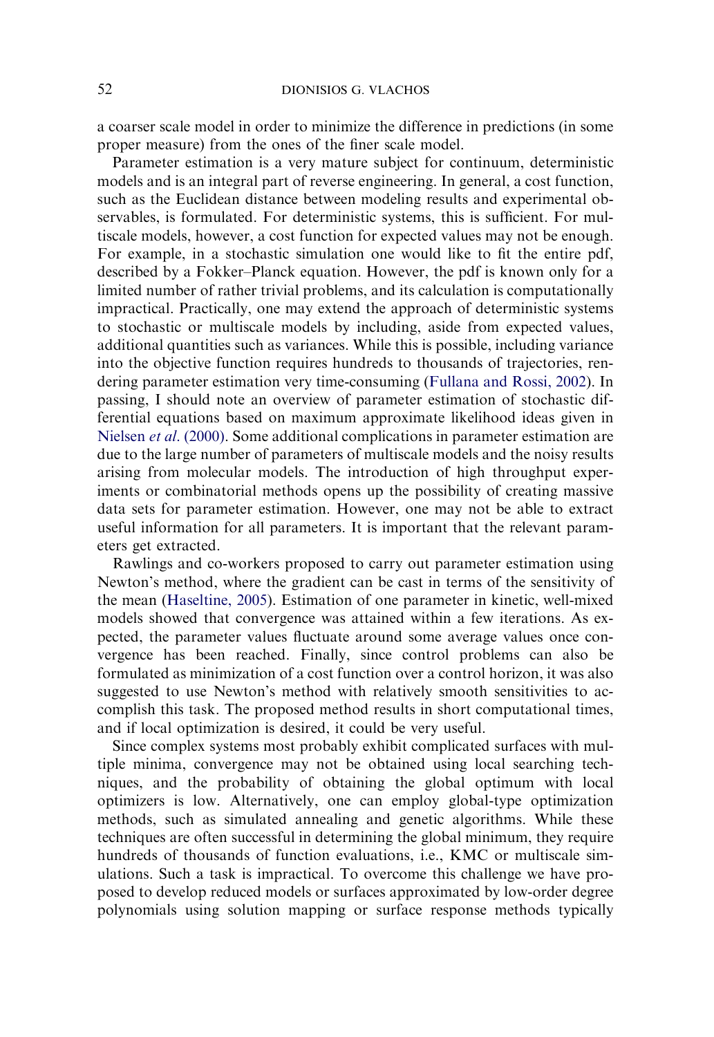a coarser scale model in order to minimize the difference in predictions (in some proper measure) from the ones of the finer scale model.

Parameter estimation is a very mature subject for continuum, deterministic models and is an integral part of reverse engineering. In general, a cost function, such as the Euclidean distance between modeling results and experimental observables, is formulated. For deterministic systems, this is sufficient. For multiscale models, however, a cost function for expected values may not be enough. For example, in a stochastic simulation one would like to fit the entire pdf, described by a Fokker–Planck equation. However, the pdf is known only for a limited number of rather trivial problems, and its calculation is computationally impractical. Practically, one may extend the approach of deterministic systems to stochastic or multiscale models by including, aside from expected values, additional quantities such as variances. While this is possible, including variance into the objective function requires hundreds to thousands of trajectories, rendering parameter estimation very time-consuming (Fullana and Rossi, 2002). In passing, I should note an overview of parameter estimation of stochastic differential equations based on maximum approximate likelihood ideas given in Nielsen *et al*. (2000). Some additional complications in parameter estimation are due to the large number of parameters of multiscale models and the noisy results arising from molecular models. The introduction of high throughput experiments or combinatorial methods opens up the possibility of creating massive data sets for parameter estimation. However, one may not be able to extract useful information for all parameters. It is important that the relevant parameters get extracted.

Rawlings and co-workers proposed to carry out parameter estimation using Newton's method, where the gradient can be cast in terms of the sensitivity of the mean (Haseltine, 2005). Estimation of one parameter in kinetic, well-mixed models showed that convergence was attained within a few iterations. As expected, the parameter values fluctuate around some average values once convergence has been reached. Finally, since control problems can also be formulated as minimization of a cost function over a control horizon, it was also suggested to use Newton's method with relatively smooth sensitivities to accomplish this task. The proposed method results in short computational times, and if local optimization is desired, it could be very useful.

Since complex systems most probably exhibit complicated surfaces with multiple minima, convergence may not be obtained using local searching techniques, and the probability of obtaining the global optimum with local optimizers is low. Alternatively, one can employ global-type optimization methods, such as simulated annealing and genetic algorithms. While these techniques are often successful in determining the global minimum, they require hundreds of thousands of function evaluations, i.e., KMC or multiscale simulations. Such a task is impractical. To overcome this challenge we have proposed to develop reduced models or surfaces approximated by low-order degree polynomials using solution mapping or surface response methods typically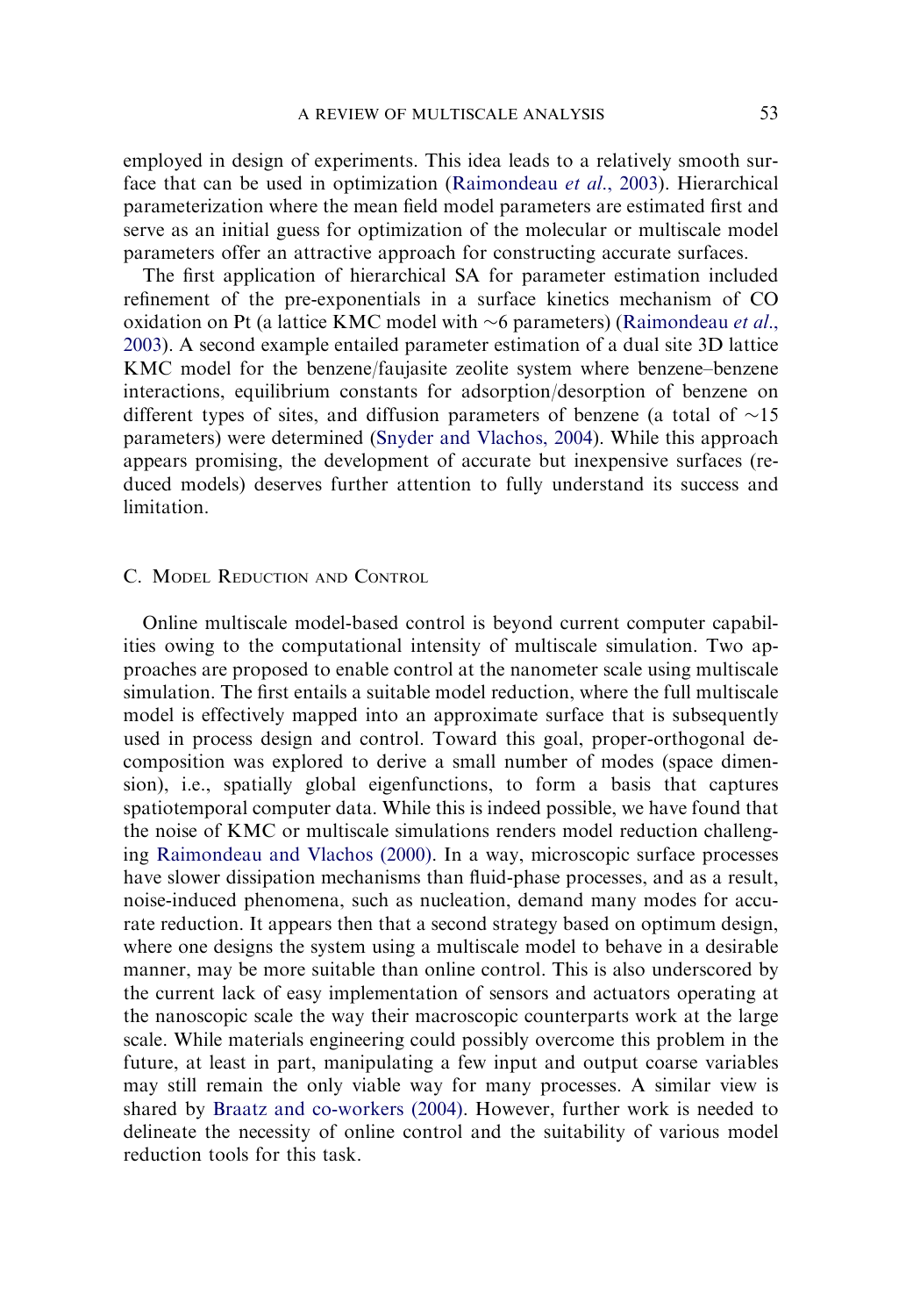employed in design of experiments. This idea leads to a relatively smooth surface that can be used in optimization (Raimondeau *et al.*, 2003). Hierarchical parameterization where the mean field model parameters are estimated first and serve as an initial guess for optimization of the molecular or multiscale model parameters offer an attractive approach for constructing accurate surfaces.

The first application of hierarchical SA for parameter estimation included refinement of the pre-exponentials in a surface kinetics mechanism of CO oxidation on Pt (a lattice KMC model with $\sim$6 parameters) (Raimondeau *et al.*, 2003). A second example entailed parameter estimation of a dual site 3D lattice KMC model for the benzene/faujasite zeolite system where benzene–benzene interactions, equilibrium constants for adsorption/desorption of benzene on different types of sites, and diffusion parameters of benzene (a total of $\sim$15 parameters) were determined (Snyder and Vlachos, 2004). While this approach appears promising, the development of accurate but inexpensive surfaces (reduced models) deserves further attention to fully understand its success and limitation.

## C. Model Reduction and Control

Online multiscale model-based control is beyond current computer capabilities owing to the computational intensity of multiscale simulation. Two approaches are proposed to enable control at the nanometer scale using multiscale simulation. The first entails a suitable model reduction, where the full multiscale model is effectively mapped into an approximate surface that is subsequently used in process design and control. Toward this goal, proper-orthogonal decomposition was explored to derive a small number of modes (space dimension), i.e., spatially global eigenfunctions, to form a basis that captures spatiotemporal computer data. While this is indeed possible, we have found that the noise of KMC or multiscale simulations renders model reduction challenging Raimondeau and Vlachos (2000). In a way, microscopic surface processes have slower dissipation mechanisms than fluid-phase processes, and as a result, noise-induced phenomena, such as nucleation, demand many modes for accurate reduction. It appears then that a second strategy based on optimum design, where one designs the system using a multiscale model to behave in a desirable manner, may be more suitable than online control. This is also underscored by the current lack of easy implementation of sensors and actuators operating at the nanoscopic scale the way their macroscopic counterparts work at the large scale. While materials engineering could possibly overcome this problem in the future, at least in part, manipulating a few input and output coarse variables may still remain the only viable way for many processes. A similar view is shared by Braatz and co-workers (2004). However, further work is needed to delineate the necessity of online control and the suitability of various model reduction tools for this task.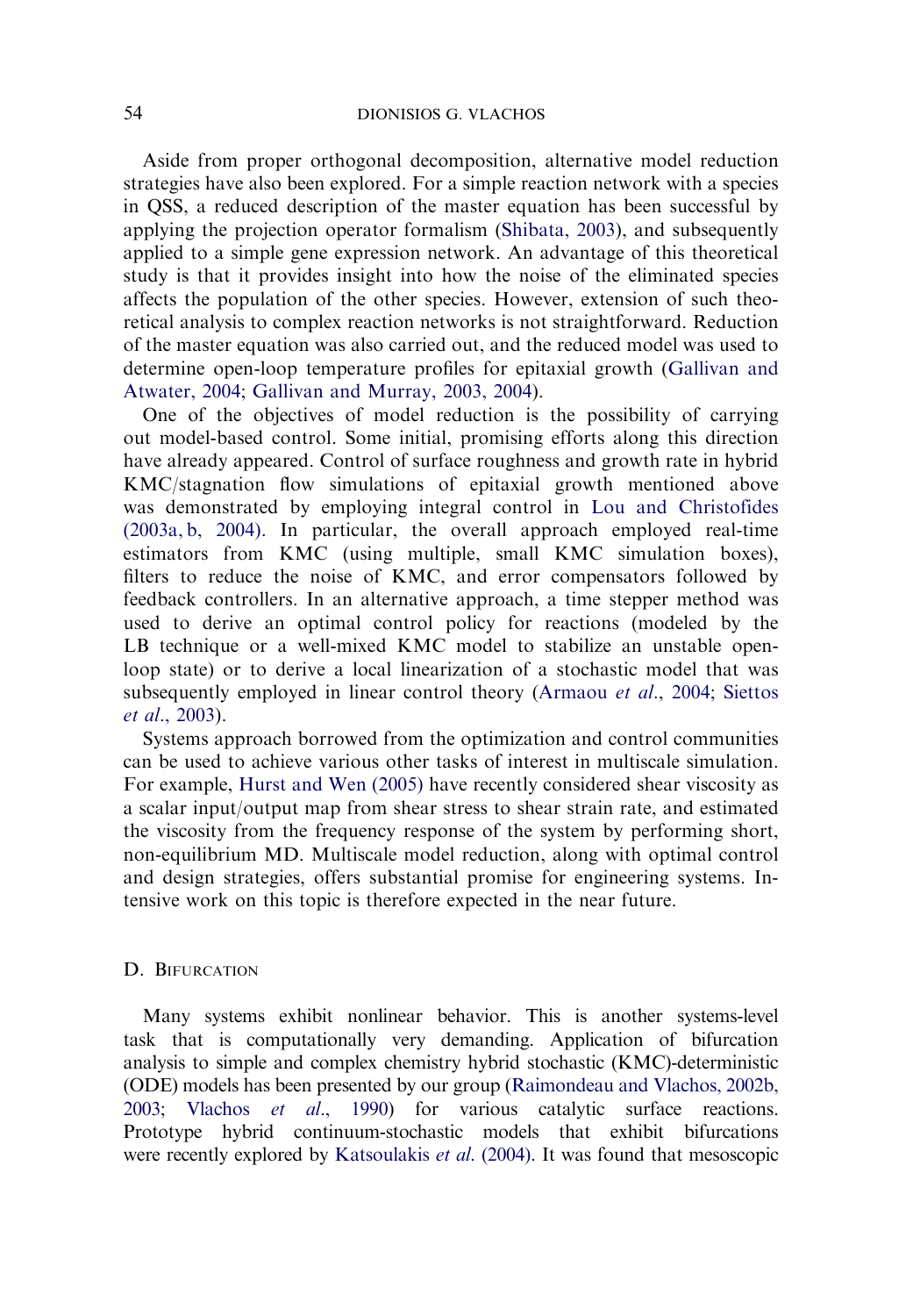Aside from proper orthogonal decomposition, alternative model reduction strategies have also been explored. For a simple reaction network with a species in QSS, a reduced description of the master equation has been successful by applying the projection operator formalism (Shibata, 2003), and subsequently applied to a simple gene expression network. An advantage of this theoretical study is that it provides insight into how the noise of the eliminated species affects the population of the other species. However, extension of such theoretical analysis to complex reaction networks is not straightforward. Reduction of the master equation was also carried out, and the reduced model was used to determine open-loop temperature profiles for epitaxial growth (Gallivan and Atwater, 2004; Gallivan and Murray, 2003, 2004).

One of the objectives of model reduction is the possibility of carrying out model-based control. Some initial, promising efforts along this direction have already appeared. Control of surface roughness and growth rate in hybrid KMC/stagnation flow simulations of epitaxial growth mentioned above was demonstrated by employing integral control in Lou and Christofides (2003a, b, 2004). In particular, the overall approach employed real-time estimators from KMC (using multiple, small KMC simulation boxes), filters to reduce the noise of KMC, and error compensators followed by feedback controllers. In an alternative approach, a time stepper method was used to derive an optimal control policy for reactions (modeled by the LB technique or a well-mixed KMC model to stabilize an unstable open-loop state) or to derive a local linearization of a stochastic model that was subsequently employed in linear control theory (Armaou *et al*., 2004; Siettos *et al*., 2003).

Systems approach borrowed from the optimization and control communities can be used to achieve various other tasks of interest in multiscale simulation. For example, Hurst and Wen (2005) have recently considered shear viscosity as a scalar input/output map from shear stress to shear strain rate, and estimated the viscosity from the frequency response of the system by performing short, non-equilibrium MD. Multiscale model reduction, along with optimal control and design strategies, offers substantial promise for engineering systems. Intensive work on this topic is therefore expected in the near future.

### D. Bifurcation

Many systems exhibit nonlinear behavior. This is another systems-level task that is computationally very demanding. Application of bifurcation analysis to simple and complex chemistry hybrid stochastic (KMC)-deterministic (ODE) models has been presented by our group (Raimondeau and Vlachos, 2002b, 2003; Vlachos *et al*., 1990) for various catalytic surface reactions. Prototype hybrid continuum-stochastic models that exhibit bifurcations were recently explored by Katsoulakis *et al*. (2004). It was found that mesoscopic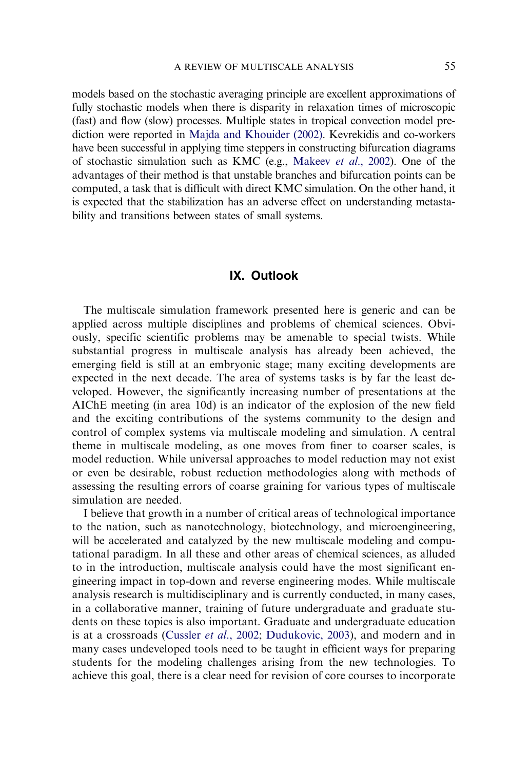models based on the stochastic averaging principle are excellent approximations of fully stochastic models when there is disparity in relaxation times of microscopic (fast) and flow (slow) processes. Multiple states in tropical convection model prediction were reported in Majda and Khouider (2002). Kevrekidis and co-workers have been successful in applying time steppers in constructing bifurcation diagrams of stochastic simulation such as KMC (e.g., Makeev *et al*., 2002). One of the advantages of their method is that unstable branches and bifurcation points can be computed, a task that is difficult with direct KMC simulation. On the other hand, it is expected that the stabilization has an adverse effect on understanding metastability and transitions between states of small systems.

## IX. Outlook

The multiscale simulation framework presented here is generic and can be applied across multiple disciplines and problems of chemical sciences. Obviously, specific scientific problems may be amenable to special twists. While substantial progress in multiscale analysis has already been achieved, the emerging field is still at an embryonic stage; many exciting developments are expected in the next decade. The area of systems tasks is by far the least developed. However, the significantly increasing number of presentations at the AIChE meeting (in area 10d) is an indicator of the explosion of the new field and the exciting contributions of the systems community to the design and control of complex systems via multiscale modeling and simulation. A central theme in multiscale modeling, as one moves from finer to coarser scales, is model reduction. While universal approaches to model reduction may not exist or even be desirable, robust reduction methodologies along with methods of assessing the resulting errors of coarse graining for various types of multiscale simulation are needed.

I believe that growth in a number of critical areas of technological importance to the nation, such as nanotechnology, biotechnology, and microengineering, will be accelerated and catalyzed by the new multiscale modeling and computational paradigm. In all these and other areas of chemical sciences, as alluded to in the introduction, multiscale analysis could have the most significant engineering impact in top-down and reverse engineering modes. While multiscale analysis research is multidisciplinary and is currently conducted, in many cases, in a collaborative manner, training of future undergraduate and graduate students on these topics is also important. Graduate and undergraduate education is at a crossroads (Cussler *et al*., 2002; Dudukovic, 2003), and modern and in many cases undeveloped tools need to be taught in efficient ways for preparing students for the modeling challenges arising from the new technologies. To achieve this goal, there is a clear need for revision of core courses to incorporate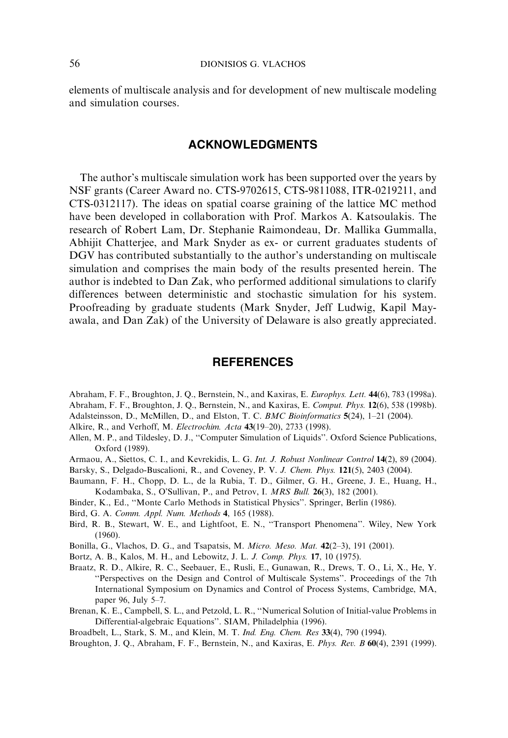elements of multiscale analysis and for development of new multiscale modeling and simulation courses.

## ACKNOWLEDGMENTS

The author's multiscale simulation work has been supported over the years by NSF grants (Career Award no. CTS-9702615, CTS-9811088, ITR-0219211, and CTS-0312117). The ideas on spatial coarse graining of the lattice MC method have been developed in collaboration with Prof. Markos A. Katsoulakis. The research of Robert Lam, Dr. Stephanie Raimondeau, Dr. Mallika Gummalla, Abhijit Chatterjee, and Mark Snyder as ex- or current graduates students of DGV has contributed substantially to the author's understanding on multiscale simulation and comprises the main body of the results presented herein. The author is indebted to Dan Zak, who performed additional simulations to clarify differences between deterministic and stochastic simulation for his system. Proofreading by graduate students (Mark Snyder, Jeff Ludwig, Kapil Mayawala, and Dan Zak) of the University of Delaware is also greatly appreciated.

## REFERENCES

Abraham, F. F., Broughton, J. Q., Bernstein, N., and Kaxiras, E. *Europhys. Lett.* **44**(6), 783 (1998a).

Abraham, F. F., Broughton, J. Q., Bernstein, N., and Kaxiras, E. *Comput. Phys.* **12**(6), 538 (1998b).

Adalsteinsson, D., McMillen, D., and Elston, T. C. *BMC Bioinformatics* **5**(24), 1–21 (2004).

Alkire, R., and Verhoff, M. *Electrochim. Acta* **43**(19–20), 2733 (1998).

Allen, M. P., and Tildesley, D. J., "Computer Simulation of Liquids". Oxford Science Publications, Oxford (1989).

Armaou, A., Siettos, C. I., and Kevrekidis, L. G. *Int. J. Robust Nonlinear Control* **14**(2), 89 (2004).

Barsky, S., Delgado-Buscalioni, R., and Coveney, P. V. *J. Chem. Phys.* **121**(5), 2403 (2004).

Baumann, F. H., Chopp, D. L., de la Rubia, T. D., Gilmer, G. H., Greene, J. E., Huang, H., Kodambaka, S., O'Sullivan, P., and Petrov, I. *MRS Bull.* **26**(3), 182 (2001).

Binder, K., Ed., "Monte Carlo Methods in Statistical Physics". Springer, Berlin (1986).

Bird, G. A. *Comm. Appl. Num. Methods* **4**, 165 (1988).

Bird, R. B., Stewart, W. E., and Lightfoot, E. N., "Transport Phenomena". Wiley, New York (1960).

Bonilla, G., Vlachos, D. G., and Tsapatsis, M. *Micro. Meso. Mat.* **42**(2–3), 191 (2001).

Bortz, A. B., Kalos, M. H., and Lebowitz, J. L. *J. Comp. Phys.* **17**, 10 (1975).

Braatz, R. D., Alkire, R. C., Seebauer, E., Rusli, E., Gunawan, R., Drews, T. O., Li, X., He, Y. "Perspectives on the Design and Control of Multiscale Systems". Proceedings of the 7th International Symposium on Dynamics and Control of Process Systems, Cambridge, MA, paper 96, July 5–7.

Brenan, K. E., Campbell, S. L., and Petzold, L. R., "Numerical Solution of Initial-value Problems in Differential-algebraic Equations". SIAM, Philadelphia (1996).

Broadbelt, L., Stark, S. M., and Klein, M. T. *Ind. Eng. Chem. Res* **33**(4), 790 (1994).

Broughton, J. Q., Abraham, F. F., Bernstein, N., and Kaxiras, E. *Phys. Rev. B* **60**(4), 2391 (1999).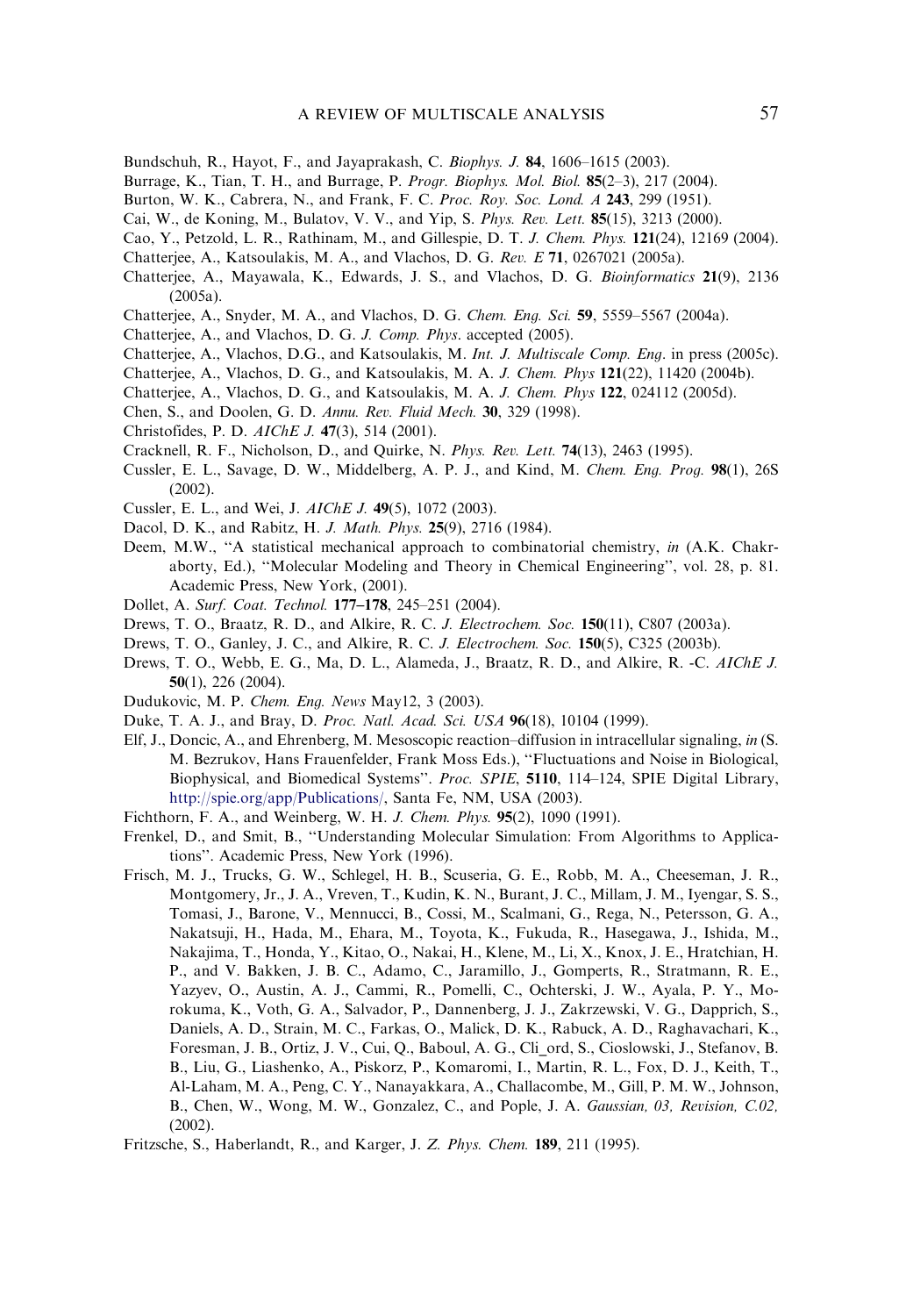Bundschuh, R., Hayot, F., and Jayaprakash, C. *Biophys. J.* **84**, 1606–1615 (2003).

Burrage, K., Tian, T. H., and Burrage, P. *Progr. Biophys. Mol. Biol.* **85**(2–3), 217 (2004).

Burton, W. K., Cabrera, N., and Frank, F. C. *Proc. Roy. Soc. Lond. A* **243**, 299 (1951).

Cai, W., de Koning, M., Bulatov, V. V., and Yip, S. *Phys. Rev. Lett.* **85**(15), 3213 (2000).

Cao, Y., Petzold, L. R., Rathinam, M., and Gillespie, D. T. *J. Chem. Phys.* **121**(24), 12169 (2004).

Chatterjee, A., Katsoulakis, M. A., and Vlachos, D. G. *Rev. E* **71**, 0267021 (2005a).

Chatterjee, A., Mayawala, K., Edwards, J. S., and Vlachos, D. G. *Bioinformatics* **21**(9), 2136 (2005a).

Chatterjee, A., Snyder, M. A., and Vlachos, D. G. *Chem. Eng. Sci.* **59**, 5559–5567 (2004a).

Chatterjee, A., and Vlachos, D. G. *J. Comp. Phys*. accepted (2005).

Chatterjee, A., Vlachos, D.G., and Katsoulakis, M. *Int. J. Multiscale Comp. Eng*. in press (2005c).

Chatterjee, A., Vlachos, D. G., and Katsoulakis, M. A. *J. Chem. Phys* **121**(22), 11420 (2004b).

Chatterjee, A., Vlachos, D. G., and Katsoulakis, M. A. *J. Chem. Phys* **122**, 024112 (2005d).

Chen, S., and Doolen, G. D. *Annu. Rev. Fluid Mech.* **30**, 329 (1998).

Christofides, P. D. *AIChE J.* **47**(3), 514 (2001).

Cracknell, R. F., Nicholson, D., and Quirke, N. *Phys. Rev. Lett.* **74**(13), 2463 (1995).

Cussler, E. L., Savage, D. W., Middelberg, A. P. J., and Kind, M. *Chem. Eng. Prog.* **98**(1), 26S (2002).

Cussler, E. L., and Wei, J. *AIChE J.* **49**(5), 1072 (2003).

Dacol, D. K., and Rabitz, H. *J. Math. Phys.* **25**(9), 2716 (1984).

Deem, M.W., "A statistical mechanical approach to combinatorial chemistry, *in* (A.K. Chakraborty, Ed.), "Molecular Modeling and Theory in Chemical Engineering", vol. 28, p. 81. Academic Press, New York, (2001).

Dollet, A. *Surf. Coat. Technol.* **177–178**, 245–251 (2004).

Drews, T. O., Braatz, R. D., and Alkire, R. C. *J. Electrochem. Soc.* **150**(11), C807 (2003a).

Drews, T. O., Ganley, J. C., and Alkire, R. C. *J. Electrochem. Soc.* **150**(5), C325 (2003b).

Drews, T. O., Webb, E. G., Ma, D. L., Alameda, J., Braatz, R. D., and Alkire, R. -C. *AIChE J.* **50**(1), 226 (2004).

Dudukovic, M. P. *Chem. Eng. News* May12, 3 (2003).

Duke, T. A. J., and Bray, D. *Proc. Natl. Acad. Sci. USA* **96**(18), 10104 (1999).

Elf, J., Doncic, A., and Ehrenberg, M. Mesoscopic reaction–diffusion in intracellular signaling, *in* (S. M. Bezrukov, Hans Frauenfelder, Frank Moss Eds.), "Fluctuations and Noise in Biological, Biophysical, and Biomedical Systems". *Proc. SPIE*, **5110**, 114–124, SPIE Digital Library, http://spie.org/app/Publications/, Santa Fe, NM, USA (2003).

Fichthorn, F. A., and Weinberg, W. H. *J. Chem. Phys.* **95**(2), 1090 (1991).

Frenkel, D., and Smit, B., "Understanding Molecular Simulation: From Algorithms to Applications". Academic Press, New York (1996).

Frisch, M. J., Trucks, G. W., Schlegel, H. B., Scuseria, G. E., Robb, M. A., Cheeseman, J. R., Montgomery, Jr., J. A., Vreven, T., Kudin, K. N., Burant, J. C., Millam, J. M., Iyengar, S. S., Tomasi, J., Barone, V., Mennucci, B., Cossi, M., Scalmani, G., Rega, N., Petersson, G. A., Nakatsuji, H., Hada, M., Ehara, M., Toyota, K., Fukuda, R., Hasegawa, J., Ishida, M., Nakajima, T., Honda, Y., Kitao, O., Nakai, H., Klene, M., Li, X., Knox, J. E., Hratchian, H. P., and V. Bakken, J. B. C., Adamo, C., Jaramillo, J., Gomperts, R., Stratmann, R. E., Yazyev, O., Austin, A. J., Cammi, R., Pomelli, C., Ochterski, J. W., Ayala, P. Y., Morokuma, K., Voth, G. A., Salvador, P., Dannenberg, J. J., Zakrzewski, V. G., Dapprich, S., Daniels, A. D., Strain, M. C., Farkas, O., Malick, D. K., Rabuck, A. D., Raghavachari, K., Foresman, J. B., Ortiz, J. V., Cui, Q., Baboul, A. G., Cli_ord, S., Cioslowski, J., Stefanov, B. B., Liu, G., Liashenko, A., Piskorz, P., Komaromi, I., Martin, R. L., Fox, D. J., Keith, T., Al-Laham, M. A., Peng, C. Y., Nanayakkara, A., Challacombe, M., Gill, P. M. W., Johnson, B., Chen, W., Wong, M. W., Gonzalez, C., and Pople, J. A. *Gaussian, 03, Revision, C.02,* (2002).

Fritzsche, S., Haberlandt, R., and Karger, J. *Z. Phys. Chem.* **189**, 211 (1995).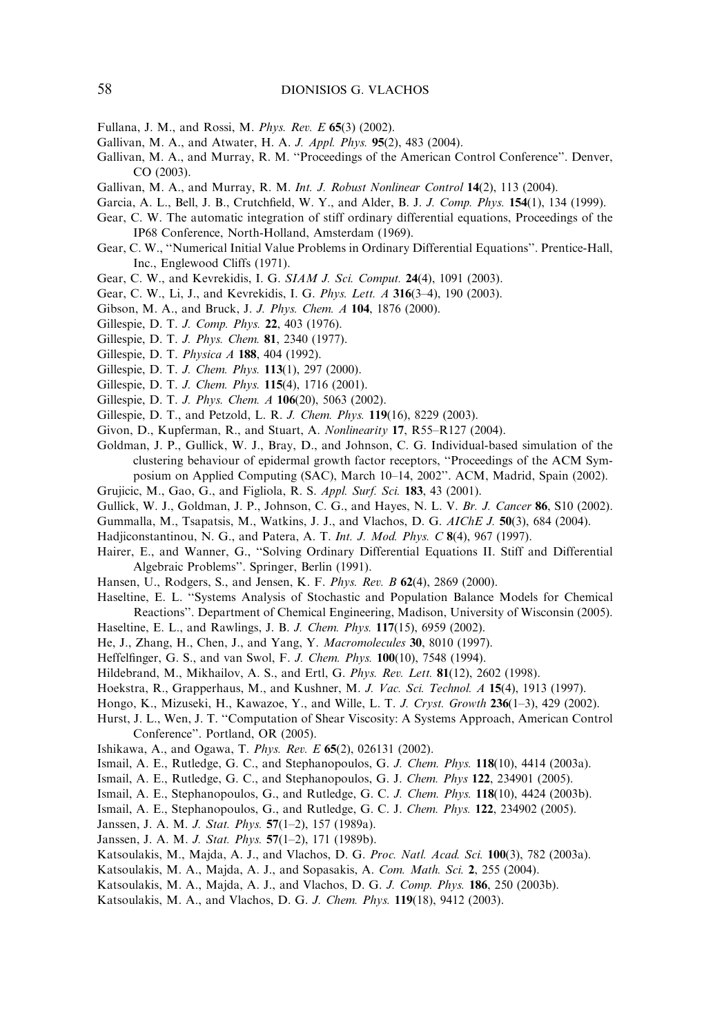Fullana, J. M., and Rossi, M. *Phys. Rev. E* **65**(3) (2002).

Gallivan, M. A., and Atwater, H. A. *J. Appl. Phys.* **95**(2), 483 (2004).

Gallivan, M. A., and Murray, R. M. "Proceedings of the American Control Conference". Denver, CO (2003).

Gallivan, M. A., and Murray, R. M. *Int. J. Robust Nonlinear Control* **14**(2), 113 (2004).

Garcia, A. L., Bell, J. B., Crutchfield, W. Y., and Alder, B. J. *J. Comp. Phys.* **154**(1), 134 (1999).

Gear, C. W. The automatic integration of stiff ordinary differential equations, Proceedings of the IP68 Conference, North-Holland, Amsterdam (1969).

Gear, C. W., "Numerical Initial Value Problems in Ordinary Differential Equations". Prentice-Hall, Inc., Englewood Cliffs (1971).

Gear, C. W., and Kevrekidis, I. G. *SIAM J. Sci. Comput.* **24**(4), 1091 (2003).

Gear, C. W., Li, J., and Kevrekidis, I. G. *Phys. Lett. A* **316**(3–4), 190 (2003).

Gibson, M. A., and Bruck, J. *J. Phys. Chem. A* **104**, 1876 (2000).

Gillespie, D. T. *J. Comp. Phys.* **22**, 403 (1976).

Gillespie, D. T. *J. Phys. Chem.* **81**, 2340 (1977).

Gillespie, D. T. *Physica A* **188**, 404 (1992).

Gillespie, D. T. *J. Chem. Phys.* **113**(1), 297 (2000).

Gillespie, D. T. *J. Chem. Phys.* **115**(4), 1716 (2001).

Gillespie, D. T. *J. Phys. Chem. A* **106**(20), 5063 (2002).

Gillespie, D. T., and Petzold, L. R. *J. Chem. Phys.* **119**(16), 8229 (2003).

Givon, D., Kupferman, R., and Stuart, A. *Nonlinearity* **17**, R55–R127 (2004).

Goldman, J. P., Gullick, W. J., Bray, D., and Johnson, C. G. Individual-based simulation of the clustering behaviour of epidermal growth factor receptors, "Proceedings of the ACM Symposium on Applied Computing (SAC), March 10–14, 2002". ACM, Madrid, Spain (2002).

Grujicic, M., Gao, G., and Figliola, R. S. *Appl. Surf. Sci.* **183**, 43 (2001).

Gullick, W. J., Goldman, J. P., Johnson, C. G., and Hayes, N. L. V. *Br. J. Cancer* **86**, S10 (2002).

Gummalla, M., Tsapatsis, M., Watkins, J. J., and Vlachos, D. G. *AIChE J.* **50**(3), 684 (2004).

Hadjiconstantinou, N. G., and Patera, A. T. *Int. J. Mod. Phys. C* **8**(4), 967 (1997).

Hairer, E., and Wanner, G., "Solving Ordinary Differential Equations II. Stiff and Differential Algebraic Problems". Springer, Berlin (1991).

Hansen, U., Rodgers, S., and Jensen, K. F. *Phys. Rev. B* **62**(4), 2869 (2000).

Haseltine, E. L. "Systems Analysis of Stochastic and Population Balance Models for Chemical Reactions". Department of Chemical Engineering, Madison, University of Wisconsin (2005).

Haseltine, E. L., and Rawlings, J. B. *J. Chem. Phys.* **117**(15), 6959 (2002).

He, J., Zhang, H., Chen, J., and Yang, Y. *Macromolecules* **30**, 8010 (1997).

Heffelfinger, G. S., and van Swol, F. *J. Chem. Phys.* **100**(10), 7548 (1994).

Hildebrand, M., Mikhailov, A. S., and Ertl, G. *Phys. Rev. Lett.* **81**(12), 2602 (1998).

Hoekstra, R., Grapperhaus, M., and Kushner, M. *J. Vac. Sci. Technol. A* **15**(4), 1913 (1997).

Hongo, K., Mizuseki, H., Kawazoe, Y., and Wille, L. T. *J. Cryst. Growth* **236**(1–3), 429 (2002).

Hurst, J. L., Wen, J. T. "Computation of Shear Viscosity: A Systems Approach, American Control Conference". Portland, OR (2005).

Ishikawa, A., and Ogawa, T. *Phys. Rev. E* **65**(2), 026131 (2002).

Ismail, A. E., Rutledge, G. C., and Stephanopoulos, G. *J. Chem. Phys.* **118**(10), 4414 (2003a).

Ismail, A. E., Rutledge, G. C., and Stephanopoulos, G. J. *Chem. Phys* **122**, 234901 (2005).

Ismail, A. E., Stephanopoulos, G., and Rutledge, G. C. *J. Chem. Phys.* **118**(10), 4424 (2003b).

Ismail, A. E., Stephanopoulos, G., and Rutledge, G. C. J. *Chem. Phys.* **122**, 234902 (2005).

Janssen, J. A. M. *J. Stat. Phys.* **57**(1–2), 157 (1989a).

Janssen, J. A. M. *J. Stat. Phys.* **57**(1–2), 171 (1989b).

Katsoulakis, M., Majda, A. J., and Vlachos, D. G. *Proc. Natl. Acad. Sci.* **100**(3), 782 (2003a).

Katsoulakis, M. A., Majda, A. J., and Sopasakis, A. *Com. Math. Sci.* **2**, 255 (2004).

Katsoulakis, M. A., Majda, A. J., and Vlachos, D. G. *J. Comp. Phys.* **186**, 250 (2003b).

Katsoulakis, M. A., and Vlachos, D. G. *J. Chem. Phys.* **119**(18), 9412 (2003).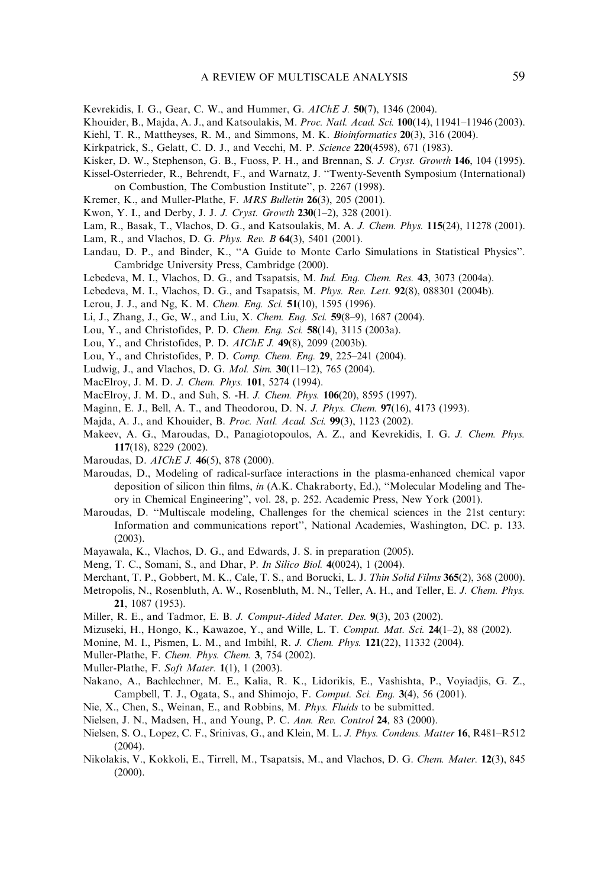Kevrekidis, I. G., Gear, C. W., and Hummer, G. *AIChE J.* **50**(7), 1346 (2004).

Khouider, B., Majda, A. J., and Katsoulakis, M. *Proc. Natl. Acad. Sci.* **100**(14), 11941–11946 (2003).

Kiehl, T. R., Mattheyses, R. M., and Simmons, M. K. *Bioinformatics* **20**(3), 316 (2004).

Kirkpatrick, S., Gelatt, C. D. J., and Vecchi, M. P. *Science* **220**(4598), 671 (1983).

Kisker, D. W., Stephenson, G. B., Fuoss, P. H., and Brennan, S. *J. Cryst. Growth* **146**, 104 (1995).

Kissel-Osterrieder, R., Behrendt, F., and Warnatz, J. "Twenty-Seventh Symposium (International) on Combustion, The Combustion Institute", p. 2267 (1998).

Kremer, K., and Muller-Plathe, F. *MRS Bulletin* **26**(3), 205 (2001).

Kwon, Y. I., and Derby, J. J. *J. Cryst. Growth* **230**(1–2), 328 (2001).

Lam, R., Basak, T., Vlachos, D. G., and Katsoulakis, M. A. *J. Chem. Phys.* **115**(24), 11278 (2001).

Lam, R., and Vlachos, D. G. *Phys. Rev. B* **64**(3), 5401 (2001).

Landau, D. P., and Binder, K., "A Guide to Monte Carlo Simulations in Statistical Physics". Cambridge University Press, Cambridge (2000).

Lebedeva, M. I., Vlachos, D. G., and Tsapatsis, M. *Ind. Eng. Chem. Res.* **43**, 3073 (2004a).

Lebedeva, M. I., Vlachos, D. G., and Tsapatsis, M. *Phys. Rev. Lett.* **92**(8), 088301 (2004b).

Lerou, J. J., and Ng, K. M. *Chem. Eng. Sci.* **51**(10), 1595 (1996).

Li, J., Zhang, J., Ge, W., and Liu, X. *Chem. Eng. Sci.* **59**(8–9), 1687 (2004).

Lou, Y., and Christofides, P. D. *Chem. Eng. Sci.* **58**(14), 3115 (2003a).

Lou, Y., and Christofides, P. D. *AIChE J.* **49**(8), 2099 (2003b).

Lou, Y., and Christofides, P. D. *Comp. Chem. Eng.* **29**, 225–241 (2004).

Ludwig, J., and Vlachos, D. G. *Mol. Sim.* **30**(11–12), 765 (2004).

MacElroy, J. M. D. *J. Chem. Phys.* **101**, 5274 (1994).

MacElroy, J. M. D., and Suh, S. -H. *J. Chem. Phys.* **106**(20), 8595 (1997).

Maginn, E. J., Bell, A. T., and Theodorou, D. N. *J. Phys. Chem.* **97**(16), 4173 (1993).

Majda, A. J., and Khouider, B. *Proc. Natl. Acad. Sci.* **99**(3), 1123 (2002).

Makeev, A. G., Maroudas, D., Panagiotopoulos, A. Z., and Kevrekidis, I. G. *J. Chem. Phys.* **117**(18), 8229 (2002).

Maroudas, D. *AIChE J.* **46**(5), 878 (2000).

Maroudas, D., Modeling of radical-surface interactions in the plasma-enhanced chemical vapor deposition of silicon thin films, *in* (A.K. Chakraborty, Ed.), "Molecular Modeling and Theory in Chemical Engineering", vol. 28, p. 252. Academic Press, New York (2001).

Maroudas, D. "Multiscale modeling, Challenges for the chemical sciences in the 21st century: Information and communications report", National Academies, Washington, DC. p. 133. (2003).

Mayawala, K., Vlachos, D. G., and Edwards, J. S. in preparation (2005).

Meng, T. C., Somani, S., and Dhar, P. *In Silico Biol.* **4**(0024), 1 (2004).

Merchant, T. P., Gobbert, M. K., Cale, T. S., and Borucki, L. J. *Thin Solid Films* **365**(2), 368 (2000).

Metropolis, N., Rosenbluth, A. W., Rosenbluth, M. N., Teller, A. H., and Teller, E. *J. Chem. Phys.* **21**, 1087 (1953).

Miller, R. E., and Tadmor, E. B. *J. Comput-Aided Mater. Des.* **9**(3), 203 (2002).

Mizuseki, H., Hongo, K., Kawazoe, Y., and Wille, L. T. *Comput. Mat. Sci.* **24**(1–2), 88 (2002).

Monine, M. I., Pismen, L. M., and Imbihl, R. *J. Chem. Phys.* **121**(22), 11332 (2004).

Muller-Plathe, F. *Chem. Phys. Chem.* **3**, 754 (2002).

Muller-Plathe, F. *Soft Mater.* **1**(1), 1 (2003).

Nakano, A., Bachlechner, M. E., Kalia, R. K., Lidorikis, E., Vashishta, P., Voyiadjis, G. Z., Campbell, T. J., Ogata, S., and Shimojo, F. *Comput. Sci. Eng.* **3**(4), 56 (2001).

Nie, X., Chen, S., Weinan, E., and Robbins, M. *Phys. Fluids* to be submitted.

Nielsen, J. N., Madsen, H., and Young, P. C. *Ann. Rev. Control* **24**, 83 (2000).

Nielsen, S. O., Lopez, C. F., Srinivas, G., and Klein, M. L. *J. Phys. Condens. Matter* **16**, R481–R512 (2004).

Nikolakis, V., Kokkoli, E., Tirrell, M., Tsapatsis, M., and Vlachos, D. G. *Chem. Mater.* **12**(3), 845 (2000).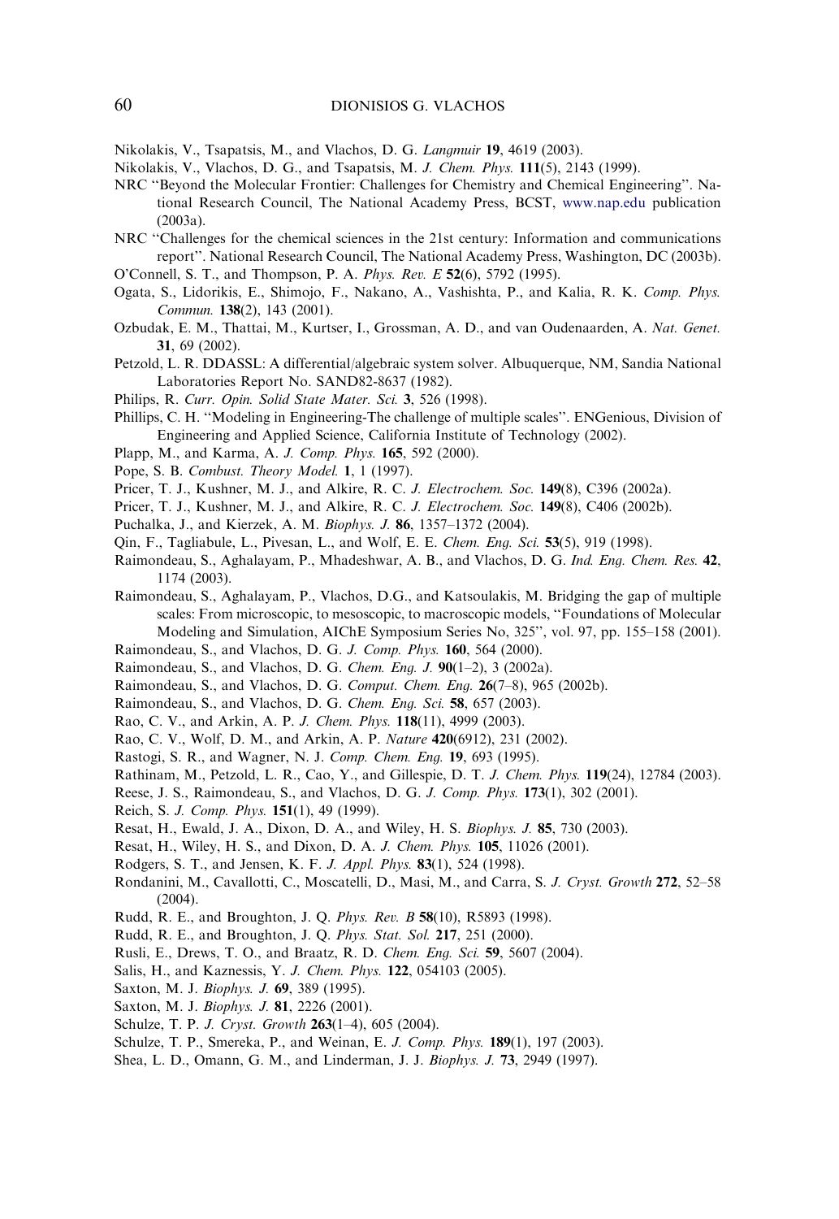Nikolakis, V., Tsapatsis, M., and Vlachos, D. G. *Langmuir* **19**, 4619 (2003).

Nikolakis, V., Vlachos, D. G., and Tsapatsis, M. *J. Chem. Phys.* **111**(5), 2143 (1999).

NRC ''Beyond the Molecular Frontier: Challenges for Chemistry and Chemical Engineering''. National Research Council, The National Academy Press, BCST, www.nap.edu publication (2003a).

NRC ''Challenges for the chemical sciences in the 21st century: Information and communications report''. National Research Council, The National Academy Press, Washington, DC (2003b).

O'Connell, S. T., and Thompson, P. A. *Phys. Rev. E* **52**(6), 5792 (1995).

Ogata, S., Lidorikis, E., Shimojo, F., Nakano, A., Vashishta, P., and Kalia, R. K. *Comp. Phys. Commun.* **138**(2), 143 (2001).

Ozbudak, E. M., Thattai, M., Kurtser, I., Grossman, A. D., and van Oudenaarden, A. *Nat. Genet.* **31**, 69 (2002).

Petzold, L. R. DDASSL: A differential/algebraic system solver. Albuquerque, NM, Sandia National Laboratories Report No. SAND82-8637 (1982).

Philips, R. *Curr. Opin. Solid State Mater. Sci.* **3**, 526 (1998).

Phillips, C. H. ''Modeling in Engineering-The challenge of multiple scales''. ENGenious, Division of Engineering and Applied Science, California Institute of Technology (2002).

Plapp, M., and Karma, A. *J. Comp. Phys.* **165**, 592 (2000).

Pope, S. B. *Combust. Theory Model.* **1**, 1 (1997).

Pricer, T. J., Kushner, M. J., and Alkire, R. C. *J. Electrochem. Soc.* **149**(8), C396 (2002a).

Pricer, T. J., Kushner, M. J., and Alkire, R. C. *J. Electrochem. Soc.* **149**(8), C406 (2002b).

Puchalka, J., and Kierzek, A. M. *Biophys. J.* **86**, 1357–1372 (2004).

Qin, F., Tagliabule, L., Pivesan, L., and Wolf, E. E. *Chem. Eng. Sci.* **53**(5), 919 (1998).

Raimondeau, S., Aghalayam, P., Mhadeshwar, A. B., and Vlachos, D. G. *Ind. Eng. Chem. Res.* **42**, 1174 (2003).

Raimondeau, S., Aghalayam, P., Vlachos, D.G., and Katsoulakis, M. Bridging the gap of multiple scales: From microscopic, to mesoscopic, to macroscopic models, ''Foundations of Molecular Modeling and Simulation, AIChE Symposium Series No, 325'', vol. 97, pp. 155–158 (2001).

Raimondeau, S., and Vlachos, D. G. *J. Comp. Phys.* **160**, 564 (2000).

Raimondeau, S., and Vlachos, D. G. *Chem. Eng. J.* **90**(1–2), 3 (2002a).

Raimondeau, S., and Vlachos, D. G. *Comput. Chem. Eng.* **26**(7–8), 965 (2002b).

Raimondeau, S., and Vlachos, D. G. *Chem. Eng. Sci.* **58**, 657 (2003).

Rao, C. V., and Arkin, A. P. *J. Chem. Phys.* **118**(11), 4999 (2003).

Rao, C. V., Wolf, D. M., and Arkin, A. P. *Nature* **420**(6912), 231 (2002).

Rastogi, S. R., and Wagner, N. J. *Comp. Chem. Eng.* **19**, 693 (1995).

Rathinam, M., Petzold, L. R., Cao, Y., and Gillespie, D. T. *J. Chem. Phys.* **119**(24), 12784 (2003).

Reese, J. S., Raimondeau, S., and Vlachos, D. G. *J. Comp. Phys.* **173**(1), 302 (2001).

Reich, S. *J. Comp. Phys.* **151**(1), 49 (1999).

Resat, H., Ewald, J. A., Dixon, D. A., and Wiley, H. S. *Biophys. J.* **85**, 730 (2003).

Resat, H., Wiley, H. S., and Dixon, D. A. *J. Chem. Phys.* **105**, 11026 (2001).

Rodgers, S. T., and Jensen, K. F. *J. Appl. Phys.* **83**(1), 524 (1998).

Rondanini, M., Cavallotti, C., Moscatelli, D., Masi, M., and Carra, S. *J. Cryst. Growth* **272**, 52–58 (2004).

Rudd, R. E., and Broughton, J. Q. *Phys. Rev. B* **58**(10), R5893 (1998).

Rudd, R. E., and Broughton, J. Q. *Phys. Stat. Sol.* **217**, 251 (2000).

Rusli, E., Drews, T. O., and Braatz, R. D. *Chem. Eng. Sci.* **59**, 5607 (2004).

Salis, H., and Kaznessis, Y. *J. Chem. Phys.* **122**, 054103 (2005).

Saxton, M. J. *Biophys. J.* **69**, 389 (1995).

Saxton, M. J. *Biophys. J.* **81**, 2226 (2001).

Schulze, T. P. *J. Cryst. Growth* **263**(1–4), 605 (2004).

Schulze, T. P., Smereka, P., and Weinan, E. *J. Comp. Phys.* **189**(1), 197 (2003).

Shea, L. D., Omann, G. M., and Linderman, J. J. *Biophys. J.* **73**, 2949 (1997).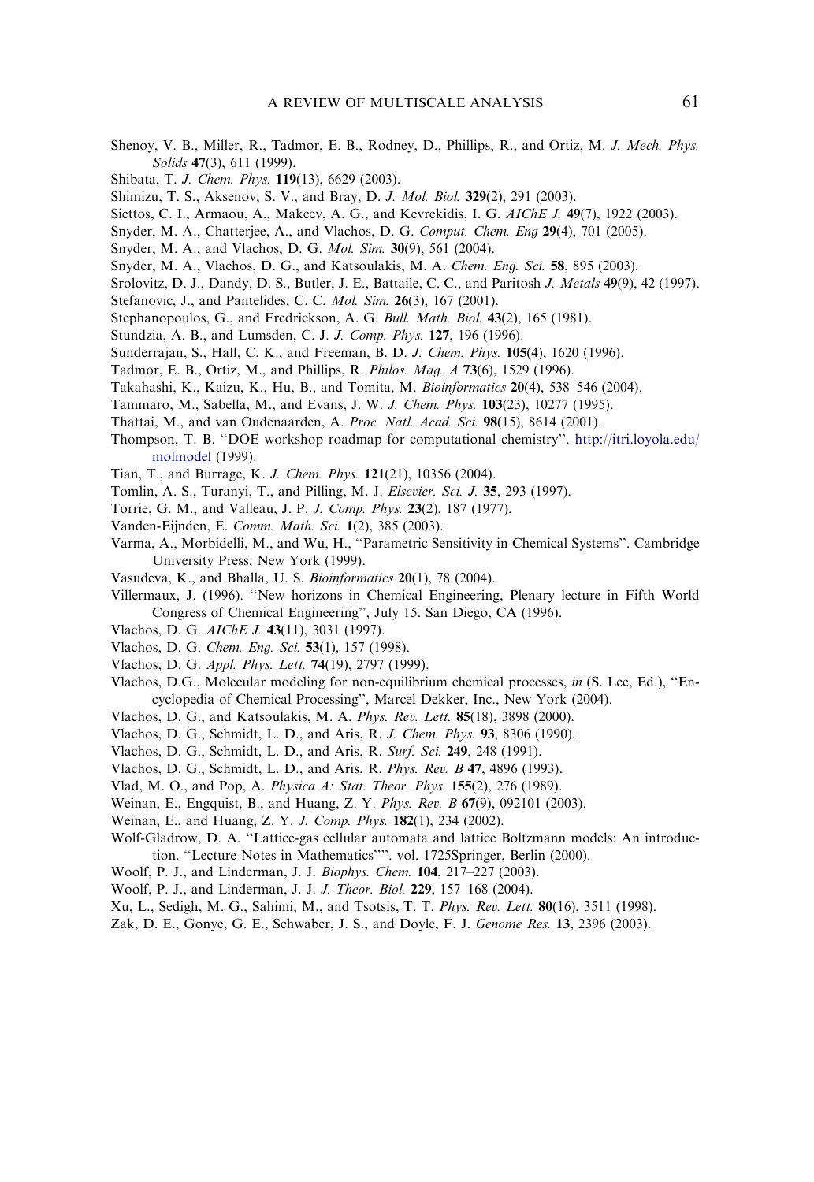Shenoy, V. B., Miller, R., Tadmor, E. B., Rodney, D., Phillips, R., and Ortiz, M. *J. Mech. Phys. Solids* **47**(3), 611 (1999).

Shibata, T. *J. Chem. Phys.* **119**(13), 6629 (2003).

Shimizu, T. S., Aksenov, S. V., and Bray, D. *J. Mol. Biol.* **329**(2), 291 (2003).

Siettos, C. I., Armaou, A., Makeev, A. G., and Kevrekidis, I. G. *AIChE J.* **49**(7), 1922 (2003).

Snyder, M. A., Chatterjee, A., and Vlachos, D. G. *Comput. Chem. Eng* **29**(4), 701 (2005).

Snyder, M. A., and Vlachos, D. G. *Mol. Sim.* **30**(9), 561 (2004).

Snyder, M. A., Vlachos, D. G., and Katsoulakis, M. A. *Chem. Eng. Sci.* **58**, 895 (2003).

Srolovitz, D. J., Dandy, D. S., Butler, J. E., Battaile, C. C., and Paritosh *J. Metals* **49**(9), 42 (1997).

Stefanovic, J., and Pantelides, C. C. *Mol. Sim.* **26**(3), 167 (2001).

Stephanopoulos, G., and Fredrickson, A. G. *Bull. Math. Biol.* **43**(2), 165 (1981).

Stundzia, A. B., and Lumsden, C. J. *J. Comp. Phys.* **127**, 196 (1996).

Sunderrajan, S., Hall, C. K., and Freeman, B. D. *J. Chem. Phys.* **105**(4), 1620 (1996).

Tadmor, E. B., Ortiz, M., and Phillips, R. *Philos. Mag. A* **73**(6), 1529 (1996).

Takahashi, K., Kaizu, K., Hu, B., and Tomita, M. *Bioinformatics* **20**(4), 538–546 (2004).

Tammaro, M., Sabella, M., and Evans, J. W. *J. Chem. Phys.* **103**(23), 10277 (1995).

Thattai, M., and van Oudenaarden, A. *Proc. Natl. Acad. Sci.* **98**(15), 8614 (2001).

Thompson, T. B. "DOE workshop roadmap for computational chemistry". http://itri.loyola.edu/molmodel (1999).

Tian, T., and Burrage, K. *J. Chem. Phys.* **121**(21), 10356 (2004).

Tomlin, A. S., Turanyi, T., and Pilling, M. J. *Elsevier. Sci. J.* **35**, 293 (1997).

Torrie, G. M., and Valleau, J. P. *J. Comp. Phys.* **23**(2), 187 (1977).

Vanden-Eijnden, E. *Comm. Math. Sci.* **1**(2), 385 (2003).

Varma, A., Morbidelli, M., and Wu, H., "Parametric Sensitivity in Chemical Systems". Cambridge University Press, New York (1999).

Vasudeva, K., and Bhalla, U. S. *Bioinformatics* **20**(1), 78 (2004).

Villermaux, J. (1996). "New horizons in Chemical Engineering, Plenary lecture in Fifth World Congress of Chemical Engineering", July 15. San Diego, CA (1996).

Vlachos, D. G. *AIChE J.* **43**(11), 3031 (1997).

Vlachos, D. G. *Chem. Eng. Sci.* **53**(1), 157 (1998).

Vlachos, D. G. *Appl. Phys. Lett.* **74**(19), 2797 (1999).

Vlachos, D.G., Molecular modeling for non-equilibrium chemical processes, *in* (S. Lee, Ed.), "Encyclopedia of Chemical Processing", Marcel Dekker, Inc., New York (2004).

Vlachos, D. G., and Katsoulakis, M. A. *Phys. Rev. Lett.* **85**(18), 3898 (2000).

Vlachos, D. G., Schmidt, L. D., and Aris, R. *J. Chem. Phys.* **93**, 8306 (1990).

Vlachos, D. G., Schmidt, L. D., and Aris, R. *Surf. Sci.* **249**, 248 (1991).

Vlachos, D. G., Schmidt, L. D., and Aris, R. *Phys. Rev. B* **47**, 4896 (1993).

Vlad, M. O., and Pop, A. *Physica A: Stat. Theor. Phys.* **155**(2), 276 (1989).

Weinan, E., Engquist, B., and Huang, Z. Y. *Phys. Rev. B* **67**(9), 092101 (2003).

Weinan, E., and Huang, Z. Y. *J. Comp. Phys.* **182**(1), 234 (2002).

Wolf-Gladrow, D. A. "Lattice-gas cellular automata and lattice Boltzmann models: An introduction. "Lecture Notes in Mathematics"". vol. 1725Springer, Berlin (2000).

Woolf, P. J., and Linderman, J. J. *Biophys. Chem.* **104**, 217–227 (2003).

Woolf, P. J., and Linderman, J. J. *J. Theor. Biol.* **229**, 157–168 (2004).

Xu, L., Sedigh, M. G., Sahimi, M., and Tsotsis, T. T. *Phys. Rev. Lett.* **80**(16), 3511 (1998).

Zak, D. E., Gonye, G. E., Schwaber, J. S., and Doyle, F. J. *Genome Res.* **13**, 2396 (2003).